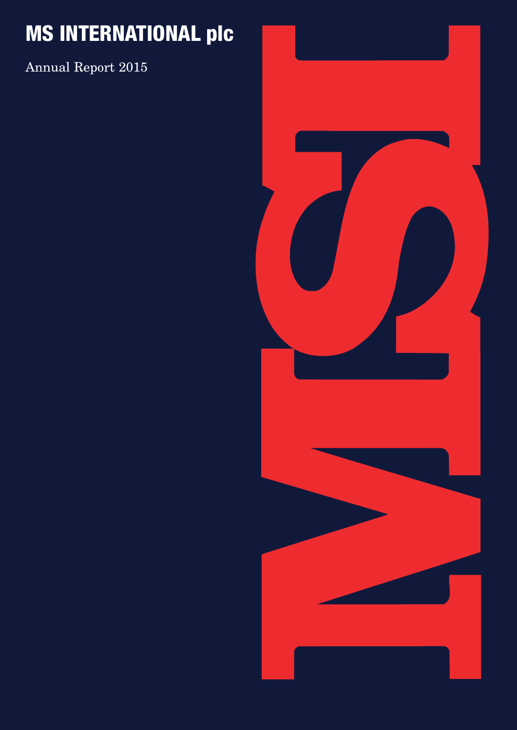# MS INTERNATIONAL plc

Annual Report 2015

MSI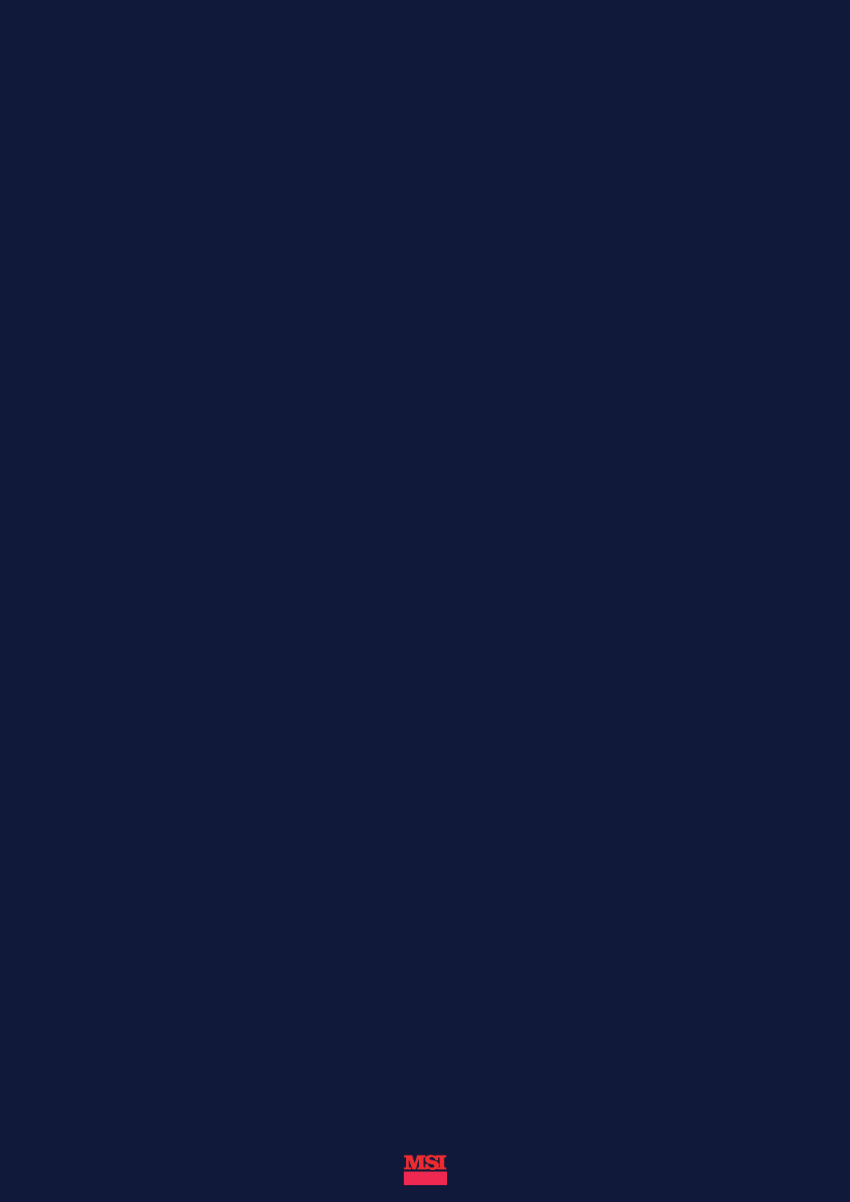MSI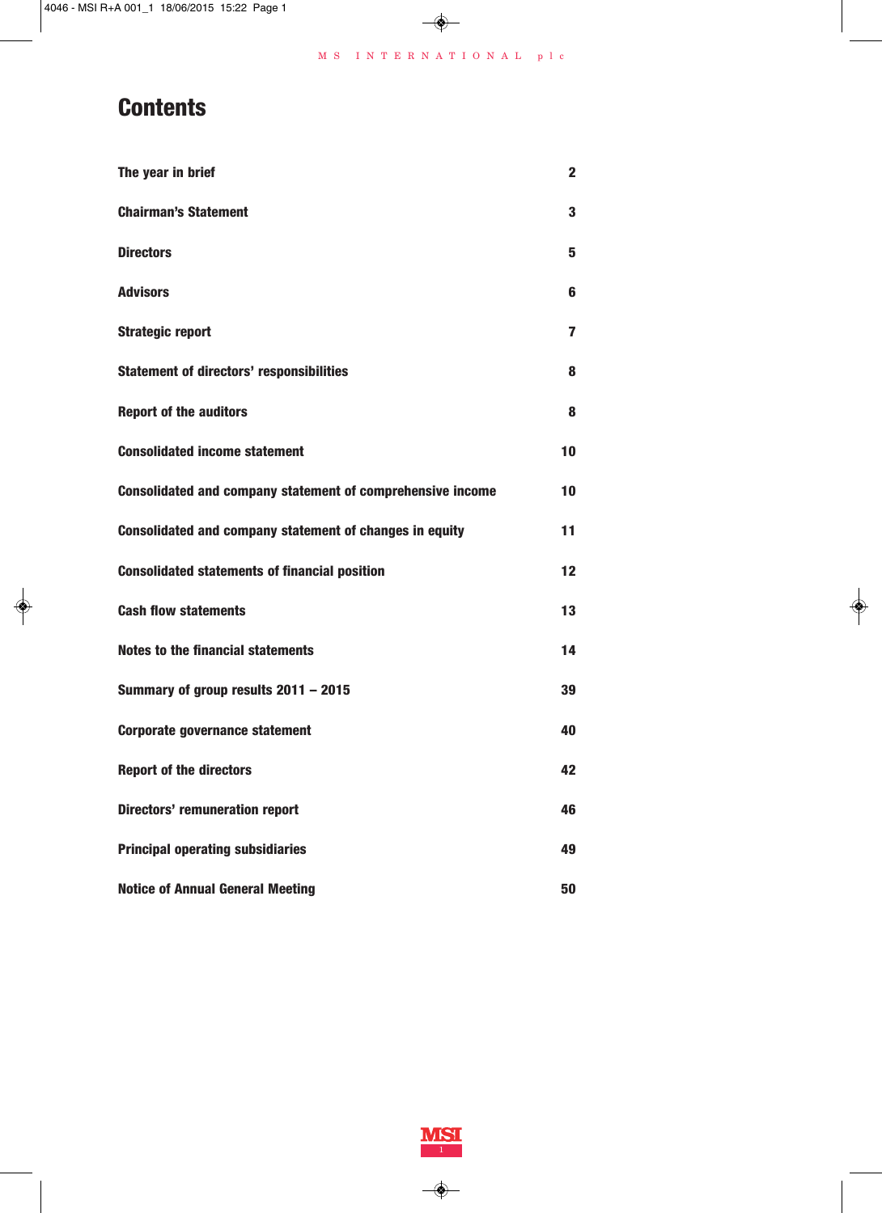# Contents

| | |
|---|---|
| **The year in brief** | **2** |
| **Chairman's Statement** | **3** |
| **Directors** | **5** |
| **Advisors** | **6** |
| **Strategic report** | **7** |
| **Statement of directors' responsibilities** | **8** |
| **Report of the auditors** | **8** |
| **Consolidated income statement** | **10** |
| **Consolidated and company statement of comprehensive income** | **10** |
| **Consolidated and company statement of changes in equity** | **11** |
| **Consolidated statements of financial position** | **12** |
| **Cash flow statements** | **13** |
| **Notes to the financial statements** | **14** |
| **Summary of group results 2011 – 2015** | **39** |
| **Corporate governance statement** | **40** |
| **Report of the directors** | **42** |
| **Directors' remuneration report** | **46** |
| **Principal operating subsidiaries** | **49** |
| **Notice of Annual General Meeting** | **50** |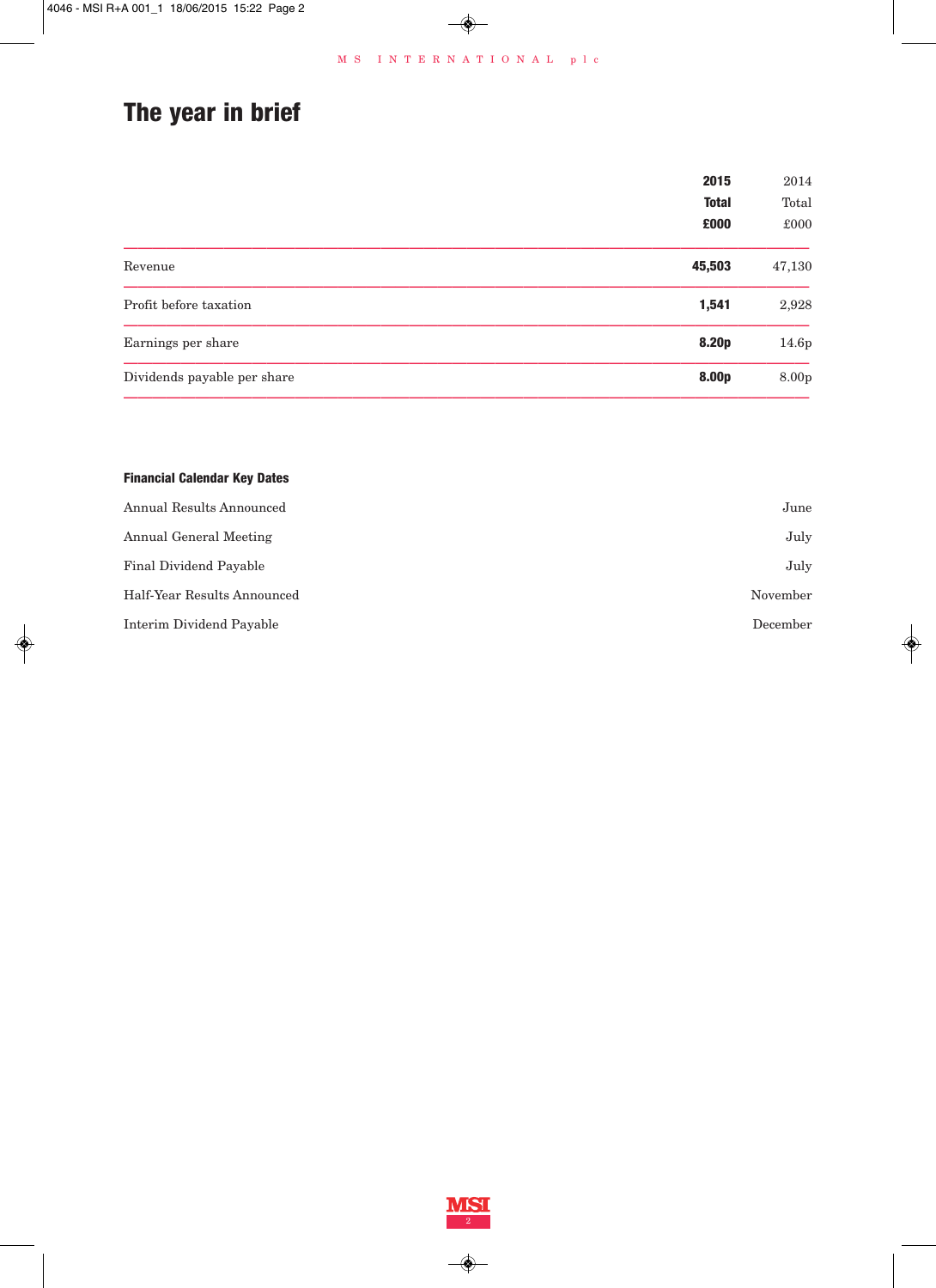# The year in brief

| | 2015 Total £000 | 2014 Total £000 |
|---|---|---|
| Revenue | **45,503** | 47,130 |
| Profit before taxation | **1,541** | 2,928 |
| Earnings per share | **8.20p** | 14.6p |
| Dividends payable per share | **8.00p** | 8.00p |

### Financial Calendar Key Dates

| | |
|---|---|
| Annual Results Announced | June |
| Annual General Meeting | July |
| Final Dividend Payable | July |
| Half-Year Results Announced | November |
| Interim Dividend Payable | December |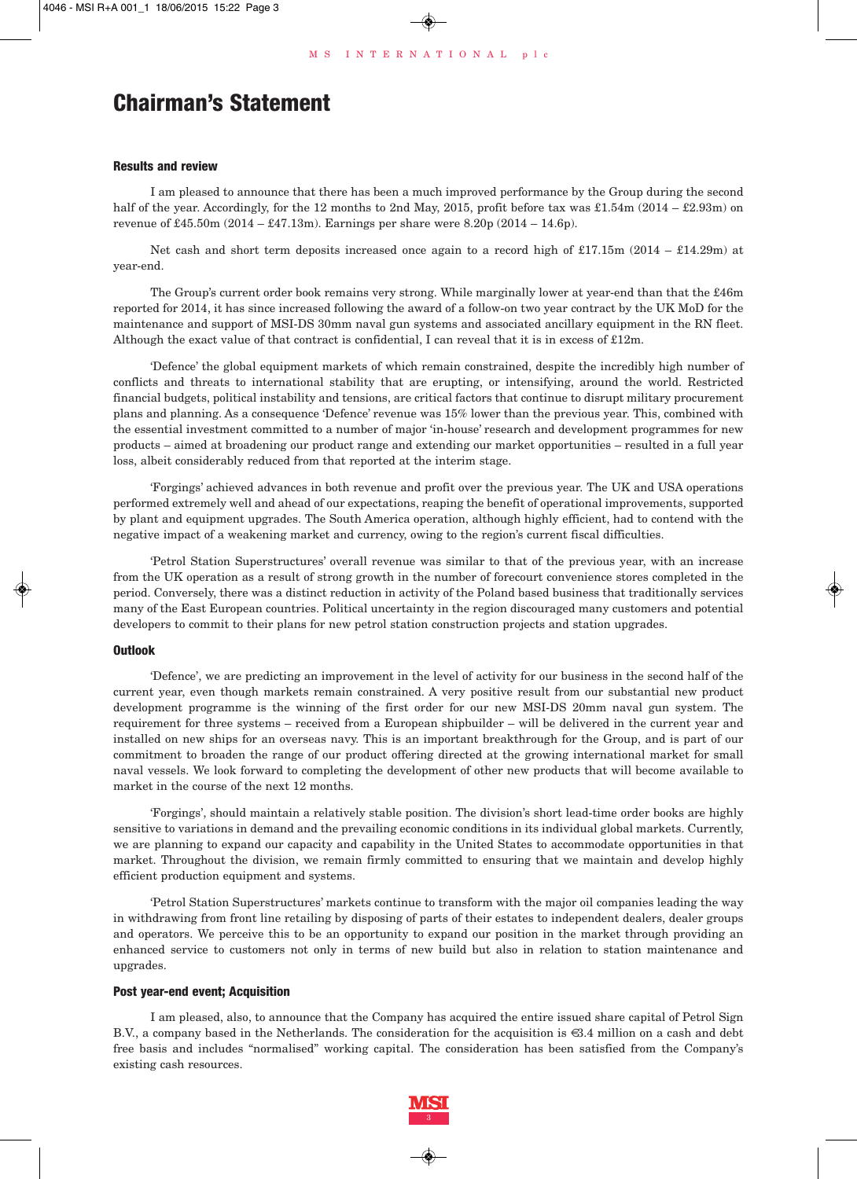# Chairman's Statement

### Results and review

I am pleased to announce that there has been a much improved performance by the Group during the second half of the year. Accordingly, for the 12 months to 2nd May, 2015, profit before tax was £1.54m (2014 – £2.93m) on revenue of £45.50m (2014 – £47.13m). Earnings per share were 8.20p (2014 – 14.6p).

Net cash and short term deposits increased once again to a record high of £17.15m (2014 – £14.29m) at year-end.

The Group's current order book remains very strong. While marginally lower at year-end than that the £46m reported for 2014, it has since increased following the award of a follow-on two year contract by the UK MoD for the maintenance and support of MSI-DS 30mm naval gun systems and associated ancillary equipment in the RN fleet. Although the exact value of that contract is confidential, I can reveal that it is in excess of £12m.

'Defence' the global equipment markets of which remain constrained, despite the incredibly high number of conflicts and threats to international stability that are erupting, or intensifying, around the world. Restricted financial budgets, political instability and tensions, are critical factors that continue to disrupt military procurement plans and planning. As a consequence 'Defence' revenue was 15% lower than the previous year. This, combined with the essential investment committed to a number of major 'in-house' research and development programmes for new products – aimed at broadening our product range and extending our market opportunities – resulted in a full year loss, albeit considerably reduced from that reported at the interim stage.

'Forgings' achieved advances in both revenue and profit over the previous year. The UK and USA operations performed extremely well and ahead of our expectations, reaping the benefit of operational improvements, supported by plant and equipment upgrades. The South America operation, although highly efficient, had to contend with the negative impact of a weakening market and currency, owing to the region's current fiscal difficulties.

'Petrol Station Superstructures' overall revenue was similar to that of the previous year, with an increase from the UK operation as a result of strong growth in the number of forecourt convenience stores completed in the period. Conversely, there was a distinct reduction in activity of the Poland based business that traditionally services many of the East European countries. Political uncertainty in the region discouraged many customers and potential developers to commit to their plans for new petrol station construction projects and station upgrades.

### Outlook

'Defence', we are predicting an improvement in the level of activity for our business in the second half of the current year, even though markets remain constrained. A very positive result from our substantial new product development programme is the winning of the first order for our new MSI-DS 20mm naval gun system. The requirement for three systems – received from a European shipbuilder – will be delivered in the current year and installed on new ships for an overseas navy. This is an important breakthrough for the Group, and is part of our commitment to broaden the range of our product offering directed at the growing international market for small naval vessels. We look forward to completing the development of other new products that will become available to market in the course of the next 12 months.

'Forgings', should maintain a relatively stable position. The division's short lead-time order books are highly sensitive to variations in demand and the prevailing economic conditions in its individual global markets. Currently, we are planning to expand our capacity and capability in the United States to accommodate opportunities in that market. Throughout the division, we remain firmly committed to ensuring that we maintain and develop highly efficient production equipment and systems.

'Petrol Station Superstructures' markets continue to transform with the major oil companies leading the way in withdrawing from front line retailing by disposing of parts of their estates to independent dealers, dealer groups and operators. We perceive this to be an opportunity to expand our position in the market through providing an enhanced service to customers not only in terms of new build but also in relation to station maintenance and upgrades.

### Post year-end event; Acquisition

I am pleased, also, to announce that the Company has acquired the entire issued share capital of Petrol Sign B.V., a company based in the Netherlands. The consideration for the acquisition is €3.4 million on a cash and debt free basis and includes "normalised" working capital. The consideration has been satisfied from the Company's existing cash resources.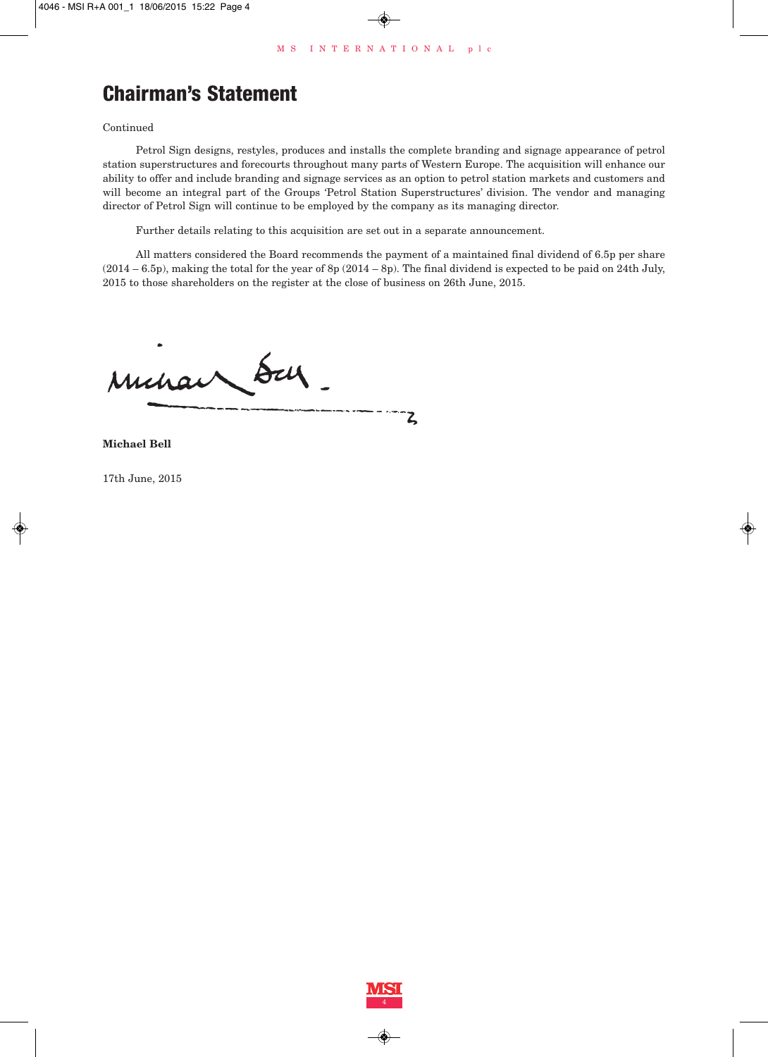# Chairman's Statement

Continued

Petrol Sign designs, restyles, produces and installs the complete branding and signage appearance of petrol station superstructures and forecourts throughout many parts of Western Europe. The acquisition will enhance our ability to offer and include branding and signage services as an option to petrol station markets and customers and will become an integral part of the Groups 'Petrol Station Superstructures' division. The vendor and managing director of Petrol Sign will continue to be employed by the company as its managing director.

Further details relating to this acquisition are set out in a separate announcement.

All matters considered the Board recommends the payment of a maintained final dividend of 6.5p per share (2014 – 6.5p), making the total for the year of 8p (2014 – 8p). The final dividend is expected to be paid on 24th July, 2015 to those shareholders on the register at the close of business on 26th June, 2015.

**Michael Bell**

17th June, 2015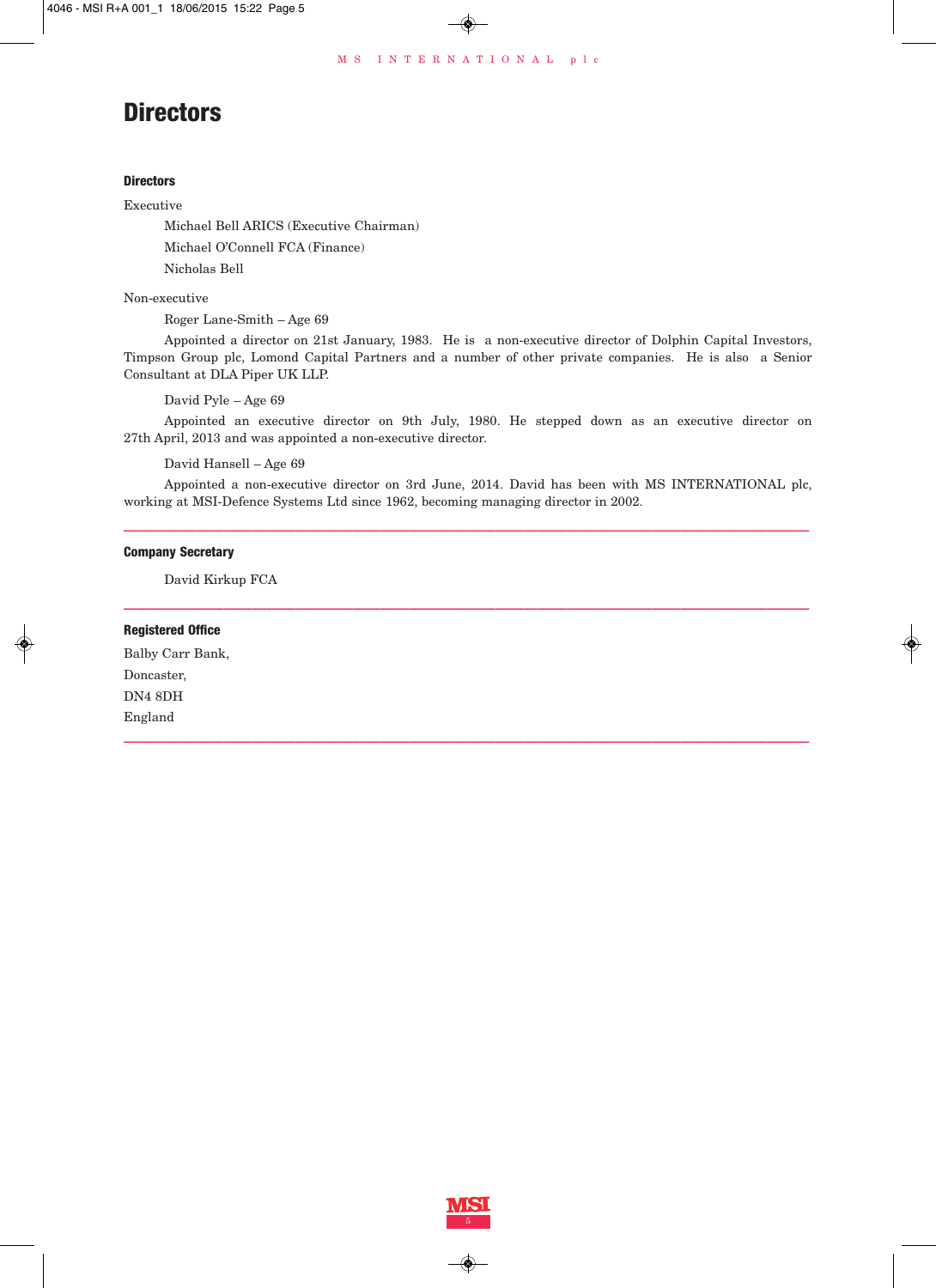# Directors

### Directors

Executive

Michael Bell ARICS (Executive Chairman)

Michael O'Connell FCA (Finance)

Nicholas Bell

Non-executive

Roger Lane-Smith – Age 69

Appointed a director on 21st January, 1983. He is a non-executive director of Dolphin Capital Investors, Timpson Group plc, Lomond Capital Partners and a number of other private companies. He is also a Senior Consultant at DLA Piper UK LLP.

David Pyle – Age 69

Appointed an executive director on 9th July, 1980. He stepped down as an executive director on 27th April, 2013 and was appointed a non-executive director.

David Hansell – Age 69

Appointed a non-executive director on 3rd June, 2014. David has been with MS INTERNATIONAL plc, working at MSI-Defence Systems Ltd since 1962, becoming managing director in 2002.

---

### Company Secretary

David Kirkup FCA

---

### Registered Office

Balby Carr Bank,

Doncaster,

DN4 8DH

England

---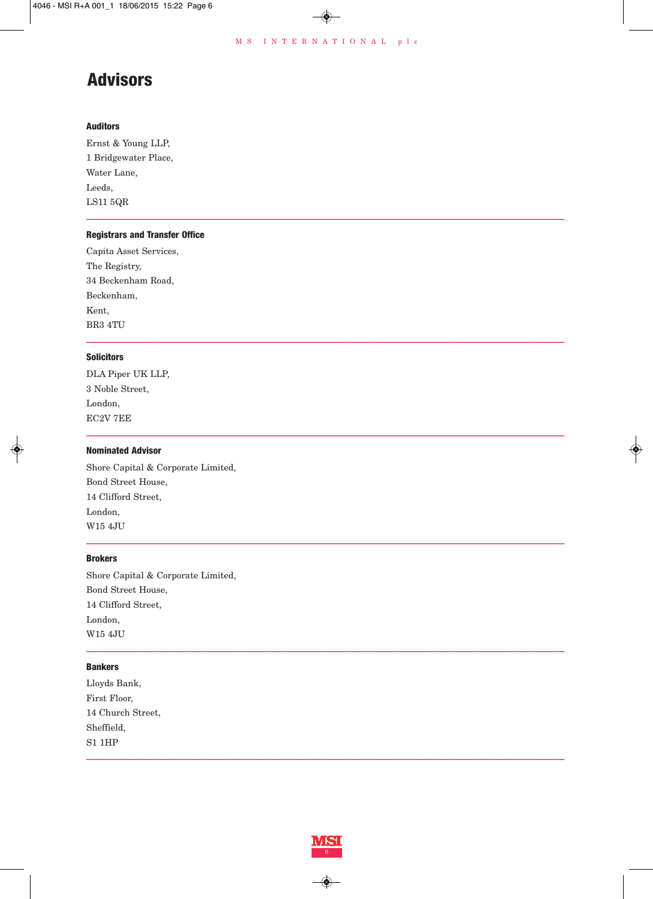# Advisors

### Auditors

Ernst & Young LLP,
1 Bridgewater Place,
Water Lane,
Leeds,
LS11 5QR

---

### Registrars and Transfer Office

Capita Asset Services,
The Registry,
34 Beckenham Road,
Beckenham,
Kent,
BR3 4TU

---

### Solicitors

DLA Piper UK LLP,
3 Noble Street,
London,
EC2V 7EE

---

### Nominated Advisor

Shore Capital & Corporate Limited,
Bond Street House,
14 Clifford Street,
London,
W15 4JU

---

### Brokers

Shore Capital & Corporate Limited,
Bond Street House,
14 Clifford Street,
London,
W15 4JU

---

### Bankers

Lloyds Bank,
First Floor,
14 Church Street,
Sheffield,
S1 1HP

---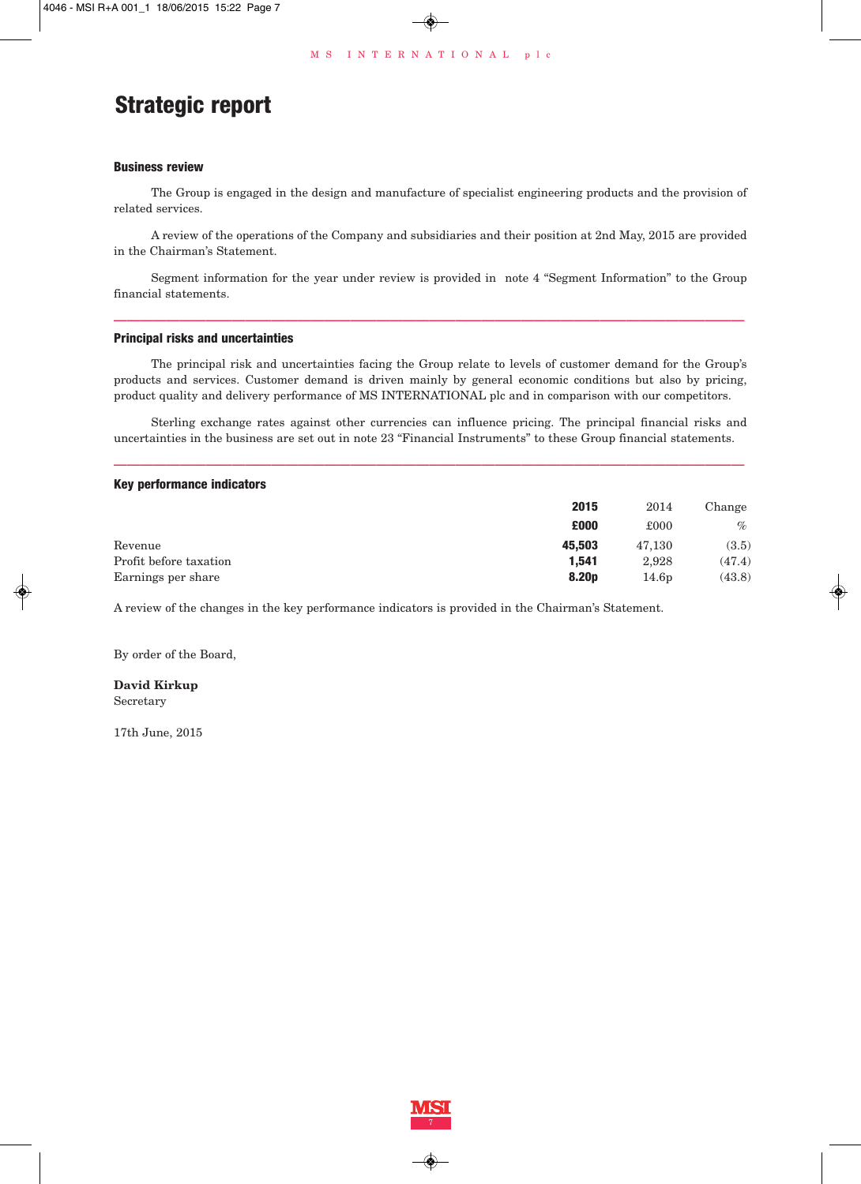# Strategic report

### Business review

The Group is engaged in the design and manufacture of specialist engineering products and the provision of related services.

A review of the operations of the Company and subsidiaries and their position at 2nd May, 2015 are provided in the Chairman's Statement.

Segment information for the year under review is provided in note 4 "Segment Information" to the Group financial statements.

---

### Principal risks and uncertainties

The principal risk and uncertainties facing the Group relate to levels of customer demand for the Group's products and services. Customer demand is driven mainly by general economic conditions but also by pricing, product quality and delivery performance of MS INTERNATIONAL plc and in comparison with our competitors.

Sterling exchange rates against other currencies can influence pricing. The principal financial risks and uncertainties in the business are set out in note 23 "Financial Instruments" to these Group financial statements.

---

### Key performance indicators

| | **2015** | 2014 | Change |
|---|---|---|---|
| | **£000** | £000 | % |
| Revenue | **45,503** | 47,130 | (3.5) |
| Profit before taxation | **1,541** | 2,928 | (47.4) |
| Earnings per share | **8.20p** | 14.6p | (43.8) |

A review of the changes in the key performance indicators is provided in the Chairman's Statement.

By order of the Board,

**David Kirkup**
Secretary

17th June, 2015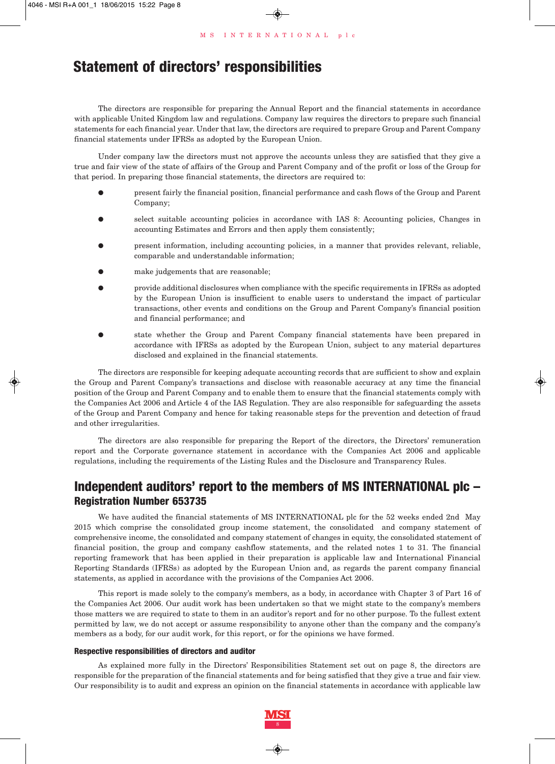# Statement of directors' responsibilities

The directors are responsible for preparing the Annual Report and the financial statements in accordance with applicable United Kingdom law and regulations. Company law requires the directors to prepare such financial statements for each financial year. Under that law, the directors are required to prepare Group and Parent Company financial statements under IFRSs as adopted by the European Union.

Under company law the directors must not approve the accounts unless they are satisfied that they give a true and fair view of the state of affairs of the Group and Parent Company and of the profit or loss of the Group for that period. In preparing those financial statements, the directors are required to:

- present fairly the financial position, financial performance and cash flows of the Group and Parent Company;
- select suitable accounting policies in accordance with IAS 8: Accounting policies, Changes in accounting Estimates and Errors and then apply them consistently;
- present information, including accounting policies, in a manner that provides relevant, reliable, comparable and understandable information;
- make judgements that are reasonable;
- provide additional disclosures when compliance with the specific requirements in IFRSs as adopted by the European Union is insufficient to enable users to understand the impact of particular transactions, other events and conditions on the Group and Parent Company's financial position and financial performance; and
- state whether the Group and Parent Company financial statements have been prepared in accordance with IFRSs as adopted by the European Union, subject to any material departures disclosed and explained in the financial statements.

The directors are responsible for keeping adequate accounting records that are sufficient to show and explain the Group and Parent Company's transactions and disclose with reasonable accuracy at any time the financial position of the Group and Parent Company and to enable them to ensure that the financial statements comply with the Companies Act 2006 and Article 4 of the IAS Regulation. They are also responsible for safeguarding the assets of the Group and Parent Company and hence for taking reasonable steps for the prevention and detection of fraud and other irregularities.

The directors are also responsible for preparing the Report of the directors, the Directors' remuneration report and the Corporate governance statement in accordance with the Companies Act 2006 and applicable regulations, including the requirements of the Listing Rules and the Disclosure and Transparency Rules.

# Independent auditors' report to the members of MS INTERNATIONAL plc – Registration Number 653735

We have audited the financial statements of MS INTERNATIONAL plc for the 52 weeks ended 2nd May 2015 which comprise the consolidated group income statement, the consolidated and company statement of comprehensive income, the consolidated and company statement of changes in equity, the consolidated statement of financial position, the group and company cashflow statements, and the related notes 1 to 31. The financial reporting framework that has been applied in their preparation is applicable law and International Financial Reporting Standards (IFRSs) as adopted by the European Union and, as regards the parent company financial statements, as applied in accordance with the provisions of the Companies Act 2006.

This report is made solely to the company's members, as a body, in accordance with Chapter 3 of Part 16 of the Companies Act 2006. Our audit work has been undertaken so that we might state to the company's members those matters we are required to state to them in an auditor's report and for no other purpose. To the fullest extent permitted by law, we do not accept or assume responsibility to anyone other than the company and the company's members as a body, for our audit work, for this report, or for the opinions we have formed.

### Respective responsibilities of directors and auditor

As explained more fully in the Directors' Responsibilities Statement set out on page 8, the directors are responsible for the preparation of the financial statements and for being satisfied that they give a true and fair view. Our responsibility is to audit and express an opinion on the financial statements in accordance with applicable law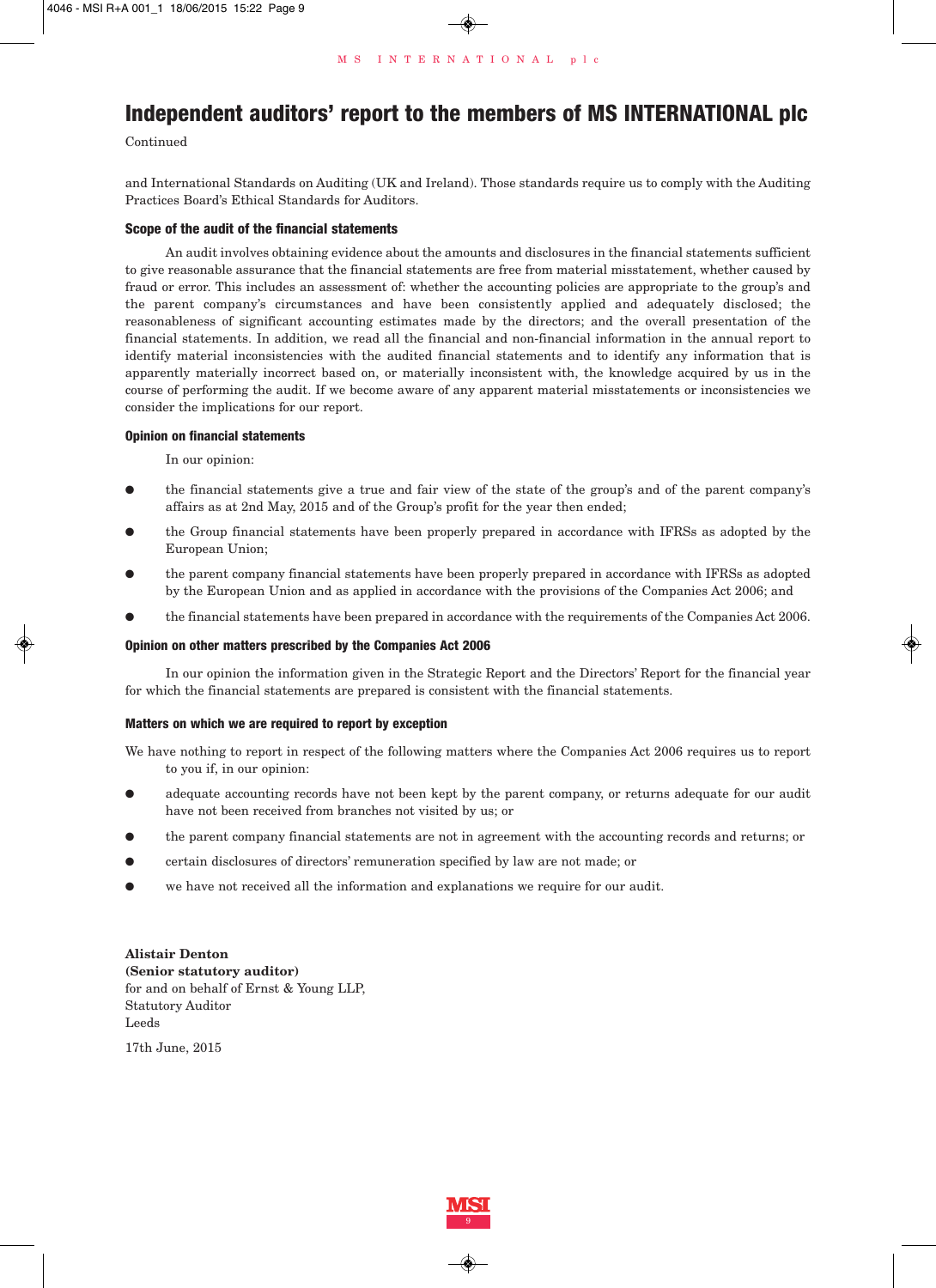# Independent auditors' report to the members of MS INTERNATIONAL plc

Continued

and International Standards on Auditing (UK and Ireland). Those standards require us to comply with the Auditing Practices Board's Ethical Standards for Auditors.

### Scope of the audit of the financial statements

An audit involves obtaining evidence about the amounts and disclosures in the financial statements sufficient to give reasonable assurance that the financial statements are free from material misstatement, whether caused by fraud or error. This includes an assessment of: whether the accounting policies are appropriate to the group's and the parent company's circumstances and have been consistently applied and adequately disclosed; the reasonableness of significant accounting estimates made by the directors; and the overall presentation of the financial statements. In addition, we read all the financial and non-financial information in the annual report to identify material inconsistencies with the audited financial statements and to identify any information that is apparently materially incorrect based on, or materially inconsistent with, the knowledge acquired by us in the course of performing the audit. If we become aware of any apparent material misstatements or inconsistencies we consider the implications for our report.

### Opinion on financial statements

In our opinion:

- the financial statements give a true and fair view of the state of the group's and of the parent company's affairs as at 2nd May, 2015 and of the Group's profit for the year then ended;
- the Group financial statements have been properly prepared in accordance with IFRSs as adopted by the European Union;
- the parent company financial statements have been properly prepared in accordance with IFRSs as adopted by the European Union and as applied in accordance with the provisions of the Companies Act 2006; and
- the financial statements have been prepared in accordance with the requirements of the Companies Act 2006.

### Opinion on other matters prescribed by the Companies Act 2006

In our opinion the information given in the Strategic Report and the Directors' Report for the financial year for which the financial statements are prepared is consistent with the financial statements.

### Matters on which we are required to report by exception

We have nothing to report in respect of the following matters where the Companies Act 2006 requires us to report to you if, in our opinion:

- adequate accounting records have not been kept by the parent company, or returns adequate for our audit have not been received from branches not visited by us; or
- the parent company financial statements are not in agreement with the accounting records and returns; or
- certain disclosures of directors' remuneration specified by law are not made; or
- we have not received all the information and explanations we require for our audit.

**Alistair Denton**
**(Senior statutory auditor)**
for and on behalf of Ernst & Young LLP,
Statutory Auditor
Leeds

17th June, 2015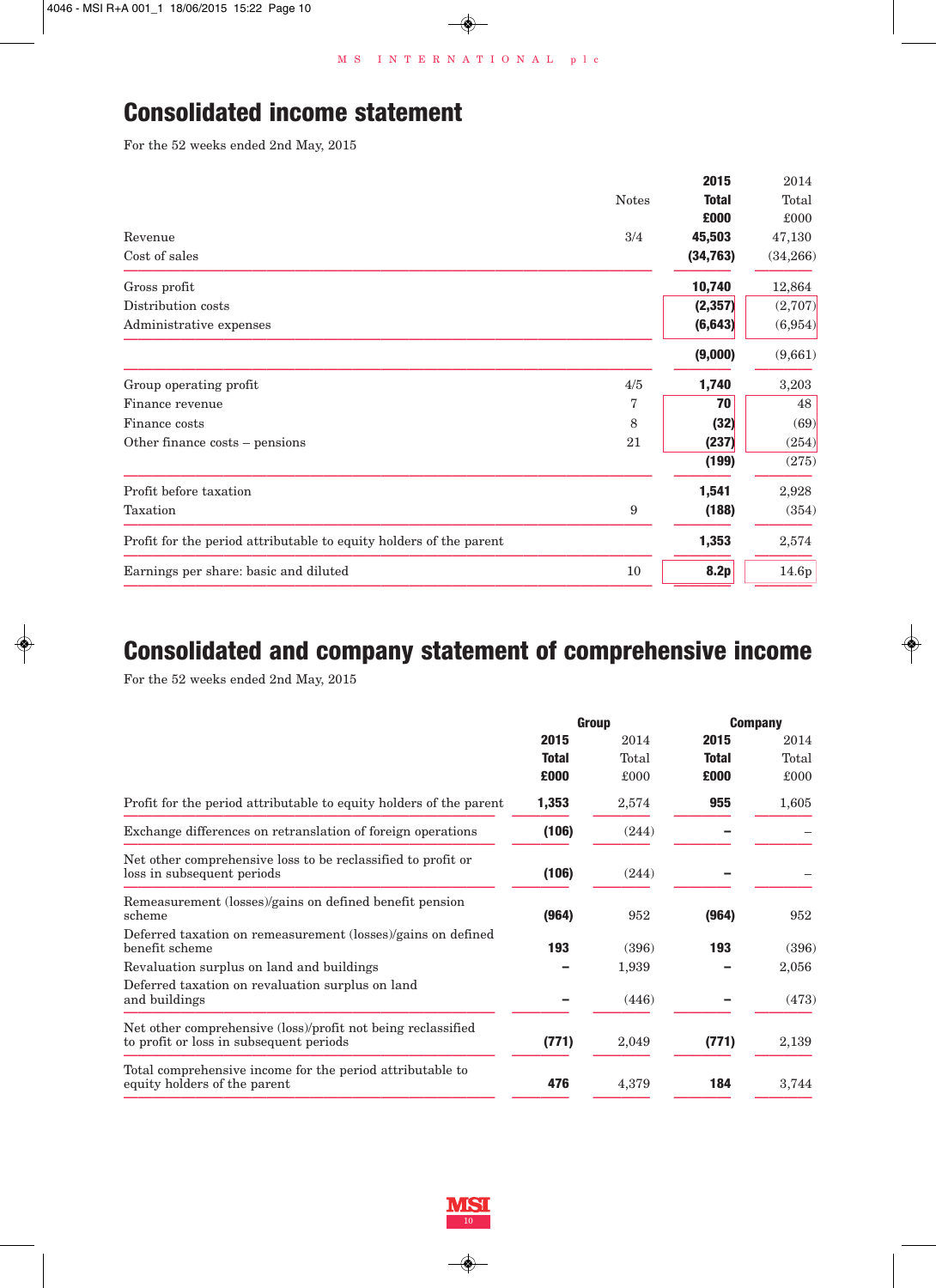# Consolidated income statement

For the 52 weeks ended 2nd May, 2015

| | Notes | 2015 Total £000 | 2014 Total £000 |
|---|---|---|---|
| Revenue | 3/4 | **45,503** | 47,130 |
| Cost of sales | | **(34,763)** | (34,266) |
| Gross profit | | **10,740** | 12,864 |
| Distribution costs | | **(2,357)** | (2,707) |
| Administrative expenses | | **(6,643)** | (6,954) |
| | | **(9,000)** | (9,661) |
| Group operating profit | 4/5 | **1,740** | 3,203 |
| Finance revenue | 7 | **70** | 48 |
| Finance costs | 8 | **(32)** | (69) |
| Other finance costs – pensions | 21 | **(237)** | (254) |
| | | **(199)** | (275) |
| Profit before taxation | | **1,541** | 2,928 |
| Taxation | 9 | **(188)** | (354) |
| Profit for the period attributable to equity holders of the parent | | **1,353** | 2,574 |
| Earnings per share: basic and diluted | 10 | **8.2p** | 14.6p |

# Consolidated and company statement of comprehensive income

For the 52 weeks ended 2nd May, 2015

| | Group | | Company | |
|---|---|---|---|---|
| | 2015 Total £000 | 2014 Total £000 | 2015 Total £000 | 2014 Total £000 |
| Profit for the period attributable to equity holders of the parent | **1,353** | 2,574 | **955** | 1,605 |
| Exchange differences on retranslation of foreign operations | **(106)** | (244) | **–** | – |
| Net other comprehensive loss to be reclassified to profit or loss in subsequent periods | **(106)** | (244) | **–** | – |
| Remeasurement (losses)/gains on defined benefit pension scheme | **(964)** | 952 | **(964)** | 952 |
| Deferred taxation on remeasurement (losses)/gains on defined benefit scheme | **193** | (396) | **193** | (396) |
| Revaluation surplus on land and buildings | **–** | 1,939 | **–** | 2,056 |
| Deferred taxation on revaluation surplus on land and buildings | **–** | (446) | **–** | (473) |
| Net other comprehensive (loss)/profit not being reclassified to profit or loss in subsequent periods | **(771)** | 2,049 | **(771)** | 2,139 |
| Total comprehensive income for the period attributable to equity holders of the parent | **476** | 4,379 | **184** | 3,744 |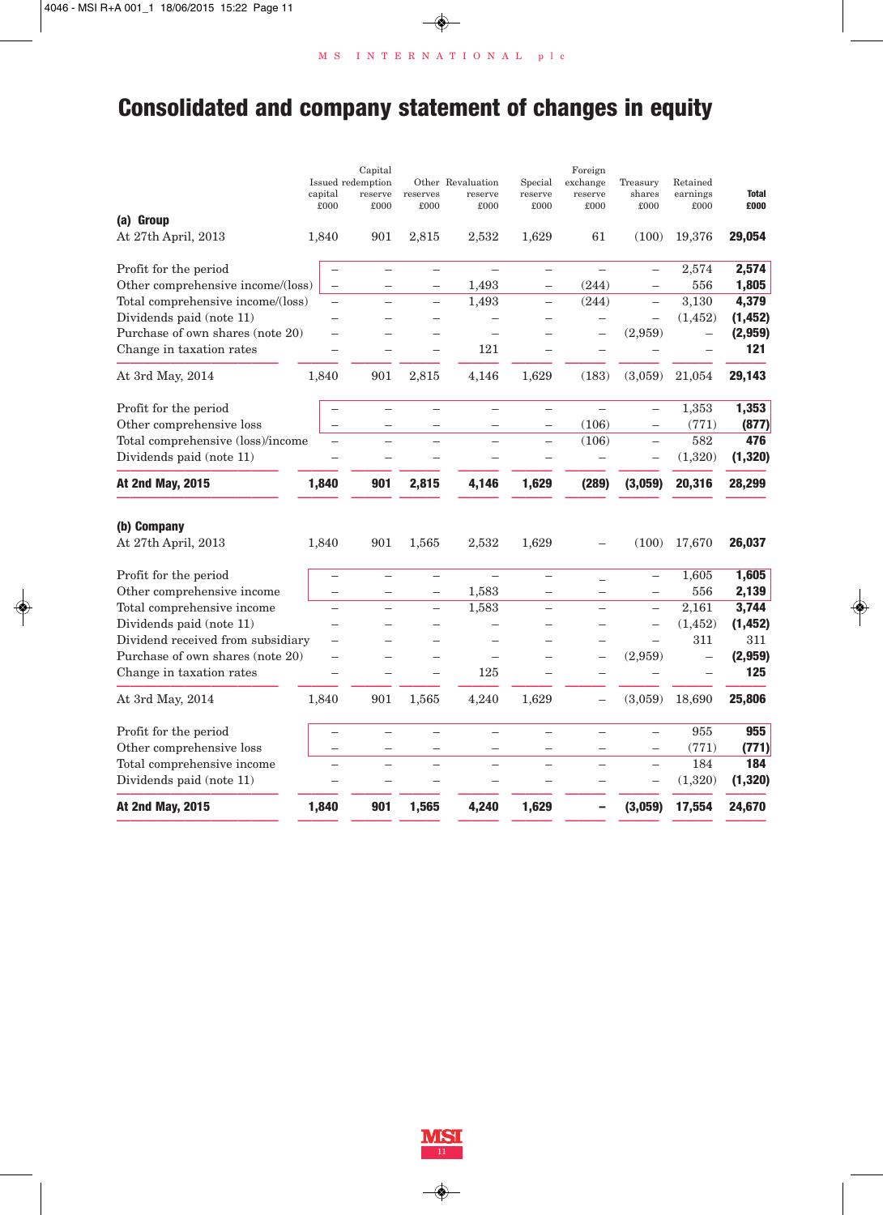# Consolidated and company statement of changes in equity

| | Issued capital £000 | Capital redemption reserve £000 | Other reserves £000 | Revaluation reserve £000 | Special reserve £000 | Foreign exchange reserve £000 | Treasury shares £000 | Retained earnings £000 | **Total £000** |
|---|---|---|---|---|---|---|---|---|---|
| **(a) Group** | | | | | | | | | |
| At 27th April, 2013 | 1,840 | 901 | 2,815 | 2,532 | 1,629 | 61 | (100) | 19,376 | **29,054** |
| Profit for the period | – | – | – | – | – | – | – | 2,574 | **2,574** |
| Other comprehensive income/(loss) | – | – | – | 1,493 | – | (244) | – | 556 | **1,805** |
| Total comprehensive income/(loss) | – | – | – | 1,493 | – | (244) | – | 3,130 | **4,379** |
| Dividends paid (note 11) | – | – | – | – | – | – | – | (1,452) | **(1,452)** |
| Purchase of own shares (note 20) | – | – | – | – | – | – | (2,959) | – | **(2,959)** |
| Change in taxation rates | – | – | – | 121 | – | – | – | – | **121** |
| At 3rd May, 2014 | 1,840 | 901 | 2,815 | 4,146 | 1,629 | (183) | (3,059) | 21,054 | **29,143** |
| Profit for the period | – | – | – | – | – | – | – | 1,353 | **1,353** |
| Other comprehensive loss | – | – | – | – | – | (106) | – | (771) | **(877)** |
| Total comprehensive (loss)/income | – | – | – | – | – | (106) | – | 582 | **476** |
| Dividends paid (note 11) | – | – | – | – | – | – | – | (1,320) | **(1,320)** |
| **At 2nd May, 2015** | **1,840** | **901** | **2,815** | **4,146** | **1,629** | **(289)** | **(3,059)** | **20,316** | **28,299** |
| **(b) Company** | | | | | | | | | |
| At 27th April, 2013 | 1,840 | 901 | 1,565 | 2,532 | 1,629 | – | (100) | 17,670 | **26,037** |
| Profit for the period | – | – | – | – | – | – | – | 1,605 | **1,605** |
| Other comprehensive income | – | – | – | 1,583 | – | – | – | 556 | **2,139** |
| Total comprehensive income | – | – | – | 1,583 | – | – | – | 2,161 | **3,744** |
| Dividends paid (note 11) | – | – | – | – | – | – | – | (1,452) | **(1,452)** |
| Dividend received from subsidiary | – | – | – | – | – | – | – | 311 | 311 |
| Purchase of own shares (note 20) | – | – | – | – | – | – | (2,959) | – | **(2,959)** |
| Change in taxation rates | – | – | – | 125 | – | – | – | – | **125** |
| At 3rd May, 2014 | 1,840 | 901 | 1,565 | 4,240 | 1,629 | – | (3,059) | 18,690 | **25,806** |
| Profit for the period | – | – | – | – | – | – | – | 955 | **955** |
| Other comprehensive loss | – | – | – | – | – | – | – | (771) | **(771)** |
| Total comprehensive income | – | – | – | – | – | – | – | 184 | **184** |
| Dividends paid (note 11) | – | – | – | – | – | – | – | (1,320) | **(1,320)** |
| **At 2nd May, 2015** | **1,840** | **901** | **1,565** | **4,240** | **1,629** | **–** | **(3,059)** | **17,554** | **24,670** |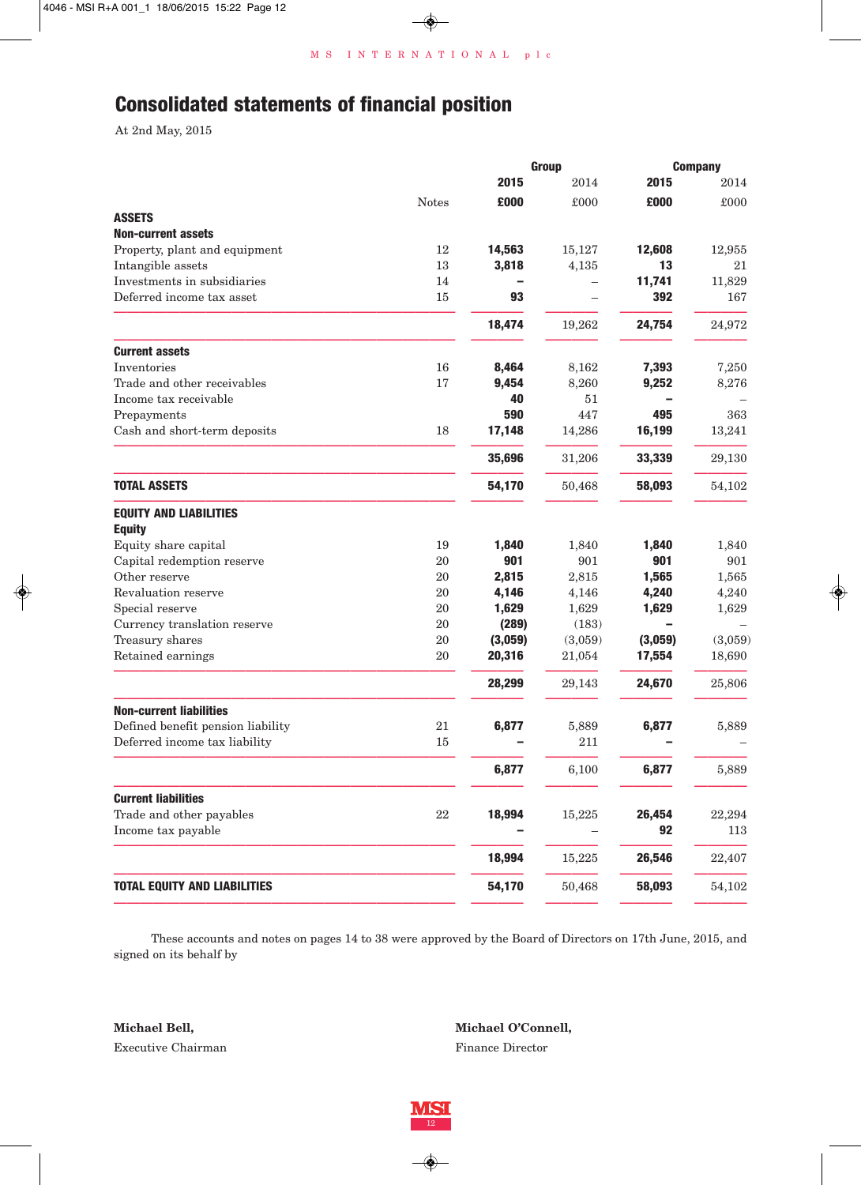# Consolidated statements of financial position

At 2nd May, 2015

| | Notes | Group 2015 £000 | Group 2014 £000 | Company 2015 £000 | Company 2014 £000 |
|---|---|---|---|---|---|
| **ASSETS** | | | | | |
| **Non-current assets** | | | | | |
| Property, plant and equipment | 12 | **14,563** | 15,127 | **12,608** | 12,955 |
| Intangible assets | 13 | **3,818** | 4,135 | **13** | 21 |
| Investments in subsidiaries | 14 | **–** | – | **11,741** | 11,829 |
| Deferred income tax asset | 15 | **93** | – | **392** | 167 |
| | | **18,474** | 19,262 | **24,754** | 24,972 |
| **Current assets** | | | | | |
| Inventories | 16 | **8,464** | 8,162 | **7,393** | 7,250 |
| Trade and other receivables | 17 | **9,454** | 8,260 | **9,252** | 8,276 |
| Income tax receivable | | **40** | 51 | **–** | – |
| Prepayments | | **590** | 447 | **495** | 363 |
| Cash and short-term deposits | 18 | **17,148** | 14,286 | **16,199** | 13,241 |
| | | **35,696** | 31,206 | **33,339** | 29,130 |
| **TOTAL ASSETS** | | **54,170** | 50,468 | **58,093** | 54,102 |
| **EQUITY AND LIABILITIES** | | | | | |
| **Equity** | | | | | |
| Equity share capital | 19 | **1,840** | 1,840 | **1,840** | 1,840 |
| Capital redemption reserve | 20 | **901** | 901 | **901** | 901 |
| Other reserve | 20 | **2,815** | 2,815 | **1,565** | 1,565 |
| Revaluation reserve | 20 | **4,146** | 4,146 | **4,240** | 4,240 |
| Special reserve | 20 | **1,629** | 1,629 | **1,629** | 1,629 |
| Currency translation reserve | 20 | **(289)** | (183) | **–** | – |
| Treasury shares | 20 | **(3,059)** | (3,059) | **(3,059)** | (3,059) |
| Retained earnings | 20 | **20,316** | 21,054 | **17,554** | 18,690 |
| | | **28,299** | 29,143 | **24,670** | 25,806 |
| **Non-current liabilities** | | | | | |
| Defined benefit pension liability | 21 | **6,877** | 5,889 | **6,877** | 5,889 |
| Deferred income tax liability | 15 | **–** | 211 | **–** | – |
| | | **6,877** | 6,100 | **6,877** | 5,889 |
| **Current liabilities** | | | | | |
| Trade and other payables | 22 | **18,994** | 15,225 | **26,454** | 22,294 |
| Income tax payable | | **–** | – | **92** | 113 |
| | | **18,994** | 15,225 | **26,546** | 22,407 |
| **TOTAL EQUITY AND LIABILITIES** | | **54,170** | 50,468 | **58,093** | 54,102 |

These accounts and notes on pages 14 to 38 were approved by the Board of Directors on 17th June, 2015, and signed on its behalf by

**Michael Bell,**
Executive Chairman

**Michael O'Connell,**
Finance Director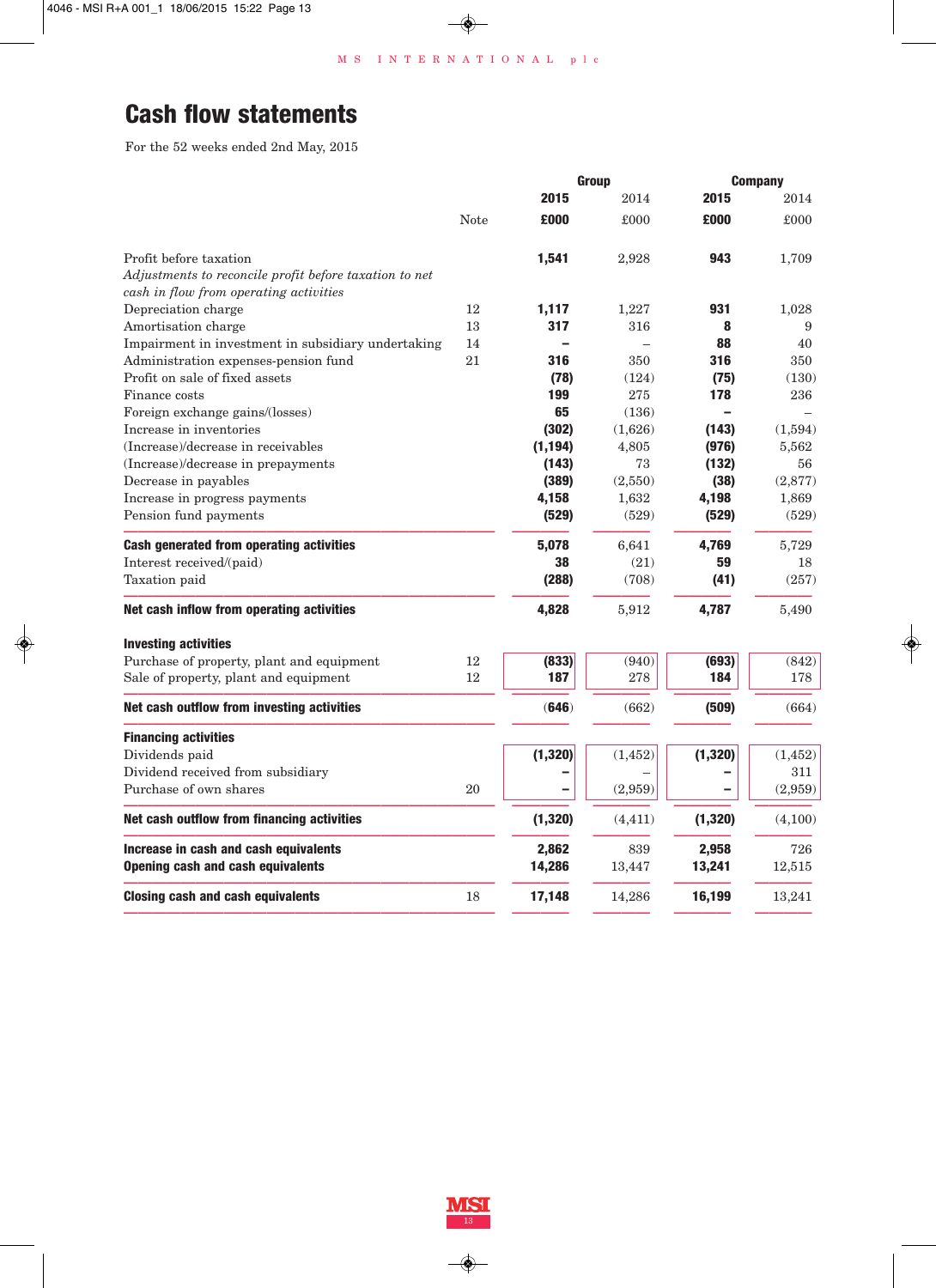# Cash flow statements

For the 52 weeks ended 2nd May, 2015

| | | Group | | Company | |
|---|---|---|---|---|---|
| | | **2015** | 2014 | **2015** | 2014 |
| | Note | **£000** | £000 | **£000** | £000 |
| Profit before taxation | | **1,541** | 2,928 | **943** | 1,709 |
| *Adjustments to reconcile profit before taxation to net cash in flow from operating activities* | | | | | |
| Depreciation charge | 12 | **1,117** | 1,227 | **931** | 1,028 |
| Amortisation charge | 13 | **317** | 316 | **8** | 9 |
| Impairment in investment in subsidiary undertaking | 14 | **–** | – | **88** | 40 |
| Administration expenses-pension fund | 21 | **316** | 350 | **316** | 350 |
| Profit on sale of fixed assets | | **(78)** | (124) | **(75)** | (130) |
| Finance costs | | **199** | 275 | **178** | 236 |
| Foreign exchange gains/(losses) | | **65** | (136) | **–** | – |
| Increase in inventories | | **(302)** | (1,626) | **(143)** | (1,594) |
| (Increase)/decrease in receivables | | **(1,194)** | 4,805 | **(976)** | 5,562 |
| (Increase)/decrease in prepayments | | **(143)** | 73 | **(132)** | 56 |
| Decrease in payables | | **(389)** | (2,550) | **(38)** | (2,877) |
| Increase in progress payments | | **4,158** | 1,632 | **4,198** | 1,869 |
| Pension fund payments | | **(529)** | (529) | **(529)** | (529) |
| **Cash generated from operating activities** | | **5,078** | 6,641 | **4,769** | 5,729 |
| Interest received/(paid) | | **38** | (21) | **59** | 18 |
| Taxation paid | | **(288)** | (708) | **(41)** | (257) |
| **Net cash inflow from operating activities** | | **4,828** | 5,912 | **4,787** | 5,490 |
| **Investing activities** | | | | | |
| Purchase of property, plant and equipment | 12 | **(833)** | (940) | **(693)** | (842) |
| Sale of property, plant and equipment | 12 | **187** | 278 | **184** | 178 |
| **Net cash outflow from investing activities** | | **(646)** | (662) | **(509)** | (664) |
| **Financing activities** | | | | | |
| Dividends paid | | **(1,320)** | (1,452) | **(1,320)** | (1,452) |
| Dividend received from subsidiary | | **–** | – | **–** | 311 |
| Purchase of own shares | 20 | **–** | (2,959) | **–** | (2,959) |
| **Net cash outflow from financing activities** | | **(1,320)** | (4,411) | **(1,320)** | (4,100) |
| **Increase in cash and cash equivalents** | | **2,862** | 839 | **2,958** | 726 |
| **Opening cash and cash equivalents** | | **14,286** | 13,447 | **13,241** | 12,515 |
| **Closing cash and cash equivalents** | 18 | **17,148** | 14,286 | **16,199** | 13,241 |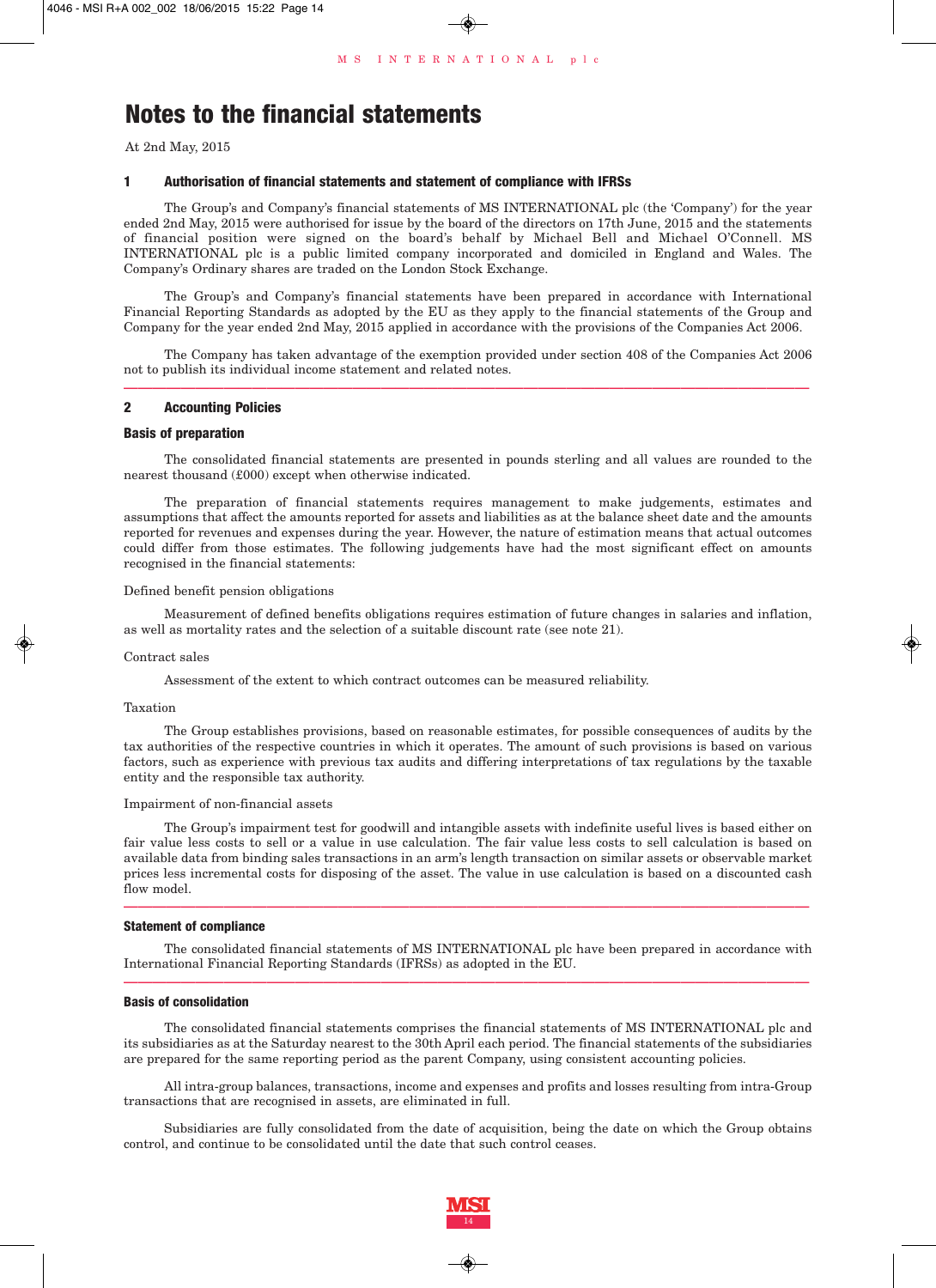# Notes to the financial statements

At 2nd May, 2015

## 1 Authorisation of financial statements and statement of compliance with IFRSs

The Group's and Company's financial statements of MS INTERNATIONAL plc (the 'Company') for the year ended 2nd May, 2015 were authorised for issue by the board of the directors on 17th June, 2015 and the statements of financial position were signed on the board's behalf by Michael Bell and Michael O'Connell. MS INTERNATIONAL plc is a public limited company incorporated and domiciled in England and Wales. The Company's Ordinary shares are traded on the London Stock Exchange.

The Group's and Company's financial statements have been prepared in accordance with International Financial Reporting Standards as adopted by the EU as they apply to the financial statements of the Group and Company for the year ended 2nd May, 2015 applied in accordance with the provisions of the Companies Act 2006.

The Company has taken advantage of the exemption provided under section 408 of the Companies Act 2006 not to publish its individual income statement and related notes.

## 2 Accounting Policies

### Basis of preparation

The consolidated financial statements are presented in pounds sterling and all values are rounded to the nearest thousand (£000) except when otherwise indicated.

The preparation of financial statements requires management to make judgements, estimates and assumptions that affect the amounts reported for assets and liabilities as at the balance sheet date and the amounts reported for revenues and expenses during the year. However, the nature of estimation means that actual outcomes could differ from those estimates. The following judgements have had the most significant effect on amounts recognised in the financial statements:

Defined benefit pension obligations

Measurement of defined benefits obligations requires estimation of future changes in salaries and inflation, as well as mortality rates and the selection of a suitable discount rate (see note 21).

Contract sales

Assessment of the extent to which contract outcomes can be measured reliability.

Taxation

The Group establishes provisions, based on reasonable estimates, for possible consequences of audits by the tax authorities of the respective countries in which it operates. The amount of such provisions is based on various factors, such as experience with previous tax audits and differing interpretations of tax regulations by the taxable entity and the responsible tax authority.

Impairment of non-financial assets

The Group's impairment test for goodwill and intangible assets with indefinite useful lives is based either on fair value less costs to sell or a value in use calculation. The fair value less costs to sell calculation is based on available data from binding sales transactions in an arm's length transaction on similar assets or observable market prices less incremental costs for disposing of the asset. The value in use calculation is based on a discounted cash flow model.

### Statement of compliance

The consolidated financial statements of MS INTERNATIONAL plc have been prepared in accordance with International Financial Reporting Standards (IFRSs) as adopted in the EU.

### Basis of consolidation

The consolidated financial statements comprises the financial statements of MS INTERNATIONAL plc and its subsidiaries as at the Saturday nearest to the 30th April each period. The financial statements of the subsidiaries are prepared for the same reporting period as the parent Company, using consistent accounting policies.

All intra-group balances, transactions, income and expenses and profits and losses resulting from intra-Group transactions that are recognised in assets, are eliminated in full.

Subsidiaries are fully consolidated from the date of acquisition, being the date on which the Group obtains control, and continue to be consolidated until the date that such control ceases.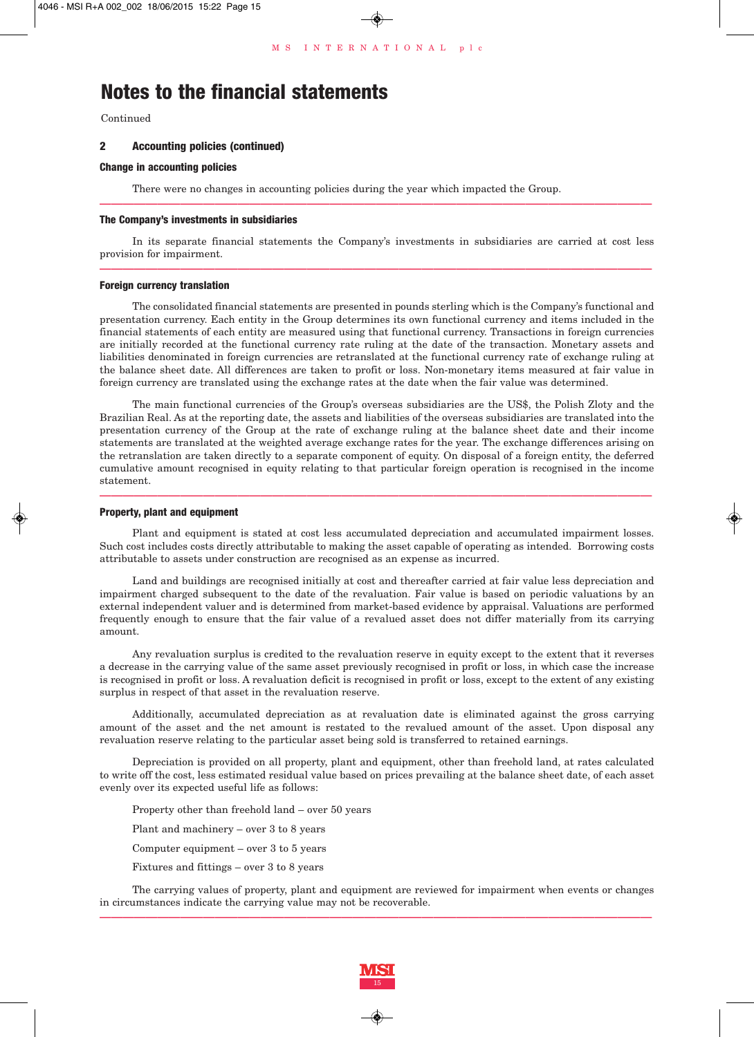# Notes to the financial statements

Continued

## 2 Accounting policies (continued)

### Change in accounting policies

There were no changes in accounting policies during the year which impacted the Group.

---

### The Company's investments in subsidiaries

In its separate financial statements the Company's investments in subsidiaries are carried at cost less provision for impairment.

---

### Foreign currency translation

The consolidated financial statements are presented in pounds sterling which is the Company's functional and presentation currency. Each entity in the Group determines its own functional currency and items included in the financial statements of each entity are measured using that functional currency. Transactions in foreign currencies are initially recorded at the functional currency rate ruling at the date of the transaction. Monetary assets and liabilities denominated in foreign currencies are retranslated at the functional currency rate of exchange ruling at the balance sheet date. All differences are taken to profit or loss. Non-monetary items measured at fair value in foreign currency are translated using the exchange rates at the date when the fair value was determined.

The main functional currencies of the Group's overseas subsidiaries are the US$, the Polish Zloty and the Brazilian Real. As at the reporting date, the assets and liabilities of the overseas subsidiaries are translated into the presentation currency of the Group at the rate of exchange ruling at the balance sheet date and their income statements are translated at the weighted average exchange rates for the year. The exchange differences arising on the retranslation are taken directly to a separate component of equity. On disposal of a foreign entity, the deferred cumulative amount recognised in equity relating to that particular foreign operation is recognised in the income statement.

---

### Property, plant and equipment

Plant and equipment is stated at cost less accumulated depreciation and accumulated impairment losses. Such cost includes costs directly attributable to making the asset capable of operating as intended. Borrowing costs attributable to assets under construction are recognised as an expense as incurred.

Land and buildings are recognised initially at cost and thereafter carried at fair value less depreciation and impairment charged subsequent to the date of the revaluation. Fair value is based on periodic valuations by an external independent valuer and is determined from market-based evidence by appraisal. Valuations are performed frequently enough to ensure that the fair value of a revalued asset does not differ materially from its carrying amount.

Any revaluation surplus is credited to the revaluation reserve in equity except to the extent that it reverses a decrease in the carrying value of the same asset previously recognised in profit or loss, in which case the increase is recognised in profit or loss. A revaluation deficit is recognised in profit or loss, except to the extent of any existing surplus in respect of that asset in the revaluation reserve.

Additionally, accumulated depreciation as at revaluation date is eliminated against the gross carrying amount of the asset and the net amount is restated to the revalued amount of the asset. Upon disposal any revaluation reserve relating to the particular asset being sold is transferred to retained earnings.

Depreciation is provided on all property, plant and equipment, other than freehold land, at rates calculated to write off the cost, less estimated residual value based on prices prevailing at the balance sheet date, of each asset evenly over its expected useful life as follows:

Property other than freehold land – over 50 years

Plant and machinery – over 3 to 8 years

Computer equipment – over 3 to 5 years

Fixtures and fittings – over 3 to 8 years

The carrying values of property, plant and equipment are reviewed for impairment when events or changes in circumstances indicate the carrying value may not be recoverable.

---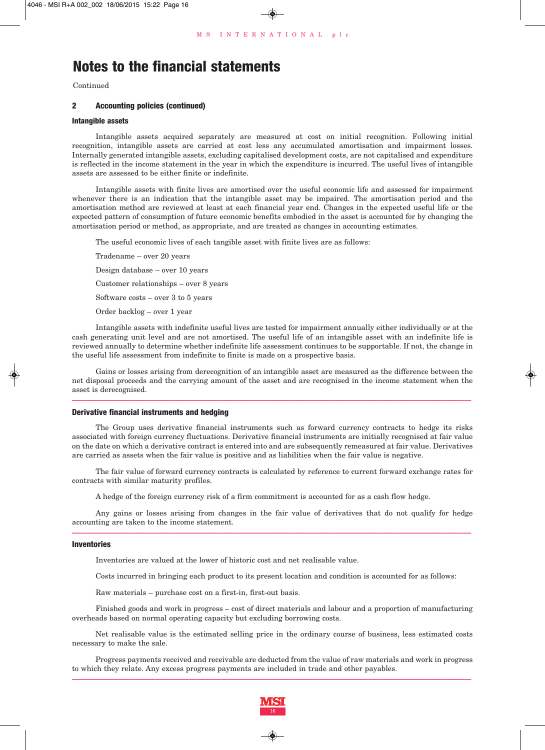# Notes to the financial statements

Continued

## 2 Accounting policies (continued)

### Intangible assets

Intangible assets acquired separately are measured at cost on initial recognition. Following initial recognition, intangible assets are carried at cost less any accumulated amortisation and impairment losses. Internally generated intangible assets, excluding capitalised development costs, are not capitalised and expenditure is reflected in the income statement in the year in which the expenditure is incurred. The useful lives of intangible assets are assessed to be either finite or indefinite.

Intangible assets with finite lives are amortised over the useful economic life and assessed for impairment whenever there is an indication that the intangible asset may be impaired. The amortisation period and the amortisation method are reviewed at least at each financial year end. Changes in the expected useful life or the expected pattern of consumption of future economic benefits embodied in the asset is accounted for by changing the amortisation period or method, as appropriate, and are treated as changes in accounting estimates.

The useful economic lives of each tangible asset with finite lives are as follows:

Tradename – over 20 years

Design database – over 10 years

Customer relationships – over 8 years

Software costs – over 3 to 5 years

Order backlog – over 1 year

Intangible assets with indefinite useful lives are tested for impairment annually either individually or at the cash generating unit level and are not amortised. The useful life of an intangible asset with an indefinite life is reviewed annually to determine whether indefinite life assessment continues to be supportable. If not, the change in the useful life assessment from indefinite to finite is made on a prospective basis.

Gains or losses arising from derecognition of an intangible asset are measured as the difference between the net disposal proceeds and the carrying amount of the asset and are recognised in the income statement when the asset is derecognised.

### Derivative financial instruments and hedging

The Group uses derivative financial instruments such as forward currency contracts to hedge its risks associated with foreign currency fluctuations. Derivative financial instruments are initially recognised at fair value on the date on which a derivative contract is entered into and are subsequently remeasured at fair value. Derivatives are carried as assets when the fair value is positive and as liabilities when the fair value is negative.

The fair value of forward currency contracts is calculated by reference to current forward exchange rates for contracts with similar maturity profiles.

A hedge of the foreign currency risk of a firm commitment is accounted for as a cash flow hedge.

Any gains or losses arising from changes in the fair value of derivatives that do not qualify for hedge accounting are taken to the income statement.

### Inventories

Inventories are valued at the lower of historic cost and net realisable value.

Costs incurred in bringing each product to its present location and condition is accounted for as follows:

Raw materials – purchase cost on a first-in, first-out basis.

Finished goods and work in progress – cost of direct materials and labour and a proportion of manufacturing overheads based on normal operating capacity but excluding borrowing costs.

Net realisable value is the estimated selling price in the ordinary course of business, less estimated costs necessary to make the sale.

Progress payments received and receivable are deducted from the value of raw materials and work in progress to which they relate. Any excess progress payments are included in trade and other payables.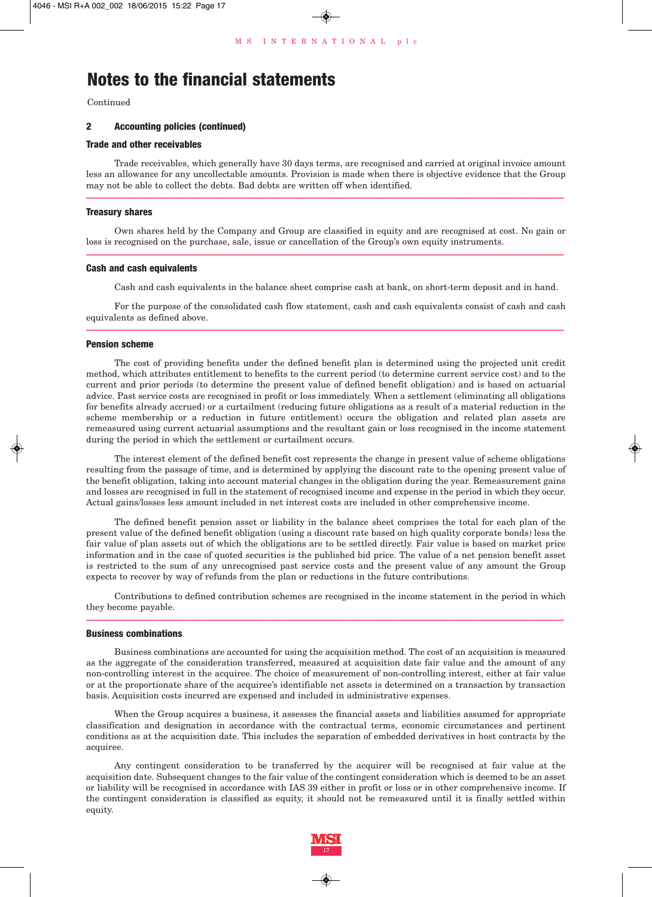# Notes to the financial statements

Continued

## 2 Accounting policies (continued)

### Trade and other receivables

Trade receivables, which generally have 30 days terms, are recognised and carried at original invoice amount less an allowance for any uncollectable amounts. Provision is made when there is objective evidence that the Group may not be able to collect the debts. Bad debts are written off when identified.

### Treasury shares

Own shares held by the Company and Group are classified in equity and are recognised at cost. No gain or loss is recognised on the purchase, sale, issue or cancellation of the Group's own equity instruments.

### Cash and cash equivalents

Cash and cash equivalents in the balance sheet comprise cash at bank, on short-term deposit and in hand.

For the purpose of the consolidated cash flow statement, cash and cash equivalents consist of cash and cash equivalents as defined above.

### Pension scheme

The cost of providing benefits under the defined benefit plan is determined using the projected unit credit method, which attributes entitlement to benefits to the current period (to determine current service cost) and to the current and prior periods (to determine the present value of defined benefit obligation) and is based on actuarial advice. Past service costs are recognised in profit or loss immediately. When a settlement (eliminating all obligations for benefits already accrued) or a curtailment (reducing future obligations as a result of a material reduction in the scheme membership or a reduction in future entitlement) occurs the obligation and related plan assets are remeasured using current actuarial assumptions and the resultant gain or loss recognised in the income statement during the period in which the settlement or curtailment occurs.

The interest element of the defined benefit cost represents the change in present value of scheme obligations resulting from the passage of time, and is determined by applying the discount rate to the opening present value of the benefit obligation, taking into account material changes in the obligation during the year. Remeasurement gains and losses are recognised in full in the statement of recognised income and expense in the period in which they occur. Actual gains/losses less amount included in net interest costs are included in other comprehensive income.

The defined benefit pension asset or liability in the balance sheet comprises the total for each plan of the present value of the defined benefit obligation (using a discount rate based on high quality corporate bonds) less the fair value of plan assets out of which the obligations are to be settled directly. Fair value is based on market price information and in the case of quoted securities is the published bid price. The value of a net pension benefit asset is restricted to the sum of any unrecognised past service costs and the present value of any amount the Group expects to recover by way of refunds from the plan or reductions in the future contributions.

Contributions to defined contribution schemes are recognised in the income statement in the period in which they become payable.

### Business combinations

Business combinations are accounted for using the acquisition method. The cost of an acquisition is measured as the aggregate of the consideration transferred, measured at acquisition date fair value and the amount of any non-controlling interest in the acquiree. The choice of measurement of non-controlling interest, either at fair value or at the proportionate share of the acquiree's identifiable net assets is determined on a transaction by transaction basis. Acquisition costs incurred are expensed and included in administrative expenses.

When the Group acquires a business, it assesses the financial assets and liabilities assumed for appropriate classification and designation in accordance with the contractual terms, economic circumstances and pertinent conditions as at the acquisition date. This includes the separation of embedded derivatives in host contracts by the acquiree.

Any contingent consideration to be transferred by the acquirer will be recognised at fair value at the acquisition date. Subsequent changes to the fair value of the contingent consideration which is deemed to be an asset or liability will be recognised in accordance with IAS 39 either in profit or loss or in other comprehensive income. If the contingent consideration is classified as equity, it should not be remeasured until it is finally settled within equity.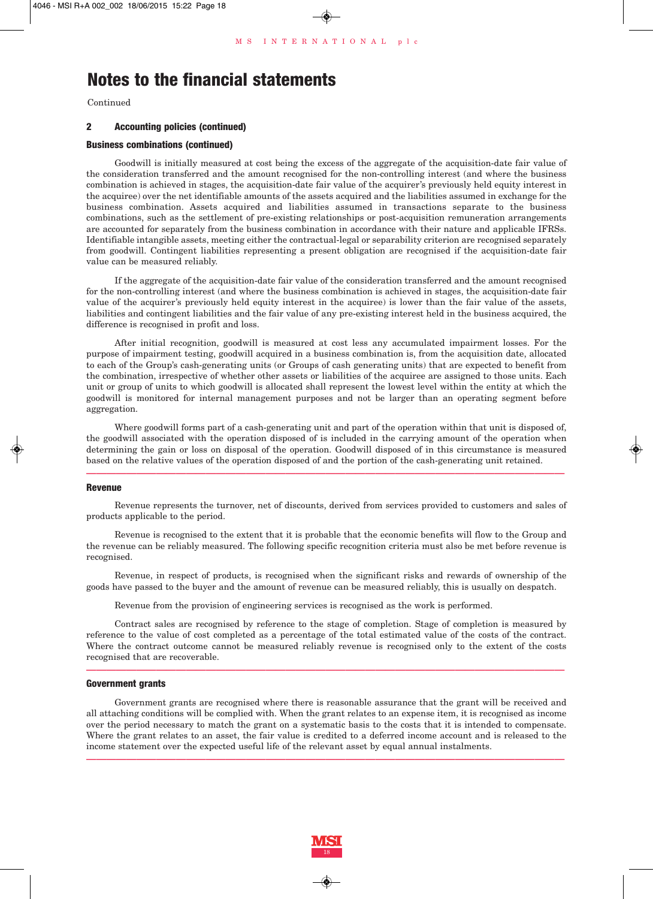# Notes to the financial statements

Continued

## 2 Accounting policies (continued)

### Business combinations (continued)

Goodwill is initially measured at cost being the excess of the aggregate of the acquisition-date fair value of the consideration transferred and the amount recognised for the non-controlling interest (and where the business combination is achieved in stages, the acquisition-date fair value of the acquirer's previously held equity interest in the acquiree) over the net identifiable amounts of the assets acquired and the liabilities assumed in exchange for the business combination. Assets acquired and liabilities assumed in transactions separate to the business combinations, such as the settlement of pre-existing relationships or post-acquisition remuneration arrangements are accounted for separately from the business combination in accordance with their nature and applicable IFRSs. Identifiable intangible assets, meeting either the contractual-legal or separability criterion are recognised separately from goodwill. Contingent liabilities representing a present obligation are recognised if the acquisition-date fair value can be measured reliably.

If the aggregate of the acquisition-date fair value of the consideration transferred and the amount recognised for the non-controlling interest (and where the business combination is achieved in stages, the acquisition-date fair value of the acquirer's previously held equity interest in the acquiree) is lower than the fair value of the assets, liabilities and contingent liabilities and the fair value of any pre-existing interest held in the business acquired, the difference is recognised in profit and loss.

After initial recognition, goodwill is measured at cost less any accumulated impairment losses. For the purpose of impairment testing, goodwill acquired in a business combination is, from the acquisition date, allocated to each of the Group's cash-generating units (or Groups of cash generating units) that are expected to benefit from the combination, irrespective of whether other assets or liabilities of the acquiree are assigned to those units. Each unit or group of units to which goodwill is allocated shall represent the lowest level within the entity at which the goodwill is monitored for internal management purposes and not be larger than an operating segment before aggregation.

Where goodwill forms part of a cash-generating unit and part of the operation within that unit is disposed of, the goodwill associated with the operation disposed of is included in the carrying amount of the operation when determining the gain or loss on disposal of the operation. Goodwill disposed of in this circumstance is measured based on the relative values of the operation disposed of and the portion of the cash-generating unit retained.

### Revenue

Revenue represents the turnover, net of discounts, derived from services provided to customers and sales of products applicable to the period.

Revenue is recognised to the extent that it is probable that the economic benefits will flow to the Group and the revenue can be reliably measured. The following specific recognition criteria must also be met before revenue is recognised.

Revenue, in respect of products, is recognised when the significant risks and rewards of ownership of the goods have passed to the buyer and the amount of revenue can be measured reliably, this is usually on despatch.

Revenue from the provision of engineering services is recognised as the work is performed.

Contract sales are recognised by reference to the stage of completion. Stage of completion is measured by reference to the value of cost completed as a percentage of the total estimated value of the costs of the contract. Where the contract outcome cannot be measured reliably revenue is recognised only to the extent of the costs recognised that are recoverable.

### Government grants

Government grants are recognised where there is reasonable assurance that the grant will be received and all attaching conditions will be complied with. When the grant relates to an expense item, it is recognised as income over the period necessary to match the grant on a systematic basis to the costs that it is intended to compensate. Where the grant relates to an asset, the fair value is credited to a deferred income account and is released to the income statement over the expected useful life of the relevant asset by equal annual instalments.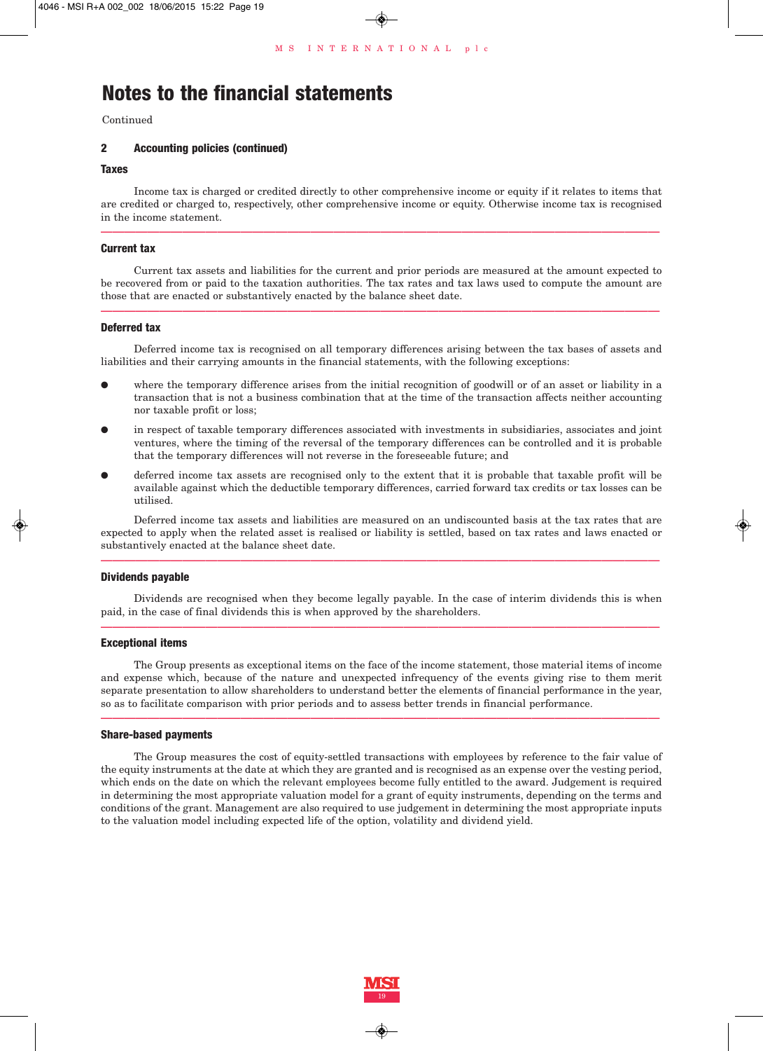# Notes to the financial statements

Continued

## 2 Accounting policies (continued)

### Taxes

Income tax is charged or credited directly to other comprehensive income or equity if it relates to items that are credited or charged to, respectively, other comprehensive income or equity. Otherwise income tax is recognised in the income statement.

### Current tax

Current tax assets and liabilities for the current and prior periods are measured at the amount expected to be recovered from or paid to the taxation authorities. The tax rates and tax laws used to compute the amount are those that are enacted or substantively enacted by the balance sheet date.

### Deferred tax

Deferred income tax is recognised on all temporary differences arising between the tax bases of assets and liabilities and their carrying amounts in the financial statements, with the following exceptions:

- where the temporary difference arises from the initial recognition of goodwill or of an asset or liability in a transaction that is not a business combination that at the time of the transaction affects neither accounting nor taxable profit or loss;
- in respect of taxable temporary differences associated with investments in subsidiaries, associates and joint ventures, where the timing of the reversal of the temporary differences can be controlled and it is probable that the temporary differences will not reverse in the foreseeable future; and
- deferred income tax assets are recognised only to the extent that it is probable that taxable profit will be available against which the deductible temporary differences, carried forward tax credits or tax losses can be utilised.

Deferred income tax assets and liabilities are measured on an undiscounted basis at the tax rates that are expected to apply when the related asset is realised or liability is settled, based on tax rates and laws enacted or substantively enacted at the balance sheet date.

### Dividends payable

Dividends are recognised when they become legally payable. In the case of interim dividends this is when paid, in the case of final dividends this is when approved by the shareholders.

### Exceptional items

The Group presents as exceptional items on the face of the income statement, those material items of income and expense which, because of the nature and unexpected infrequency of the events giving rise to them merit separate presentation to allow shareholders to understand better the elements of financial performance in the year, so as to facilitate comparison with prior periods and to assess better trends in financial performance.

### Share-based payments

The Group measures the cost of equity-settled transactions with employees by reference to the fair value of the equity instruments at the date at which they are granted and is recognised as an expense over the vesting period, which ends on the date on which the relevant employees become fully entitled to the award. Judgement is required in determining the most appropriate valuation model for a grant of equity instruments, depending on the terms and conditions of the grant. Management are also required to use judgement in determining the most appropriate inputs to the valuation model including expected life of the option, volatility and dividend yield.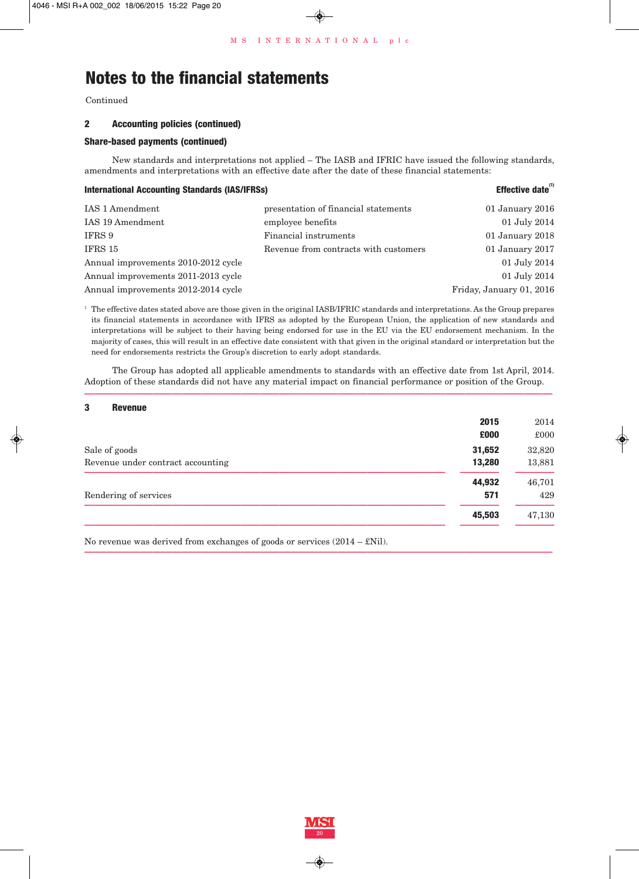# Notes to the financial statements

Continued

## 2 Accounting policies (continued)

### Share-based payments (continued)

New standards and interpretations not applied – The IASB and IFRIC have issued the following standards, amendments and interpretations with an effective date after the date of these financial statements:

| International Accounting Standards (IAS/IFRSs) | | Effective date[1] |
|---|---|---|
| IAS 1 Amendment | presentation of financial statements | 01 January 2016 |
| IAS 19 Amendment | employee benefits | 01 July 2014 |
| IFRS 9 | Financial instruments | 01 January 2018 |
| IFRS 15 | Revenue from contracts with customers | 01 January 2017 |
| Annual improvements 2010-2012 cycle | | 01 July 2014 |
| Annual improvements 2011-2013 cycle | | 01 July 2014 |
| Annual improvements 2012-2014 cycle | | Friday, January 01, 2016 |

[1] The effective dates stated above are those given in the original IASB/IFRIC standards and interpretations. As the Group prepares its financial statements in accordance with IFRS as adopted by the European Union, the application of new standards and interpretations will be subject to their having being endorsed for use in the EU via the EU endorsement mechanism. In the majority of cases, this will result in an effective date consistent with that given in the original standard or interpretation but the need for endorsements restricts the Group's discretion to early adopt standards.

The Group has adopted all applicable amendments to standards with an effective date from 1st April, 2014. Adoption of these standards did not have any material impact on financial performance or position of the Group.

## 3 Revenue

| | 2015 £000 | 2014 £000 |
|---|---|---|
| Sale of goods | **31,652** | 32,820 |
| Revenue under contract accounting | **13,280** | 13,881 |
| | **44,932** | 46,701 |
| Rendering of services | **571** | 429 |
| | **45,503** | 47,130 |

No revenue was derived from exchanges of goods or services (2014 – £Nil).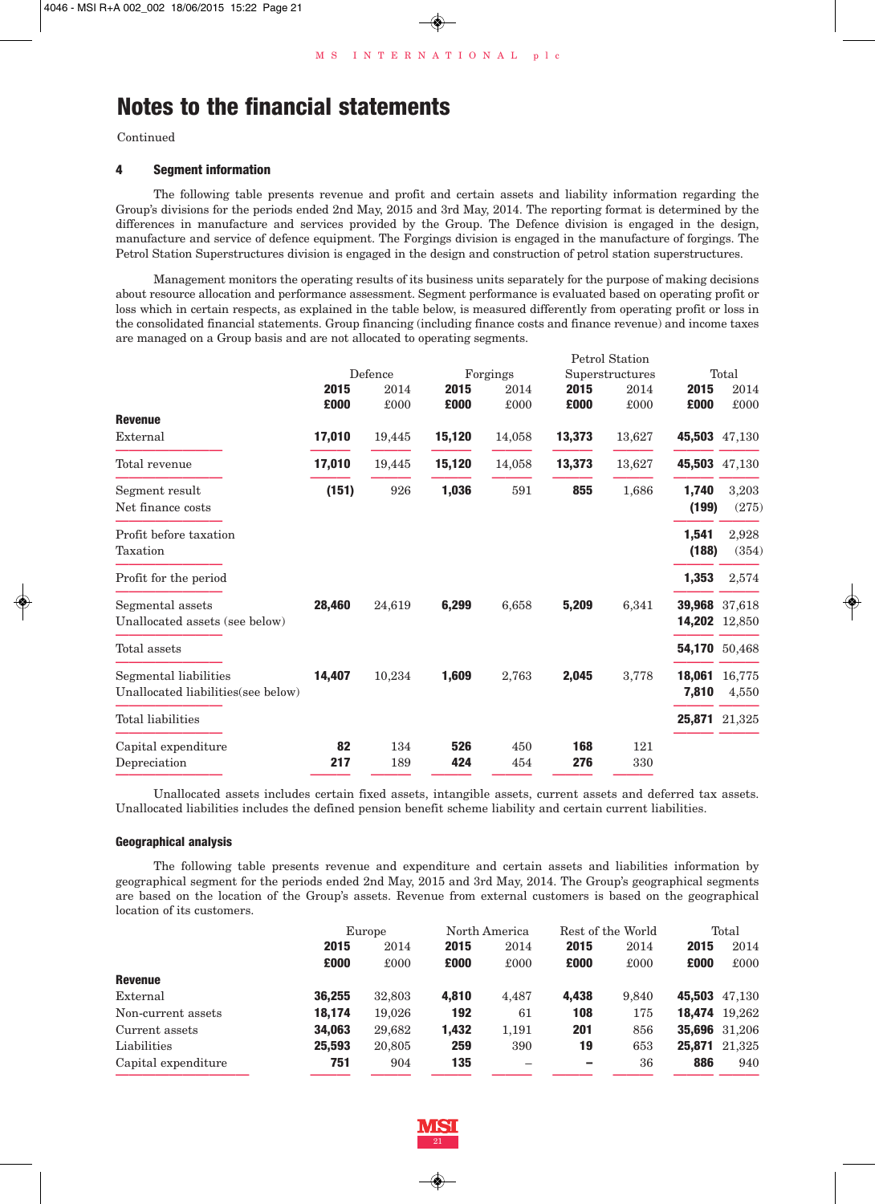# Notes to the financial statements

Continued

### 4 Segment information

The following table presents revenue and profit and certain assets and liability information regarding the Group's divisions for the periods ended 2nd May, 2015 and 3rd May, 2014. The reporting format is determined by the differences in manufacture and services provided by the Group. The Defence division is engaged in the design, manufacture and service of defence equipment. The Forgings division is engaged in the manufacture of forgings. The Petrol Station Superstructures division is engaged in the design and construction of petrol station superstructures.

Management monitors the operating results of its business units separately for the purpose of making decisions about resource allocation and performance assessment. Segment performance is evaluated based on operating profit or loss which in certain respects, as explained in the table below, is measured differently from operating profit or loss in the consolidated financial statements. Group financing (including finance costs and finance revenue) and income taxes are managed on a Group basis and are not allocated to operating segments.

| | Defence | | Forgings | | Petrol Station Superstructures | | Total | |
|---|---|---|---|---|---|---|---|---|
| | **2015** | 2014 | **2015** | 2014 | **2015** | 2014 | **2015** | 2014 |
| | **£000** | £000 | **£000** | £000 | **£000** | £000 | **£000** | £000 |
| **Revenue** | | | | | | | | |
| External | **17,010** | 19,445 | **15,120** | 14,058 | **13,373** | 13,627 | **45,503** | 47,130 |
| Total revenue | **17,010** | 19,445 | **15,120** | 14,058 | **13,373** | 13,627 | **45,503** | 47,130 |
| Segment result | **(151)** | 926 | **1,036** | 591 | **855** | 1,686 | **1,740** | 3,203 |
| Net finance costs | | | | | | | **(199)** | (275) |
| Profit before taxation | | | | | | | **1,541** | 2,928 |
| Taxation | | | | | | | **(188)** | (354) |
| Profit for the period | | | | | | | **1,353** | 2,574 |
| Segmental assets | **28,460** | 24,619 | **6,299** | 6,658 | **5,209** | 6,341 | **39,968** | 37,618 |
| Unallocated assets (see below) | | | | | | | **14,202** | 12,850 |
| Total assets | | | | | | | **54,170** | 50,468 |
| Segmental liabilities | **14,407** | 10,234 | **1,609** | 2,763 | **2,045** | 3,778 | **18,061** | 16,775 |
| Unallocated liabilities(see below) | | | | | | | **7,810** | 4,550 |
| Total liabilities | | | | | | | **25,871** | 21,325 |
| Capital expenditure | **82** | 134 | **526** | 450 | **168** | 121 | | |
| Depreciation | **217** | 189 | **424** | 454 | **276** | 330 | | |

Unallocated assets includes certain fixed assets, intangible assets, current assets and deferred tax assets. Unallocated liabilities includes the defined pension benefit scheme liability and certain current liabilities.

#### Geographical analysis

The following table presents revenue and expenditure and certain assets and liabilities information by geographical segment for the periods ended 2nd May, 2015 and 3rd May, 2014. The Group's geographical segments are based on the location of the Group's assets. Revenue from external customers is based on the geographical location of its customers.

| | Europe | | North America | | Rest of the World | | Total | |
|---|---|---|---|---|---|---|---|---|
| | **2015** | 2014 | **2015** | 2014 | **2015** | 2014 | **2015** | 2014 |
| | **£000** | £000 | **£000** | £000 | **£000** | £000 | **£000** | £000 |
| **Revenue** | | | | | | | | |
| External | **36,255** | 32,803 | **4,810** | 4,487 | **4,438** | 9,840 | **45,503** | 47,130 |
| Non-current assets | **18,174** | 19,026 | **192** | 61 | **108** | 175 | **18,474** | 19,262 |
| Current assets | **34,063** | 29,682 | **1,432** | 1,191 | **201** | 856 | **35,696** | 31,206 |
| Liabilities | **25,593** | 20,805 | **259** | 390 | **19** | 653 | **25,871** | 21,325 |
| Capital expenditure | **751** | 904 | **135** | – | **–** | 36 | **886** | 940 |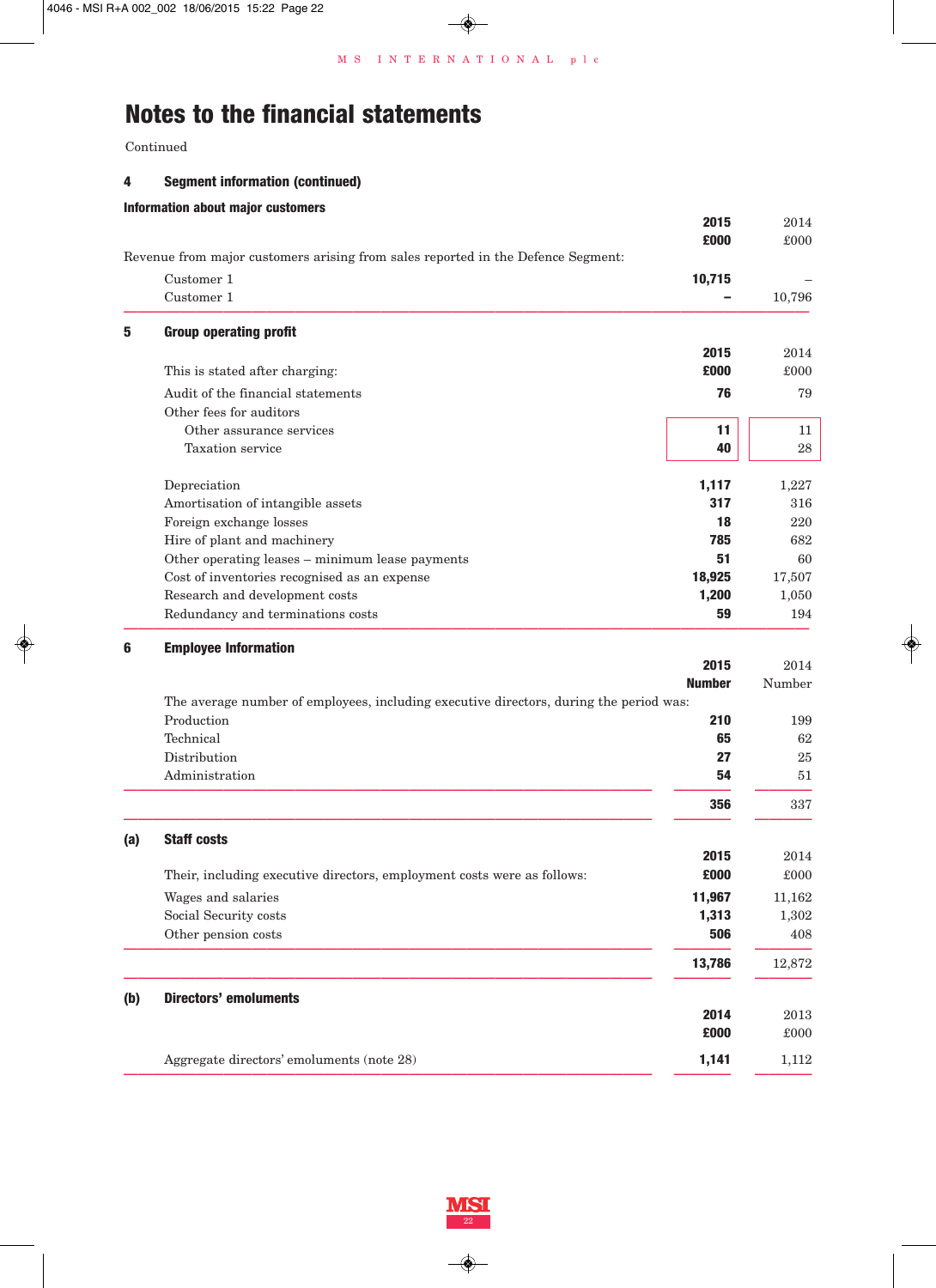# Notes to the financial statements

Continued

## 4 Segment information (continued)

### Information about major customers

| | 2015 £000 | 2014 £000 |
|---|---|---|
| Revenue from major customers arising from sales reported in the Defence Segment: | | |
| Customer 1 | **10,715** | – |
| Customer 1 | **–** | 10,796 |

## 5 Group operating profit

| | 2015 £000 | 2014 £000 |
|---|---|---|
| This is stated after charging: | | |
| Audit of the financial statements | **76** | 79 |
| Other fees for auditors | | |
| Other assurance services | **11** | 11 |
| Taxation service | **40** | 28 |
| Depreciation | **1,117** | 1,227 |
| Amortisation of intangible assets | **317** | 316 |
| Foreign exchange losses | **18** | 220 |
| Hire of plant and machinery | **785** | 682 |
| Other operating leases – minimum lease payments | **51** | 60 |
| Cost of inventories recognised as an expense | **18,925** | 17,507 |
| Research and development costs | **1,200** | 1,050 |
| Redundancy and terminations costs | **59** | 194 |

## 6 Employee Information

| | 2015 Number | 2014 Number |
|---|---|---|
| The average number of employees, including executive directors, during the period was: | | |
| Production | **210** | 199 |
| Technical | **65** | 62 |
| Distribution | **27** | 25 |
| Administration | **54** | 51 |
| | **356** | 337 |

### (a) Staff costs

| | 2015 £000 | 2014 £000 |
|---|---|---|
| Their, including executive directors, employment costs were as follows: | | |
| Wages and salaries | **11,967** | 11,162 |
| Social Security costs | **1,313** | 1,302 |
| Other pension costs | **506** | 408 |
| | **13,786** | 12,872 |

### (b) Directors' emoluments

| | 2014 £000 | 2013 £000 |
|---|---|---|
| Aggregate directors' emoluments (note 28) | **1,141** | 1,112 |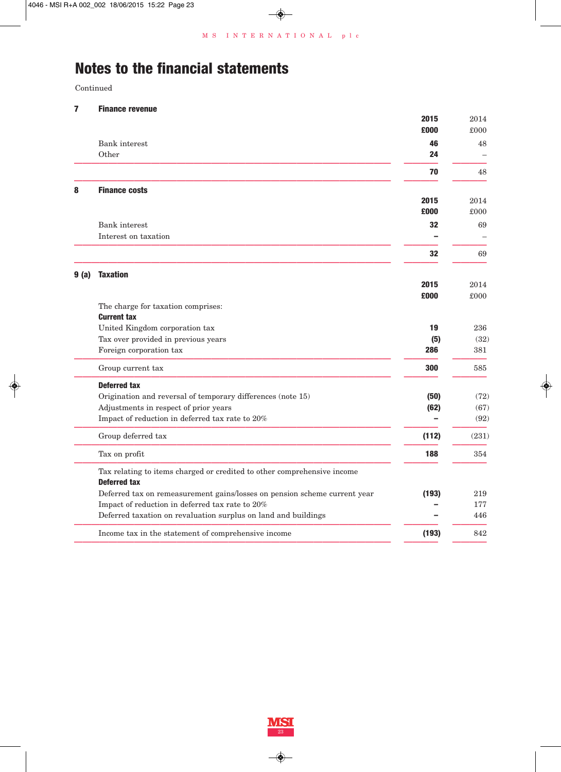# Notes to the financial statements

Continued

## 7 Finance revenue

| | 2015 £000 | 2014 £000 |
|---|---|---|
| Bank interest | **46** | 48 |
| Other | **24** | – |
| | **70** | 48 |

## 8 Finance costs

| | 2015 £000 | 2014 £000 |
|---|---|---|
| Bank interest | **32** | 69 |
| Interest on taxation | **–** | – |
| | **32** | 69 |

## 9 (a) Taxation

| | 2015 £000 | 2014 £000 |
|---|---|---|
| The charge for taxation comprises: | | |
| **Current tax** | | |
| United Kingdom corporation tax | **19** | 236 |
| Tax over provided in previous years | **(5)** | (32) |
| Foreign corporation tax | **286** | 381 |
| Group current tax | **300** | 585 |
| **Deferred tax** | | |
| Origination and reversal of temporary differences (note 15) | **(50)** | (72) |
| Adjustments in respect of prior years | **(62)** | (67) |
| Impact of reduction in deferred tax rate to 20% | **–** | (92) |
| Group deferred tax | **(112)** | (231) |
| Tax on profit | **188** | 354 |
| Tax relating to items charged or credited to other comprehensive income | | |
| **Deferred tax** | | |
| Deferred tax on remeasurement gains/losses on pension scheme current year | **(193)** | 219 |
| Impact of reduction in deferred tax rate to 20% | **–** | 177 |
| Deferred taxation on revaluation surplus on land and buildings | **–** | 446 |
| Income tax in the statement of comprehensive income | **(193)** | 842 |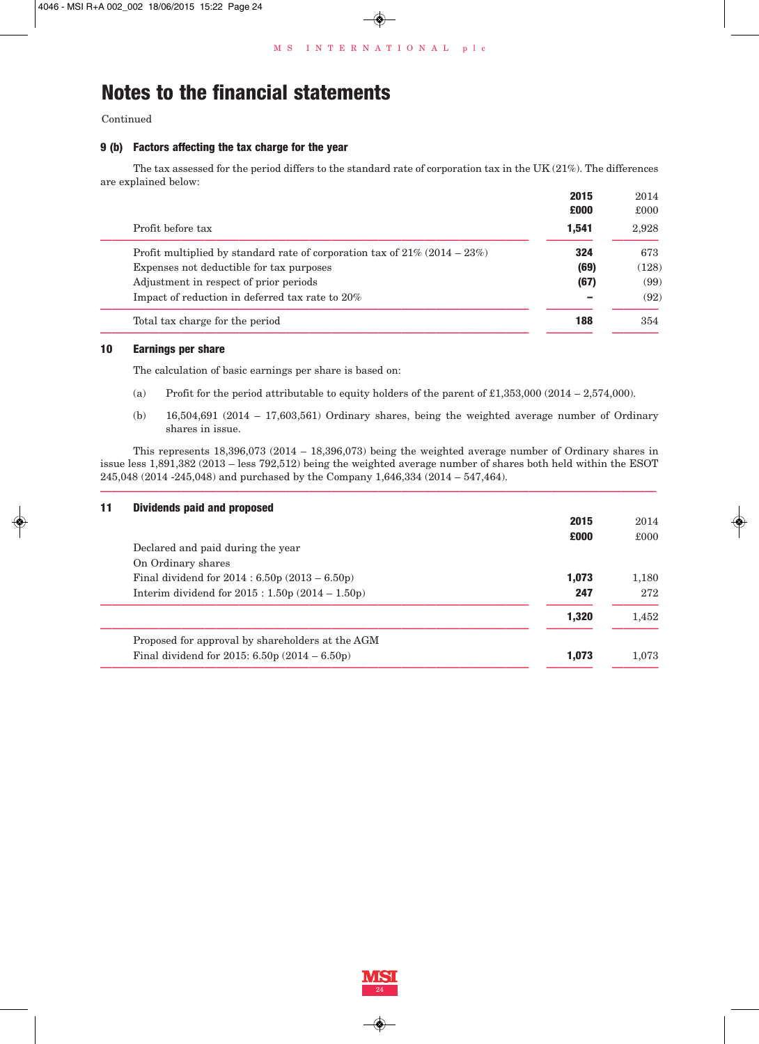# Notes to the financial statements

Continued

### 9 (b) Factors affecting the tax charge for the year

The tax assessed for the period differs to the standard rate of corporation tax in the UK (21%). The differences are explained below:

| | **2015 £000** | 2014 £000 |
|---|---|---|
| Profit before tax | **1,541** | 2,928 |
| Profit multiplied by standard rate of corporation tax of 21% (2014 – 23%) | **324** | 673 |
| Expenses not deductible for tax purposes | **(69)** | (128) |
| Adjustment in respect of prior periods | **(67)** | (99) |
| Impact of reduction in deferred tax rate to 20% | **–** | (92) |
| Total tax charge for the period | **188** | 354 |

### 10 Earnings per share

The calculation of basic earnings per share is based on:

(a) Profit for the period attributable to equity holders of the parent of £1,353,000 (2014 – 2,574,000).

(b) 16,504,691 (2014 – 17,603,561) Ordinary shares, being the weighted average number of Ordinary shares in issue.

This represents 18,396,073 (2014 – 18,396,073) being the weighted average number of Ordinary shares in issue less 1,891,382 (2013 – less 792,512) being the weighted average number of shares both held within the ESOT 245,048 (2014 -245,048) and purchased by the Company 1,646,334 (2014 – 547,464).

### 11 Dividends paid and proposed

| | **2015 £000** | 2014 £000 |
|---|---|---|
| Declared and paid during the year | | |
| On Ordinary shares | | |
| Final dividend for 2014 : 6.50p (2013 – 6.50p) | **1,073** | 1,180 |
| Interim dividend for 2015 : 1.50p (2014 – 1.50p) | **247** | 272 |
| | **1,320** | 1,452 |
| Proposed for approval by shareholders at the AGM | | |
| Final dividend for 2015: 6.50p (2014 – 6.50p) | **1,073** | 1,073 |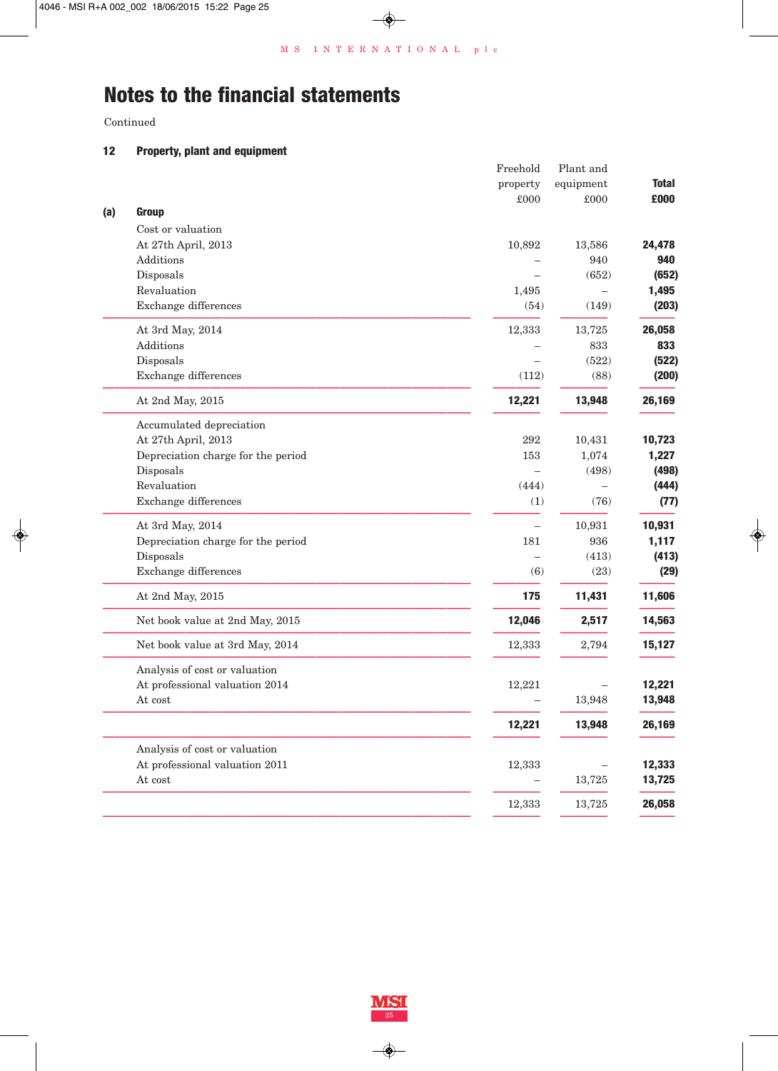# Notes to the financial statements

Continued

## 12 Property, plant and equipment

| | Freehold property £000 | Plant and equipment £000 | **Total £000** |
|---|---|---|---|
| **(a) Group** | | | |
| Cost or valuation | | | |
| At 27th April, 2013 | 10,892 | 13,586 | **24,478** |
| Additions | – | 940 | **940** |
| Disposals | – | (652) | **(652)** |
| Revaluation | 1,495 | – | **1,495** |
| Exchange differences | (54) | (149) | **(203)** |
| At 3rd May, 2014 | 12,333 | 13,725 | **26,058** |
| Additions | – | 833 | **833** |
| Disposals | – | (522) | **(522)** |
| Exchange differences | (112) | (88) | **(200)** |
| At 2nd May, 2015 | **12,221** | **13,948** | **26,169** |
| Accumulated depreciation | | | |
| At 27th April, 2013 | 292 | 10,431 | **10,723** |
| Depreciation charge for the period | 153 | 1,074 | **1,227** |
| Disposals | – | (498) | **(498)** |
| Revaluation | (444) | – | **(444)** |
| Exchange differences | (1) | (76) | **(77)** |
| At 3rd May, 2014 | – | 10,931 | **10,931** |
| Depreciation charge for the period | 181 | 936 | **1,117** |
| Disposals | – | (413) | **(413)** |
| Exchange differences | (6) | (23) | **(29)** |
| At 2nd May, 2015 | **175** | **11,431** | **11,606** |
| Net book value at 2nd May, 2015 | **12,046** | **2,517** | **14,563** |
| Net book value at 3rd May, 2014 | 12,333 | 2,794 | **15,127** |
| Analysis of cost or valuation | | | |
| At professional valuation 2014 | 12,221 | – | **12,221** |
| At cost | – | 13,948 | **13,948** |
| | **12,221** | **13,948** | **26,169** |
| Analysis of cost or valuation | | | |
| At professional valuation 2011 | 12,333 | – | **12,333** |
| At cost | – | 13,725 | **13,725** |
| | 12,333 | 13,725 | **26,058** |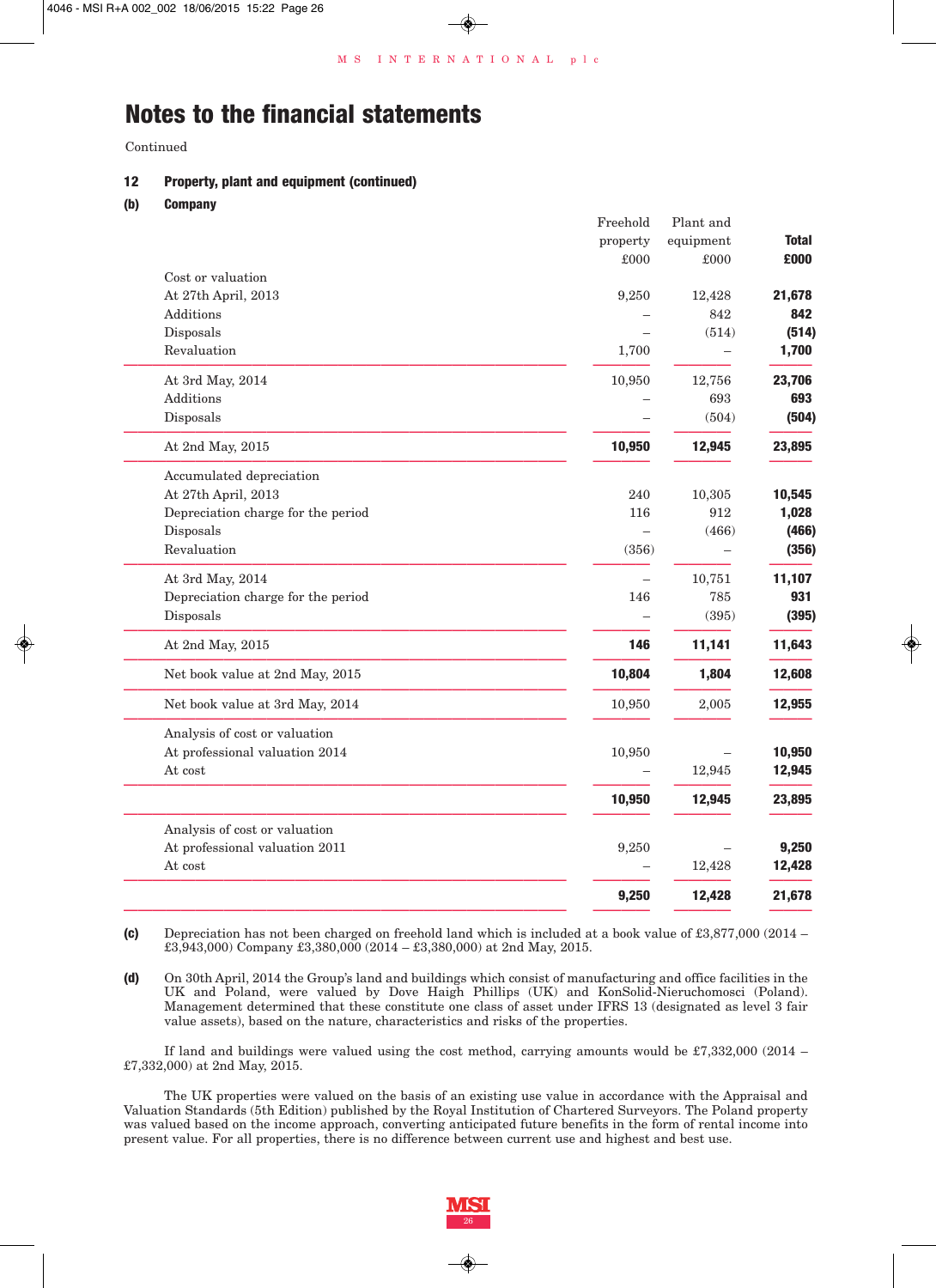# Notes to the financial statements

Continued

## 12 Property, plant and equipment (continued)

### (b) Company

| | Freehold property £000 | Plant and equipment £000 | **Total £000** |
|---|---|---|---|
| Cost or valuation | | | |
| At 27th April, 2013 | 9,250 | 12,428 | **21,678** |
| Additions | – | 842 | **842** |
| Disposals | – | (514) | **(514)** |
| Revaluation | 1,700 | – | **1,700** |
| At 3rd May, 2014 | 10,950 | 12,756 | **23,706** |
| Additions | – | 693 | **693** |
| Disposals | – | (504) | **(504)** |
| At 2nd May, 2015 | **10,950** | **12,945** | **23,895** |
| Accumulated depreciation | | | |
| At 27th April, 2013 | 240 | 10,305 | **10,545** |
| Depreciation charge for the period | 116 | 912 | **1,028** |
| Disposals | – | (466) | **(466)** |
| Revaluation | (356) | – | **(356)** |
| At 3rd May, 2014 | – | 10,751 | **11,107** |
| Depreciation charge for the period | 146 | 785 | **931** |
| Disposals | – | (395) | **(395)** |
| At 2nd May, 2015 | **146** | **11,141** | **11,643** |
| Net book value at 2nd May, 2015 | **10,804** | **1,804** | **12,608** |
| Net book value at 3rd May, 2014 | 10,950 | 2,005 | **12,955** |
| Analysis of cost or valuation | | | |
| At professional valuation 2014 | 10,950 | – | **10,950** |
| At cost | – | 12,945 | **12,945** |
| | **10,950** | **12,945** | **23,895** |
| Analysis of cost or valuation | | | |
| At professional valuation 2011 | 9,250 | – | **9,250** |
| At cost | – | 12,428 | **12,428** |
| | **9,250** | **12,428** | **21,678** |

**(c)** Depreciation has not been charged on freehold land which is included at a book value of £3,877,000 (2014 – £3,943,000) Company £3,380,000 (2014 – £3,380,000) at 2nd May, 2015.

**(d)** On 30th April, 2014 the Group's land and buildings which consist of manufacturing and office facilities in the UK and Poland, were valued by Dove Haigh Phillips (UK) and KonSolid-Nieruchomosci (Poland). Management determined that these constitute one class of asset under IFRS 13 (designated as level 3 fair value assets), based on the nature, characteristics and risks of the properties.

If land and buildings were valued using the cost method, carrying amounts would be £7,332,000 (2014 – £7,332,000) at 2nd May, 2015.

The UK properties were valued on the basis of an existing use value in accordance with the Appraisal and Valuation Standards (5th Edition) published by the Royal Institution of Chartered Surveyors. The Poland property was valued based on the income approach, converting anticipated future benefits in the form of rental income into present value. For all properties, there is no difference between current use and highest and best use.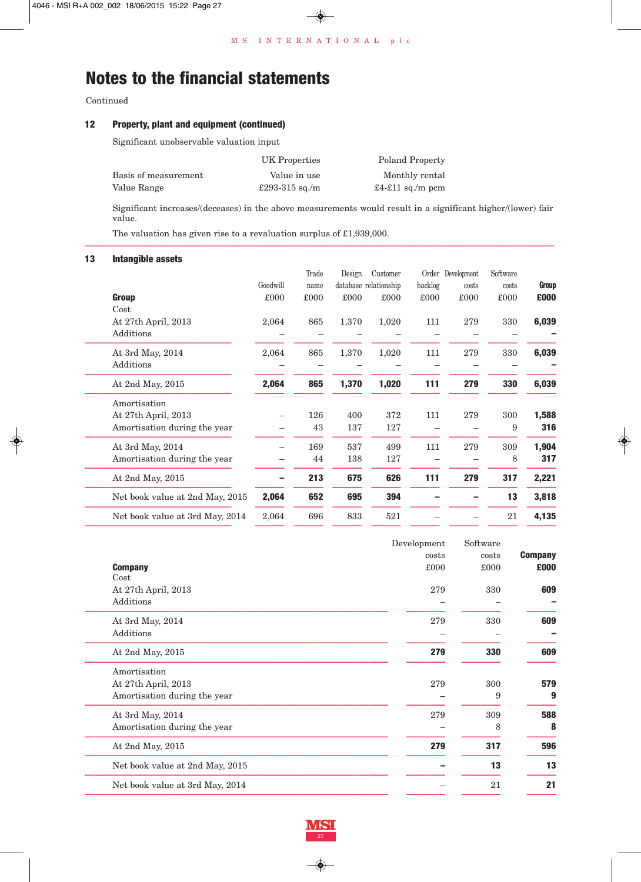# Notes to the financial statements

Continued

## 12 Property, plant and equipment (continued)

Significant unobservable valuation input

| | UK Properties | Poland Property |
|---|---|---|
| Basis of measurement | Value in use | Monthly rental |
| Value Range | £293-315 sq./m | £4-£11 sq./m pcm |

Significant increases/(deceases) in the above measurements would result in a significant higher/(lower) fair value.

The valuation has given rise to a revaluation surplus of £1,939,000.

## 13 Intangible assets

| **Group** | Goodwill £000 | Trade name £000 | Design database £000 | Customer relationship £000 | Order backlog £000 | Development costs £000 | Software costs £000 | **Group £000** |
|---|---|---|---|---|---|---|---|---|
| Cost | | | | | | | | |
| At 27th April, 2013 | 2,064 | 865 | 1,370 | 1,020 | 111 | 279 | 330 | **6,039** |
| Additions | – | – | – | – | – | – | – | **–** |
| At 3rd May, 2014 | 2,064 | 865 | 1,370 | 1,020 | 111 | 279 | 330 | **6,039** |
| Additions | – | – | – | – | – | – | – | **–** |
| At 2nd May, 2015 | **2,064** | **865** | **1,370** | **1,020** | **111** | **279** | **330** | **6,039** |
| Amortisation | | | | | | | | |
| At 27th April, 2013 | – | 126 | 400 | 372 | 111 | 279 | 300 | **1,588** |
| Amortisation during the year | – | 43 | 137 | 127 | – | – | 9 | **316** |
| At 3rd May, 2014 | – | 169 | 537 | 499 | 111 | 279 | 309 | **1,904** |
| Amortisation during the year | – | 44 | 138 | 127 | – | – | 8 | **317** |
| At 2nd May, 2015 | **–** | **213** | **675** | **626** | **111** | **279** | **317** | **2,221** |
| Net book value at 2nd May, 2015 | **2,064** | **652** | **695** | **394** | **–** | **–** | **13** | **3,818** |
| Net book value at 3rd May, 2014 | 2,064 | 696 | 833 | 521 | – | – | 21 | **4,135** |

| **Company** | Development costs £000 | Software costs £000 | **Company £000** |
|---|---|---|---|
| Cost | | | |
| At 27th April, 2013 | 279 | 330 | **609** |
| Additions | – | – | **–** |
| At 3rd May, 2014 | 279 | 330 | **609** |
| Additions | – | – | **–** |
| At 2nd May, 2015 | **279** | **330** | **609** |
| Amortisation | | | |
| At 27th April, 2013 | 279 | 300 | **579** |
| Amortisation during the year | – | 9 | **9** |
| At 3rd May, 2014 | 279 | 309 | **588** |
| Amortisation during the year | – | 8 | **8** |
| At 2nd May, 2015 | **279** | **317** | **596** |
| Net book value at 2nd May, 2015 | **–** | **13** | **13** |
| Net book value at 3rd May, 2014 | – | 21 | **21** |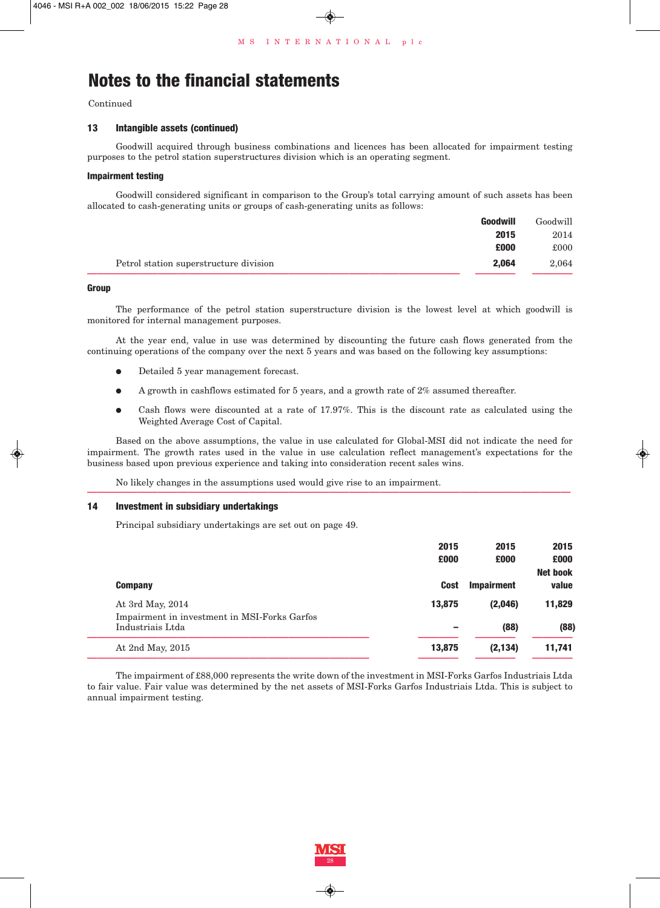# Notes to the financial statements

Continued

### 13 Intangible assets (continued)

Goodwill acquired through business combinations and licences has been allocated for impairment testing purposes to the petrol station superstructures division which is an operating segment.

#### Impairment testing

Goodwill considered significant in comparison to the Group's total carrying amount of such assets has been allocated to cash-generating units or groups of cash-generating units as follows:

| | **Goodwill 2015 £000** | Goodwill 2014 £000 |
|---|---|---|
| Petrol station superstructure division | **2,064** | 2,064 |

#### Group

The performance of the petrol station superstructure division is the lowest level at which goodwill is monitored for internal management purposes.

At the year end, value in use was determined by discounting the future cash flows generated from the continuing operations of the company over the next 5 years and was based on the following key assumptions:

- Detailed 5 year management forecast.
- A growth in cashflows estimated for 5 years, and a growth rate of 2% assumed thereafter.
- Cash flows were discounted at a rate of 17.97%. This is the discount rate as calculated using the Weighted Average Cost of Capital.

Based on the above assumptions, the value in use calculated for Global-MSI did not indicate the need for impairment. The growth rates used in the value in use calculation reflect management's expectations for the business based upon previous experience and taking into consideration recent sales wins.

No likely changes in the assumptions used would give rise to an impairment.

### 14 Investment in subsidiary undertakings

Principal subsidiary undertakings are set out on page 49.

| **Company** | **2015 £000 Cost** | **2015 £000 Impairment** | **2015 £000 Net book value** |
|---|---|---|---|
| At 3rd May, 2014 | **13,875** | **(2,046)** | **11,829** |
| Impairment in investment in MSI-Forks Garfos Industriais Ltda | **–** | **(88)** | **(88)** |
| At 2nd May, 2015 | **13,875** | **(2,134)** | **11,741** |

The impairment of £88,000 represents the write down of the investment in MSI-Forks Garfos Industriais Ltda to fair value. Fair value was determined by the net assets of MSI-Forks Garfos Industriais Ltda. This is subject to annual impairment testing.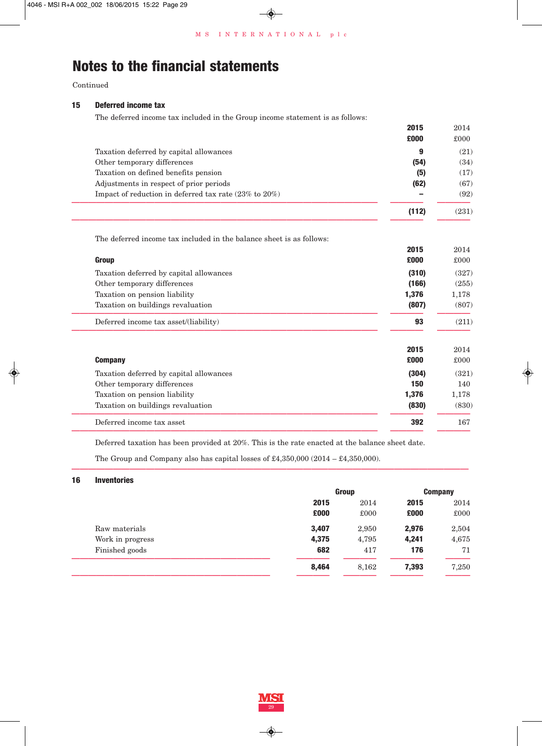# Notes to the financial statements

Continued

## 15 Deferred income tax

The deferred income tax included in the Group income statement is as follows:

| | **2015** | 2014 |
|---|---|---|
| | **£000** | £000 |
| Taxation deferred by capital allowances | **9** | (21) |
| Other temporary differences | **(54)** | (34) |
| Taxation on defined benefits pension | **(5)** | (17) |
| Adjustments in respect of prior periods | **(62)** | (67) |
| Impact of reduction in deferred tax rate (23% to 20%) | **–** | (92) |
| | **(112)** | (231) |

The deferred income tax included in the balance sheet is as follows:

| **Group** | **2015** <br> **£000** | 2014 <br> £000 |
|---|---|---|
| Taxation deferred by capital allowances | **(310)** | (327) |
| Other temporary differences | **(166)** | (255) |
| Taxation on pension liability | **1,376** | 1,178 |
| Taxation on buildings revaluation | **(807)** | (807) |
| Deferred income tax asset/(liability) | **93** | (211) |

| **Company** | **2015** <br> **£000** | 2014 <br> £000 |
|---|---|---|
| Taxation deferred by capital allowances | **(304)** | (321) |
| Other temporary differences | **150** | 140 |
| Taxation on pension liability | **1,376** | 1,178 |
| Taxation on buildings revaluation | **(830)** | (830) |
| Deferred income tax asset | **392** | 167 |

Deferred taxation has been provided at 20%. This is the rate enacted at the balance sheet date.

The Group and Company also has capital losses of £4,350,000 (2014 – £4,350,000).

## 16 Inventories

| | **Group** | | **Company** | |
|---|---|---|---|---|
| | **2015** | 2014 | **2015** | 2014 |
| | **£000** | £000 | **£000** | £000 |
| Raw materials | **3,407** | 2,950 | **2,976** | 2,504 |
| Work in progress | **4,375** | 4,795 | **4,241** | 4,675 |
| Finished goods | **682** | 417 | **176** | 71 |
| | **8,464** | 8,162 | **7,393** | 7,250 |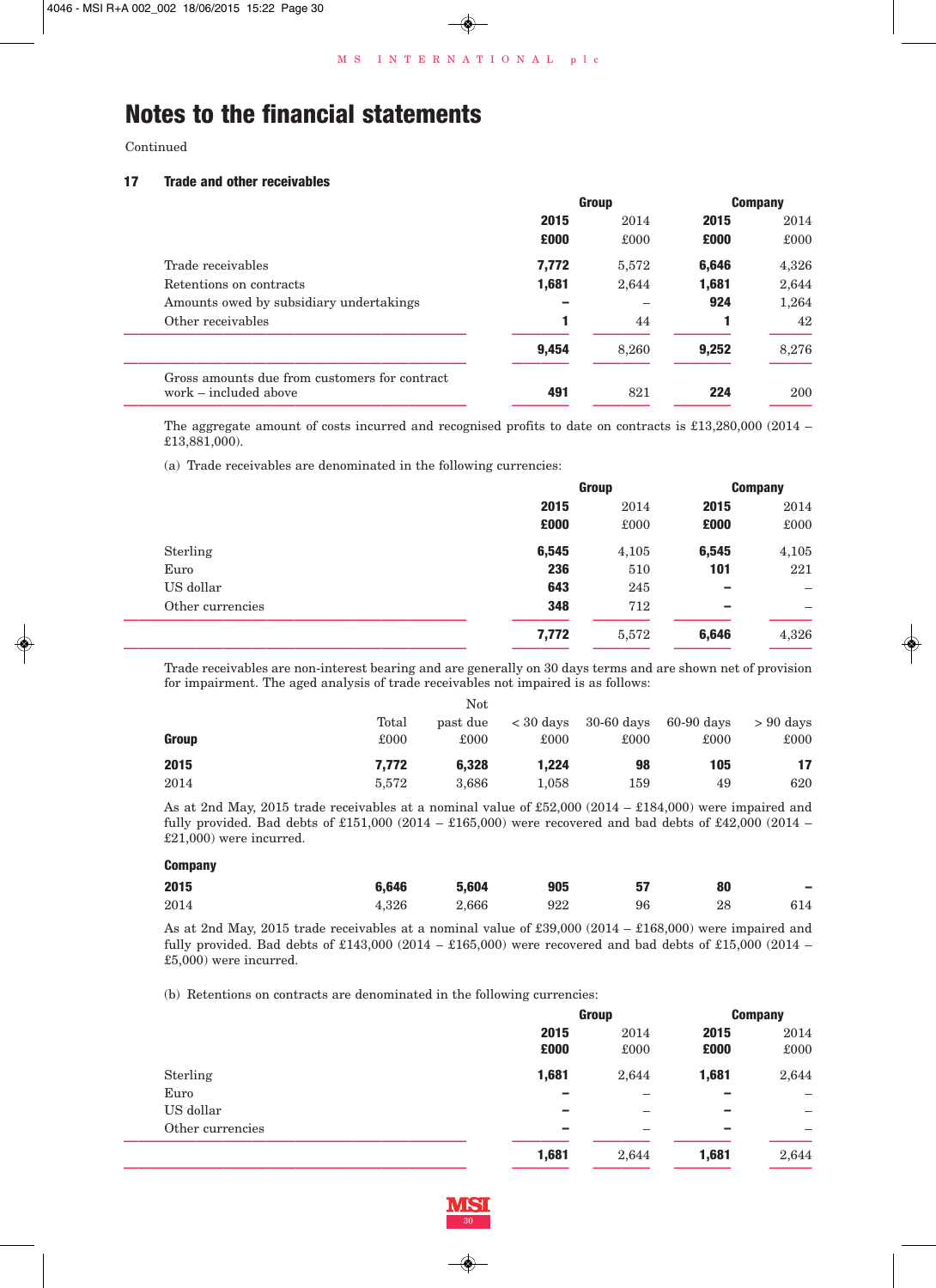# Notes to the financial statements

Continued

## 17 Trade and other receivables

| | Group | | Company | |
|---|---|---|---|---|
| | **2015** | 2014 | **2015** | 2014 |
| | **£000** | £000 | **£000** | £000 |
| Trade receivables | **7,772** | 5,572 | **6,646** | 4,326 |
| Retentions on contracts | **1,681** | 2,644 | **1,681** | 2,644 |
| Amounts owed by subsidiary undertakings | **–** | – | **924** | 1,264 |
| Other receivables | **1** | 44 | **1** | 42 |
| | **9,454** | 8,260 | **9,252** | 8,276 |
| Gross amounts due from customers for contract work – included above | **491** | 821 | **224** | 200 |

The aggregate amount of costs incurred and recognised profits to date on contracts is £13,280,000 (2014 – £13,881,000).

(a) Trade receivables are denominated in the following currencies:

| | Group | | Company | |
|---|---|---|---|---|
| | **2015** | 2014 | **2015** | 2014 |
| | **£000** | £000 | **£000** | £000 |
| Sterling | **6,545** | 4,105 | **6,545** | 4,105 |
| Euro | **236** | 510 | **101** | 221 |
| US dollar | **643** | 245 | **–** | – |
| Other currencies | **348** | 712 | **–** | – |
| | **7,772** | 5,572 | **6,646** | 4,326 |

Trade receivables are non-interest bearing and are generally on 30 days terms and are shown net of provision for impairment. The aged analysis of trade receivables not impaired is as follows:

| **Group** | Total £000 | Not past due £000 | < 30 days £000 | 30-60 days £000 | 60-90 days £000 | > 90 days £000 |
|---|---|---|---|---|---|---|
| **2015** | **7,772** | **6,328** | **1,224** | **98** | **105** | **17** |
| 2014 | 5,572 | 3,686 | 1,058 | 159 | 49 | 620 |

As at 2nd May, 2015 trade receivables at a nominal value of £52,000 (2014 – £184,000) were impaired and fully provided. Bad debts of £151,000 (2014 – £165,000) were recovered and bad debts of £42,000 (2014 – £21,000) were incurred.

| **Company** | Total £000 | Not past due £000 | < 30 days £000 | 30-60 days £000 | 60-90 days £000 | > 90 days £000 |
|---|---|---|---|---|---|---|
| **2015** | **6,646** | **5,604** | **905** | **57** | **80** | **–** |
| 2014 | 4,326 | 2,666 | 922 | 96 | 28 | 614 |

As at 2nd May, 2015 trade receivables at a nominal value of £39,000 (2014 – £168,000) were impaired and fully provided. Bad debts of £143,000 (2014 – £165,000) were recovered and bad debts of £15,000 (2014 – £5,000) were incurred.

(b) Retentions on contracts are denominated in the following currencies:

| | Group | | Company | |
|---|---|---|---|---|
| | **2015** | 2014 | **2015** | 2014 |
| | **£000** | £000 | **£000** | £000 |
| Sterling | **1,681** | 2,644 | **1,681** | 2,644 |
| Euro | **–** | – | **–** | – |
| US dollar | **–** | – | **–** | – |
| Other currencies | **–** | – | **–** | – |
| | **1,681** | 2,644 | **1,681** | 2,644 |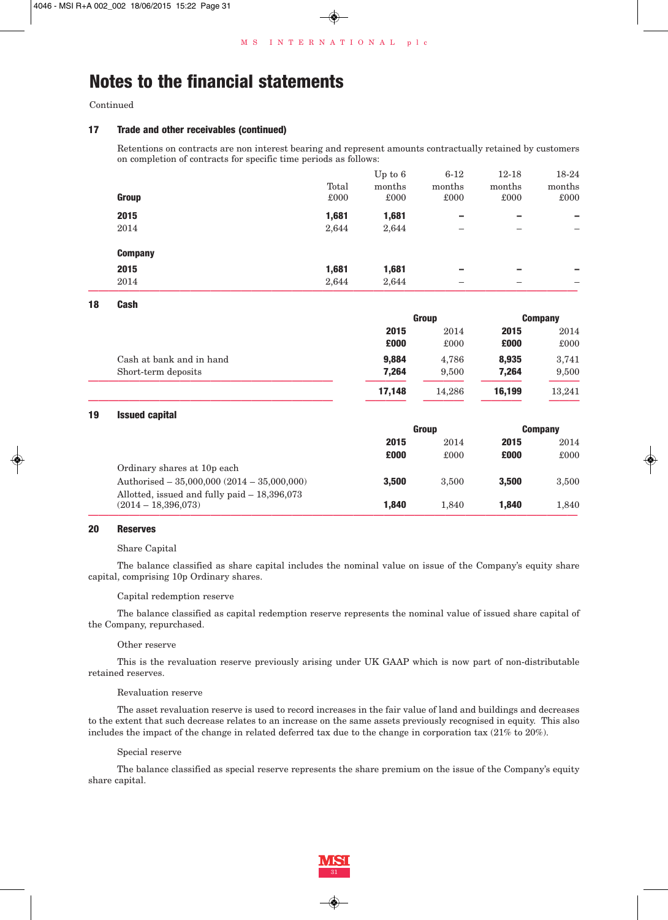# Notes to the financial statements

Continued

## 17 Trade and other receivables (continued)

Retentions on contracts are non interest bearing and represent amounts contractually retained by customers on completion of contracts for specific time periods as follows:

| Group | Total £000 | Up to 6 months £000 | 6-12 months £000 | 12-18 months £000 | 18-24 months £000 |
|---|---|---|---|---|---|
| **2015** | **1,681** | **1,681** | **–** | **–** | **–** |
| 2014 | 2,644 | 2,644 | – | – | – |
| **Company** | | | | | |
| **2015** | **1,681** | **1,681** | **–** | **–** | **–** |
| 2014 | 2,644 | 2,644 | – | – | – |

## 18 Cash

| | Group | | Company | |
|---|---|---|---|---|
| | **2015 £000** | 2014 £000 | **2015 £000** | 2014 £000 |
| Cash at bank and in hand | **9,884** | 4,786 | **8,935** | 3,741 |
| Short-term deposits | **7,264** | 9,500 | **7,264** | 9,500 |
| | **17,148** | 14,286 | **16,199** | 13,241 |

## 19 Issued capital

| | Group | | Company | |
|---|---|---|---|---|
| | **2015 £000** | 2014 £000 | **2015 £000** | 2014 £000 |
| Ordinary shares at 10p each | | | | |
| Authorised – 35,000,000 (2014 – 35,000,000) | **3,500** | 3,500 | **3,500** | 3,500 |
| Allotted, issued and fully paid – 18,396,073 (2014 – 18,396,073) | **1,840** | 1,840 | **1,840** | 1,840 |

## 20 Reserves

Share Capital

The balance classified as share capital includes the nominal value on issue of the Company's equity share capital, comprising 10p Ordinary shares.

Capital redemption reserve

The balance classified as capital redemption reserve represents the nominal value of issued share capital of the Company, repurchased.

Other reserve

This is the revaluation reserve previously arising under UK GAAP which is now part of non-distributable retained reserves.

Revaluation reserve

The asset revaluation reserve is used to record increases in the fair value of land and buildings and decreases to the extent that such decrease relates to an increase on the same assets previously recognised in equity. This also includes the impact of the change in related deferred tax due to the change in corporation tax (21% to 20%).

Special reserve

The balance classified as special reserve represents the share premium on the issue of the Company's equity share capital.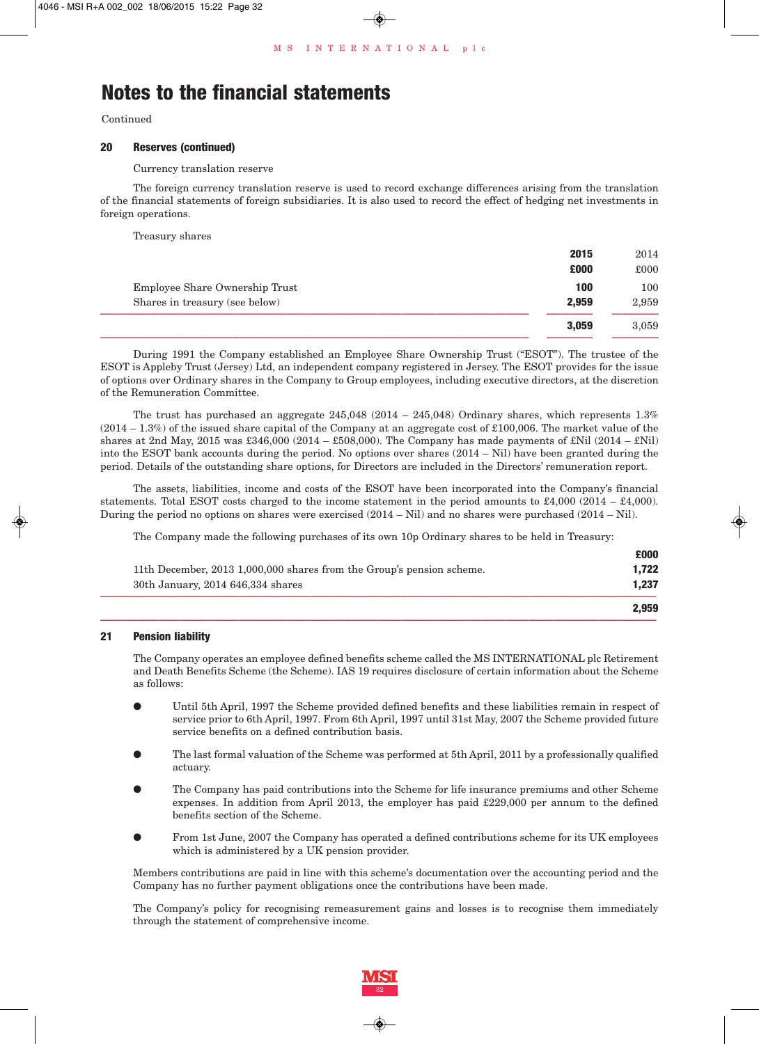# Notes to the financial statements

Continued

### 20 Reserves (continued)

Currency translation reserve

The foreign currency translation reserve is used to record exchange differences arising from the translation of the financial statements of foreign subsidiaries. It is also used to record the effect of hedging net investments in foreign operations.

Treasury shares

| | **2015** | 2014 |
|---|---|---|
| | **£000** | £000 |
| Employee Share Ownership Trust | **100** | 100 |
| Shares in treasury (see below) | **2,959** | 2,959 |
| | **3,059** | 3,059 |

During 1991 the Company established an Employee Share Ownership Trust ("ESOT"). The trustee of the ESOT is Appleby Trust (Jersey) Ltd, an independent company registered in Jersey. The ESOT provides for the issue of options over Ordinary shares in the Company to Group employees, including executive directors, at the discretion of the Remuneration Committee.

The trust has purchased an aggregate 245,048 (2014 – 245,048) Ordinary shares, which represents 1.3% (2014 – 1.3%) of the issued share capital of the Company at an aggregate cost of £100,006. The market value of the shares at 2nd May, 2015 was £346,000 (2014 – £508,000). The Company has made payments of £Nil (2014 – £Nil) into the ESOT bank accounts during the period. No options over shares (2014 – Nil) have been granted during the period. Details of the outstanding share options, for Directors are included in the Directors' remuneration report.

The assets, liabilities, income and costs of the ESOT have been incorporated into the Company's financial statements. Total ESOT costs charged to the income statement in the period amounts to £4,000 (2014 – £4,000). During the period no options on shares were exercised (2014 – Nil) and no shares were purchased (2014 – Nil).

The Company made the following purchases of its own 10p Ordinary shares to be held in Treasury:

| | **£000** |
|---|---|
| 11th December, 2013 1,000,000 shares from the Group's pension scheme. | **1,722** |
| 30th January, 2014 646,334 shares | **1,237** |
| | **2,959** |

### 21 Pension liability

The Company operates an employee defined benefits scheme called the MS INTERNATIONAL plc Retirement and Death Benefits Scheme (the Scheme). IAS 19 requires disclosure of certain information about the Scheme as follows:

- Until 5th April, 1997 the Scheme provided defined benefits and these liabilities remain in respect of service prior to 6th April, 1997. From 6th April, 1997 until 31st May, 2007 the Scheme provided future service benefits on a defined contribution basis.
- The last formal valuation of the Scheme was performed at 5th April, 2011 by a professionally qualified actuary.
- The Company has paid contributions into the Scheme for life insurance premiums and other Scheme expenses. In addition from April 2013, the employer has paid £229,000 per annum to the defined benefits section of the Scheme.
- From 1st June, 2007 the Company has operated a defined contributions scheme for its UK employees which is administered by a UK pension provider.

Members contributions are paid in line with this scheme's documentation over the accounting period and the Company has no further payment obligations once the contributions have been made.

The Company's policy for recognising remeasurement gains and losses is to recognise them immediately through the statement of comprehensive income.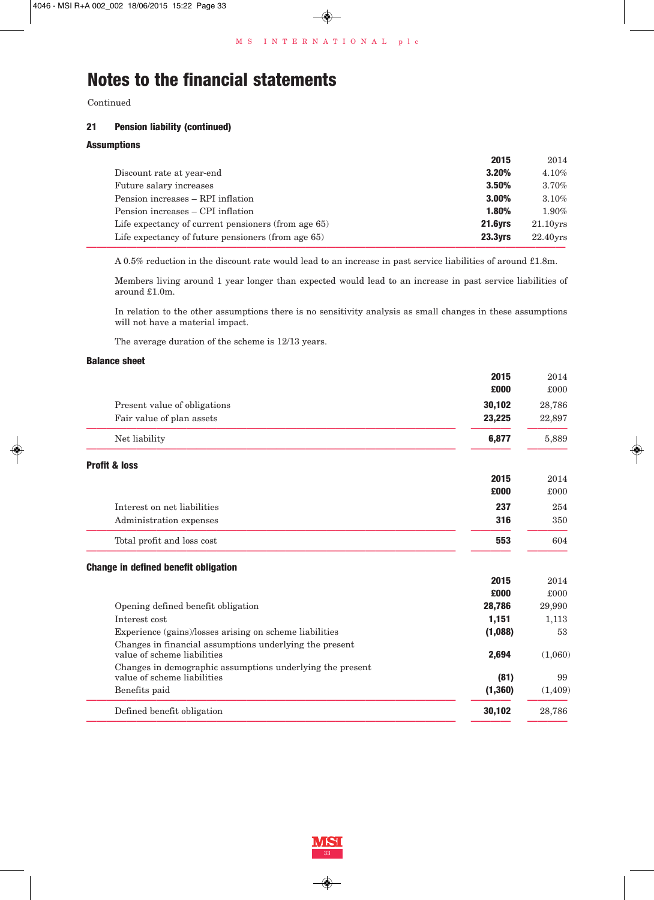# Notes to the financial statements

Continued

### 21 Pension liability (continued)

#### Assumptions

| | 2015 | 2014 |
|---|---|---|
| Discount rate at year-end | **3.20%** | 4.10% |
| Future salary increases | **3.50%** | 3.70% |
| Pension increases – RPI inflation | **3.00%** | 3.10% |
| Pension increases – CPI inflation | **1.80%** | 1.90% |
| Life expectancy of current pensioners (from age 65) | **21.6yrs** | 21.10yrs |
| Life expectancy of future pensioners (from age 65) | **23.3yrs** | 22.40yrs |

A 0.5% reduction in the discount rate would lead to an increase in past service liabilities of around £1.8m.

Members living around 1 year longer than expected would lead to an increase in past service liabilities of around £1.0m.

In relation to the other assumptions there is no sensitivity analysis as small changes in these assumptions will not have a material impact.

The average duration of the scheme is 12/13 years.

#### Balance sheet

| | 2015 £000 | 2014 £000 |
|---|---|---|
| Present value of obligations | **30,102** | 28,786 |
| Fair value of plan assets | **23,225** | 22,897 |
| Net liability | **6,877** | 5,889 |

#### Profit & loss

| | 2015 £000 | 2014 £000 |
|---|---|---|
| Interest on net liabilities | **237** | 254 |
| Administration expenses | **316** | 350 |
| Total profit and loss cost | **553** | 604 |

#### Change in defined benefit obligation

| | 2015 £000 | 2014 £000 |
|---|---|---|
| Opening defined benefit obligation | **28,786** | 29,990 |
| Interest cost | **1,151** | 1,113 |
| Experience (gains)/losses arising on scheme liabilities | **(1,088)** | 53 |
| Changes in financial assumptions underlying the present value of scheme liabilities | **2,694** | (1,060) |
| Changes in demographic assumptions underlying the present value of scheme liabilities | **(81)** | 99 |
| Benefits paid | **(1,360)** | (1,409) |
| Defined benefit obligation | **30,102** | 28,786 |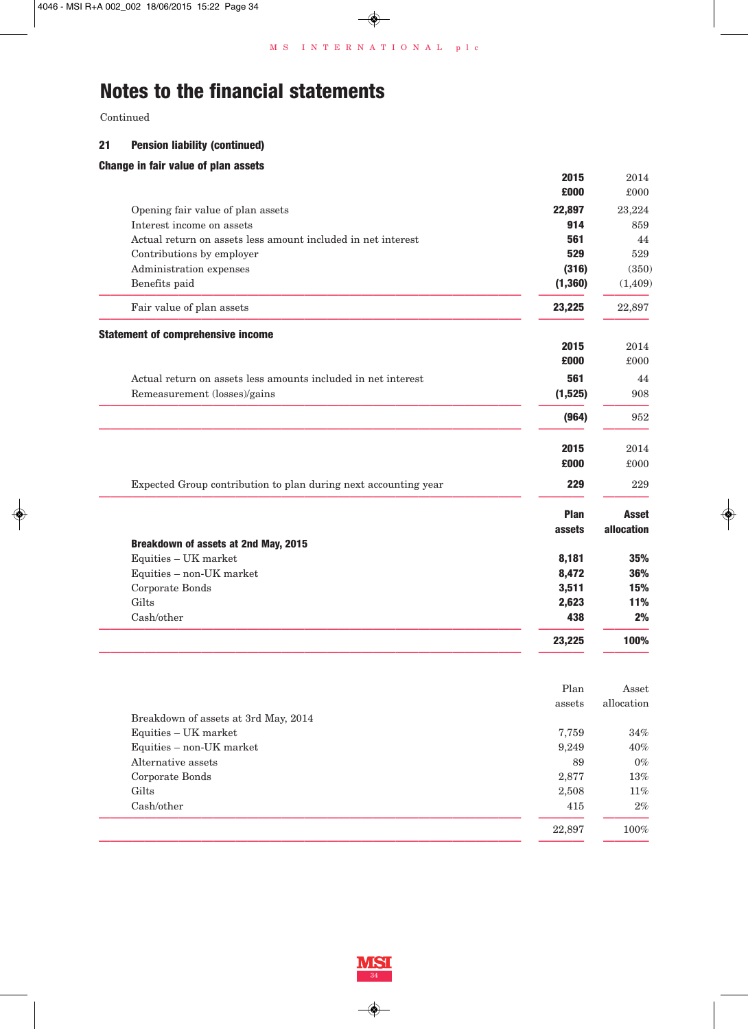# Notes to the financial statements

Continued

### 21 Pension liability (continued)

#### Change in fair value of plan assets

| | **2015 £000** | 2014 £000 |
|---|---|---|
| Opening fair value of plan assets | **22,897** | 23,224 |
| Interest income on assets | **914** | 859 |
| Actual return on assets less amount included in net interest | **561** | 44 |
| Contributions by employer | **529** | 529 |
| Administration expenses | **(316)** | (350) |
| Benefits paid | **(1,360)** | (1,409) |
| Fair value of plan assets | **23,225** | 22,897 |

#### Statement of comprehensive income

| | **2015 £000** | 2014 £000 |
|---|---|---|
| Actual return on assets less amounts included in net interest | **561** | 44 |
| Remeasurement (losses)/gains | **(1,525)** | 908 |
| | **(964)** | 952 |

| | **2015 £000** | 2014 £000 |
|---|---|---|
| Expected Group contribution to plan during next accounting year | **229** | 229 |

| **Breakdown of assets at 2nd May, 2015** | **Plan assets** | **Asset allocation** |
|---|---|---|
| Equities – UK market | **8,181** | **35%** |
| Equities – non-UK market | **8,472** | **36%** |
| Corporate Bonds | **3,511** | **15%** |
| Gilts | **2,623** | **11%** |
| Cash/other | **438** | **2%** |
| | **23,225** | **100%** |

| Breakdown of assets at 3rd May, 2014 | Plan assets | Asset allocation |
|---|---|---|
| Equities – UK market | 7,759 | 34% |
| Equities – non-UK market | 9,249 | 40% |
| Alternative assets | 89 | 0% |
| Corporate Bonds | 2,877 | 13% |
| Gilts | 2,508 | 11% |
| Cash/other | 415 | 2% |
| | 22,897 | 100% |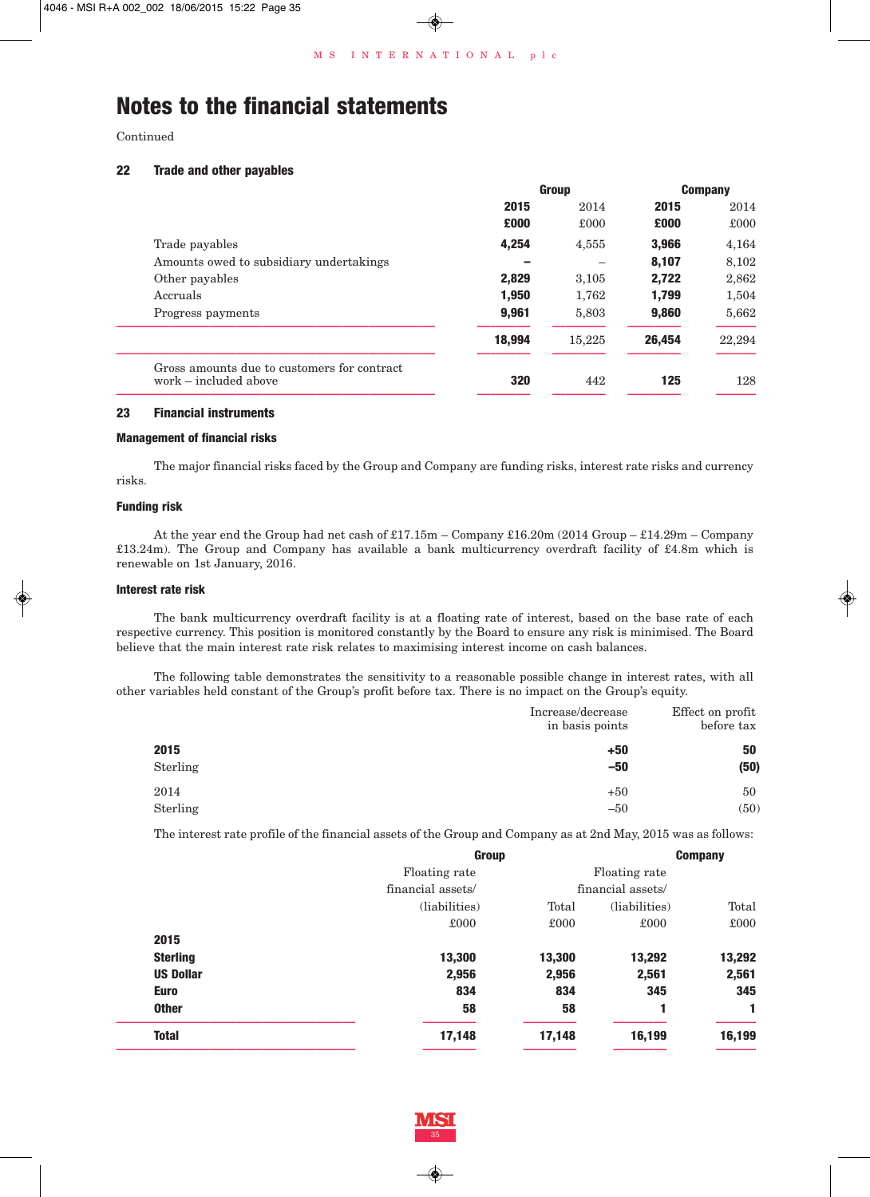# Notes to the financial statements

Continued

## 22 Trade and other payables

| | Group | | Company | |
|---|---|---|---|---|
| | **2015** | 2014 | **2015** | 2014 |
| | **£000** | £000 | **£000** | £000 |
| Trade payables | **4,254** | 4,555 | **3,966** | 4,164 |
| Amounts owed to subsidiary undertakings | **–** | – | **8,107** | 8,102 |
| Other payables | **2,829** | 3,105 | **2,722** | 2,862 |
| Accruals | **1,950** | 1,762 | **1,799** | 1,504 |
| Progress payments | **9,961** | 5,803 | **9,860** | 5,662 |
| | **18,994** | 15,225 | **26,454** | 22,294 |
| Gross amounts due to customers for contract work – included above | **320** | 442 | **125** | 128 |

## 23 Financial instruments

### Management of financial risks

The major financial risks faced by the Group and Company are funding risks, interest rate risks and currency risks.

### Funding risk

At the year end the Group had net cash of £17.15m – Company £16.20m (2014 Group – £14.29m – Company £13.24m). The Group and Company has available a bank multicurrency overdraft facility of £4.8m which is renewable on 1st January, 2016.

### Interest rate risk

The bank multicurrency overdraft facility is at a floating rate of interest, based on the base rate of each respective currency. This position is monitored constantly by the Board to ensure any risk is minimised. The Board believe that the main interest rate risk relates to maximising interest income on cash balances.

The following table demonstrates the sensitivity to a reasonable possible change in interest rates, with all other variables held constant of the Group's profit before tax. There is no impact on the Group's equity.

| | Increase/decrease in basis points | Effect on profit before tax |
|---|---|---|
| **2015** | **+50** | **50** |
| Sterling | **–50** | **(50)** |
| 2014 | +50 | 50 |
| Sterling | –50 | (50) |

The interest rate profile of the financial assets of the Group and Company as at 2nd May, 2015 was as follows:

| | Group | | Company | |
|---|---|---|---|---|
| | Floating rate financial assets/ (liabilities) | Total | Floating rate financial assets/ (liabilities) | Total |
| | £000 | £000 | £000 | £000 |
| **2015** | | | | |
| **Sterling** | **13,300** | **13,300** | **13,292** | **13,292** |
| **US Dollar** | **2,956** | **2,956** | **2,561** | **2,561** |
| **Euro** | **834** | **834** | **345** | **345** |
| **Other** | **58** | **58** | **1** | **1** |
| **Total** | **17,148** | **17,148** | **16,199** | **16,199** |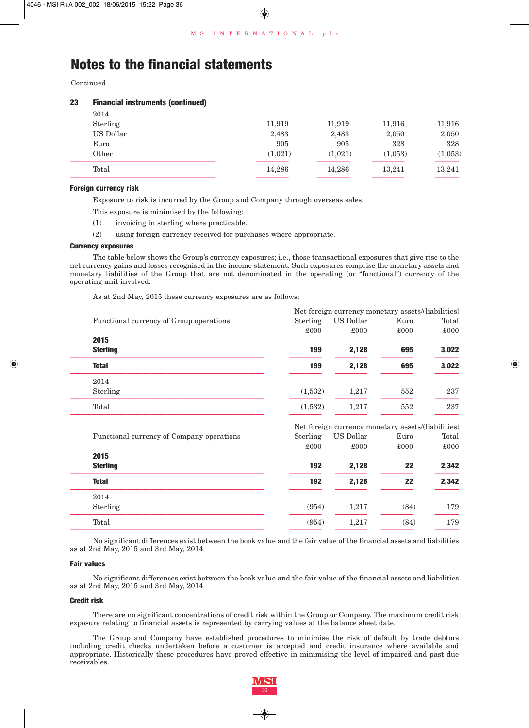# Notes to the financial statements

Continued

### 23 Financial instruments (continued)

| | | | | |
|---|---|---|---|---|
| 2014 | | | | |
| Sterling | 11,919 | 11,919 | 11,916 | 11,916 |
| US Dollar | 2,483 | 2,483 | 2,050 | 2,050 |
| Euro | 905 | 905 | 328 | 328 |
| Other | (1,021) | (1,021) | (1,053) | (1,053) |
| Total | 14,286 | 14,286 | 13,241 | 13,241 |

#### Foreign currency risk

Exposure to risk is incurred by the Group and Company through overseas sales.

This exposure is minimised by the following:

(1) invoicing in sterling where practicable.

(2) using foreign currency received for purchases where appropriate.

#### Currency exposures

The table below shows the Group's currency exposures; i.e., those transactional exposures that give rise to the net currency gains and losses recognised in the income statement. Such exposures comprise the monetary assets and monetary liabilities of the Group that are not denominated in the operating (or "functional") currency of the operating unit involved.

As at 2nd May, 2015 these currency exposures are as follows:

| | Net foreign currency monetary assets/(liabilities) | | | |
|---|---|---|---|---|
| Functional currency of Group operations | Sterling £000 | US Dollar £000 | Euro £000 | Total £000 |
| **2015** | | | | |
| **Sterling** | **199** | **2,128** | **695** | **3,022** |
| **Total** | **199** | **2,128** | **695** | **3,022** |
| 2014 | | | | |
| Sterling | (1,532) | 1,217 | 552 | 237 |
| Total | (1,532) | 1,217 | 552 | 237 |

| | Net foreign currency monetary assets/(liabilities) | | | |
|---|---|---|---|---|
| Functional currency of Company operations | Sterling £000 | US Dollar £000 | Euro £000 | Total £000 |
| **2015** | | | | |
| **Sterling** | **192** | **2,128** | **22** | **2,342** |
| **Total** | **192** | **2,128** | **22** | **2,342** |
| 2014 | | | | |
| Sterling | (954) | 1,217 | (84) | 179 |
| Total | (954) | 1,217 | (84) | 179 |

No significant differences exist between the book value and the fair value of the financial assets and liabilities as at 2nd May, 2015 and 3rd May, 2014.

#### Fair values

No significant differences exist between the book value and the fair value of the financial assets and liabilities as at 2nd May, 2015 and 3rd May, 2014.

#### Credit risk

There are no significant concentrations of credit risk within the Group or Company. The maximum credit risk exposure relating to financial assets is represented by carrying values at the balance sheet date.

The Group and Company have established procedures to minimise the risk of default by trade debtors including credit checks undertaken before a customer is accepted and credit insurance where available and appropriate. Historically these procedures have proved effective in minimising the level of impaired and past due receivables.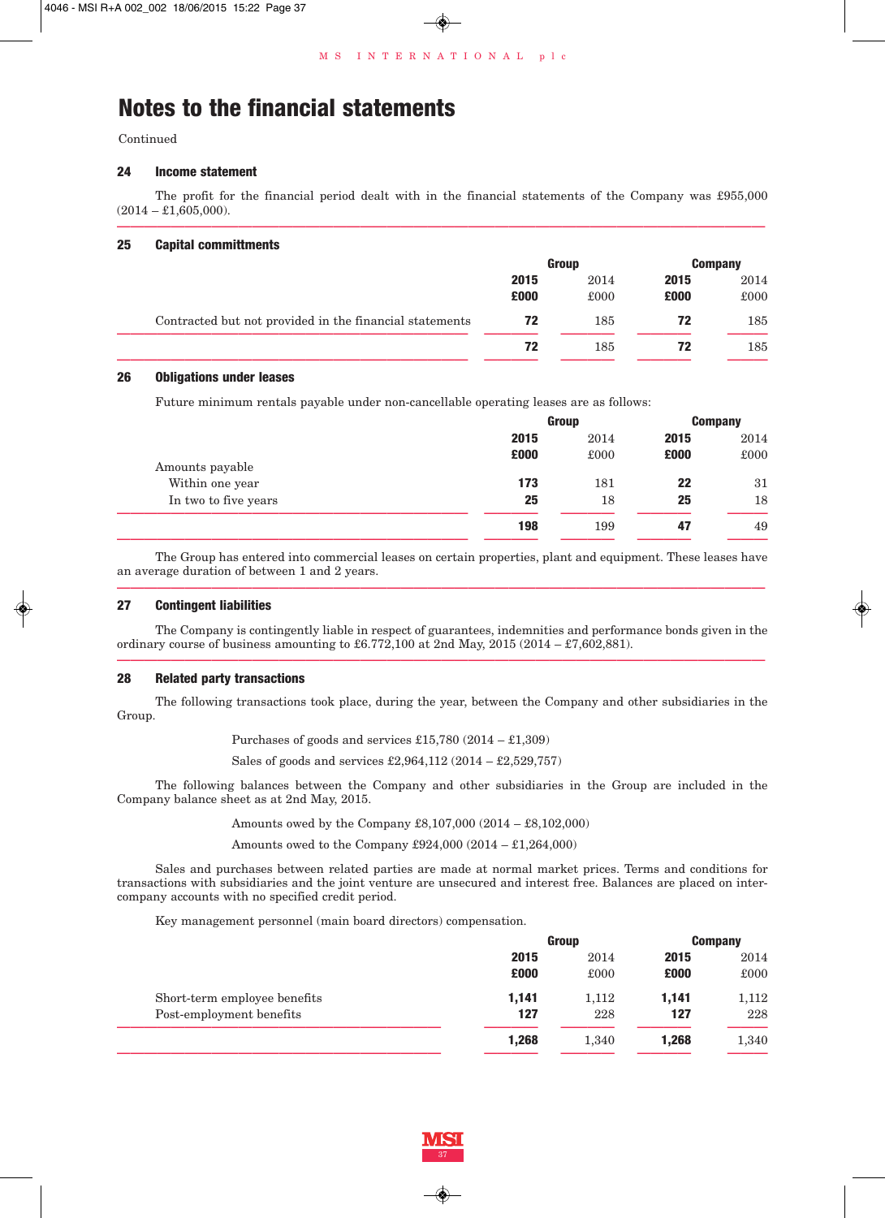# Notes to the financial statements

Continued

## 24 Income statement

The profit for the financial period dealt with in the financial statements of the Company was £955,000 (2014 – £1,605,000).

## 25 Capital committments

| | Group | | Company | |
|---|---|---|---|---|
| | **2015** | 2014 | **2015** | 2014 |
| | **£000** | £000 | **£000** | £000 |
| Contracted but not provided in the financial statements | **72** | 185 | **72** | 185 |
| | **72** | 185 | **72** | 185 |

## 26 Obligations under leases

Future minimum rentals payable under non-cancellable operating leases are as follows:

| | Group | | Company | |
|---|---|---|---|---|
| | **2015** | 2014 | **2015** | 2014 |
| | **£000** | £000 | **£000** | £000 |
| Amounts payable | | | | |
| Within one year | **173** | 181 | **22** | 31 |
| In two to five years | **25** | 18 | **25** | 18 |
| | **198** | 199 | **47** | 49 |

The Group has entered into commercial leases on certain properties, plant and equipment. These leases have an average duration of between 1 and 2 years.

## 27 Contingent liabilities

The Company is contingently liable in respect of guarantees, indemnities and performance bonds given in the ordinary course of business amounting to £6.772,100 at 2nd May, 2015 (2014 – £7,602,881).

## 28 Related party transactions

The following transactions took place, during the year, between the Company and other subsidiaries in the Group.

Purchases of goods and services £15,780 (2014 – £1,309)

Sales of goods and services £2,964,112 (2014 – £2,529,757)

The following balances between the Company and other subsidiaries in the Group are included in the Company balance sheet as at 2nd May, 2015.

Amounts owed by the Company £8,107,000 (2014 – £8,102,000)

Amounts owed to the Company £924,000 (2014 – £1,264,000)

Sales and purchases between related parties are made at normal market prices. Terms and conditions for transactions with subsidiaries and the joint venture are unsecured and interest free. Balances are placed on inter-company accounts with no specified credit period.

Key management personnel (main board directors) compensation.

| | Group | | Company | |
|---|---|---|---|---|
| | **2015** | 2014 | **2015** | 2014 |
| | **£000** | £000 | **£000** | £000 |
| Short-term employee benefits | **1,141** | 1,112 | **1,141** | 1,112 |
| Post-employment benefits | **127** | 228 | **127** | 228 |
| | **1,268** | 1,340 | **1,268** | 1,340 |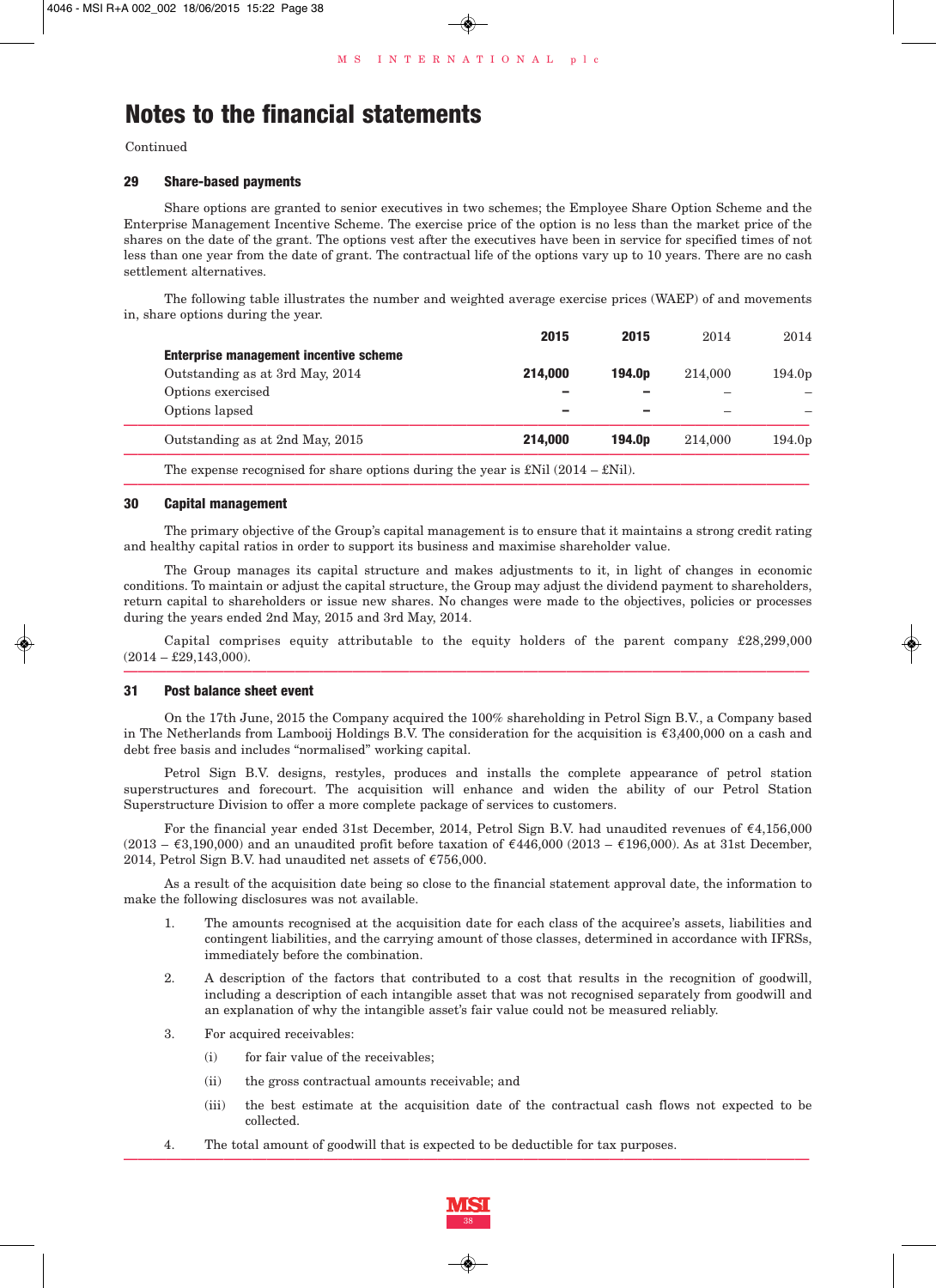# Notes to the financial statements

Continued

## 29 Share-based payments

Share options are granted to senior executives in two schemes; the Employee Share Option Scheme and the Enterprise Management Incentive Scheme. The exercise price of the option is no less than the market price of the shares on the date of the grant. The options vest after the executives have been in service for specified times of not less than one year from the date of grant. The contractual life of the options vary up to 10 years. There are no cash settlement alternatives.

The following table illustrates the number and weighted average exercise prices (WAEP) of and movements in, share options during the year.

| | **2015** | **2015** | 2014 | 2014 |
|---|---|---|---|---|
| **Enterprise management incentive scheme** | | | | |
| Outstanding as at 3rd May, 2014 | **214,000** | **194.0p** | 214,000 | 194.0p |
| Options exercised | **–** | **–** | – | – |
| Options lapsed | **–** | **–** | – | – |
| Outstanding as at 2nd May, 2015 | **214,000** | **194.0p** | 214,000 | 194.0p |

The expense recognised for share options during the year is £Nil (2014 – £Nil).

## 30 Capital management

The primary objective of the Group's capital management is to ensure that it maintains a strong credit rating and healthy capital ratios in order to support its business and maximise shareholder value.

The Group manages its capital structure and makes adjustments to it, in light of changes in economic conditions. To maintain or adjust the capital structure, the Group may adjust the dividend payment to shareholders, return capital to shareholders or issue new shares. No changes were made to the objectives, policies or processes during the years ended 2nd May, 2015 and 3rd May, 2014.

Capital comprises equity attributable to the equity holders of the parent company £28,299,000 (2014 – £29,143,000).

## 31 Post balance sheet event

On the 17th June, 2015 the Company acquired the 100% shareholding in Petrol Sign B.V., a Company based in The Netherlands from Lambooij Holdings B.V. The consideration for the acquisition is €3,400,000 on a cash and debt free basis and includes "normalised" working capital.

Petrol Sign B.V. designs, restyles, produces and installs the complete appearance of petrol station superstructures and forecourt. The acquisition will enhance and widen the ability of our Petrol Station Superstructure Division to offer a more complete package of services to customers.

For the financial year ended 31st December, 2014, Petrol Sign B.V. had unaudited revenues of €4,156,000 (2013 – €3,190,000) and an unaudited profit before taxation of €446,000 (2013 – €196,000). As at 31st December, 2014, Petrol Sign B.V. had unaudited net assets of €756,000.

As a result of the acquisition date being so close to the financial statement approval date, the information to make the following disclosures was not available.

1. The amounts recognised at the acquisition date for each class of the acquiree's assets, liabilities and contingent liabilities, and the carrying amount of those classes, determined in accordance with IFRSs, immediately before the combination.
2. A description of the factors that contributed to a cost that results in the recognition of goodwill, including a description of each intangible asset that was not recognised separately from goodwill and an explanation of why the intangible asset's fair value could not be measured reliably.
3. For acquired receivables:
   - (i) for fair value of the receivables;
   - (ii) the gross contractual amounts receivable; and
   - (iii) the best estimate at the acquisition date of the contractual cash flows not expected to be collected.
4. The total amount of goodwill that is expected to be deductible for tax purposes.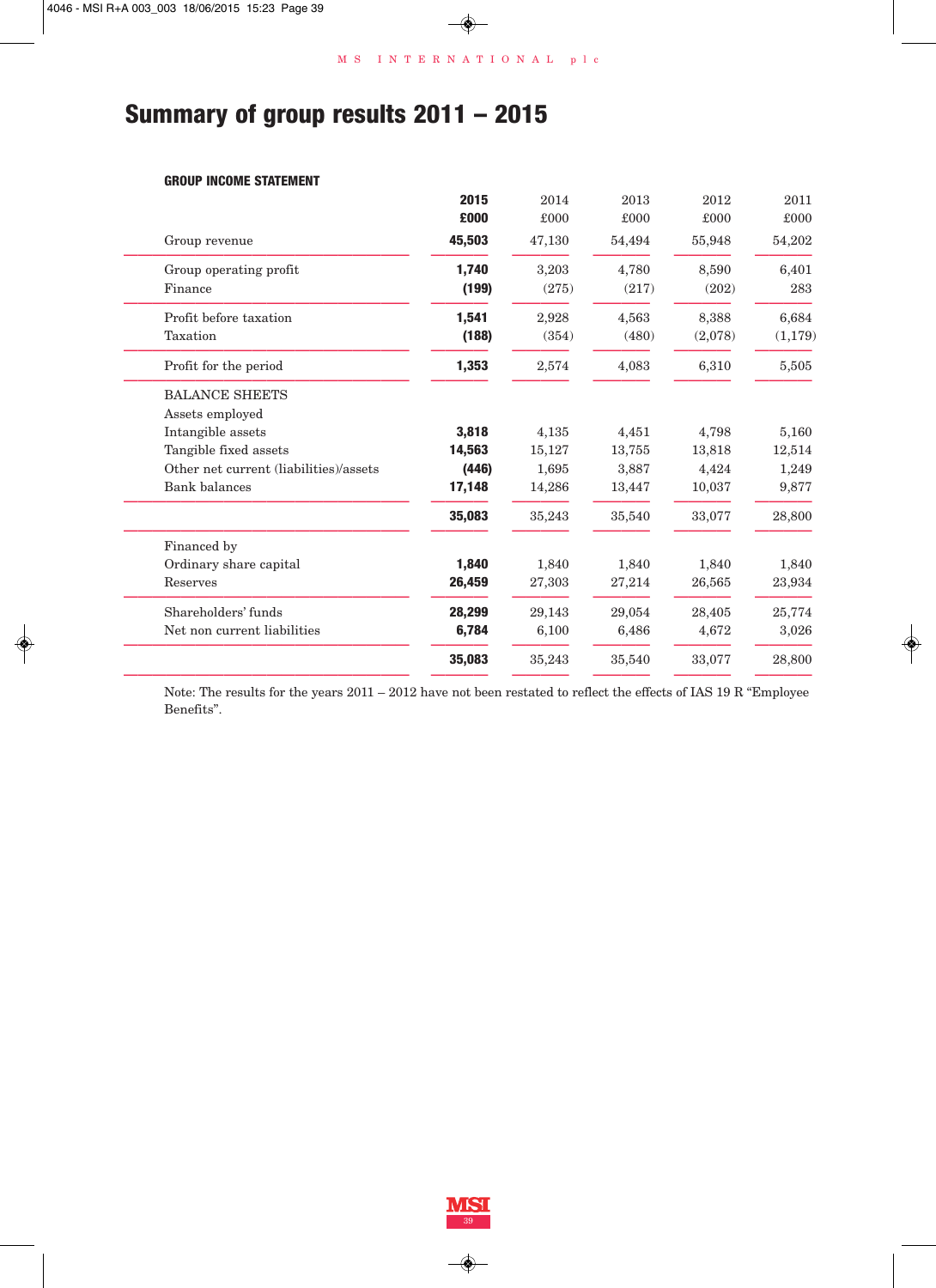# Summary of group results 2011 – 2015

## GROUP INCOME STATEMENT

| | **2015** | 2014 | 2013 | 2012 | 2011 |
|---|---|---|---|---|---|
| | **£000** | £000 | £000 | £000 | £000 |
| Group revenue | **45,503** | 47,130 | 54,494 | 55,948 | 54,202 |
| Group operating profit | **1,740** | 3,203 | 4,780 | 8,590 | 6,401 |
| Finance | **(199)** | (275) | (217) | (202) | 283 |
| Profit before taxation | **1,541** | 2,928 | 4,563 | 8,388 | 6,684 |
| Taxation | **(188)** | (354) | (480) | (2,078) | (1,179) |
| Profit for the period | **1,353** | 2,574 | 4,083 | 6,310 | 5,505 |
| BALANCE SHEETS | | | | | |
| Assets employed | | | | | |
| Intangible assets | **3,818** | 4,135 | 4,451 | 4,798 | 5,160 |
| Tangible fixed assets | **14,563** | 15,127 | 13,755 | 13,818 | 12,514 |
| Other net current (liabilities)/assets | **(446)** | 1,695 | 3,887 | 4,424 | 1,249 |
| Bank balances | **17,148** | 14,286 | 13,447 | 10,037 | 9,877 |
| | **35,083** | 35,243 | 35,540 | 33,077 | 28,800 |
| Financed by | | | | | |
| Ordinary share capital | **1,840** | 1,840 | 1,840 | 1,840 | 1,840 |
| Reserves | **26,459** | 27,303 | 27,214 | 26,565 | 23,934 |
| Shareholders' funds | **28,299** | 29,143 | 29,054 | 28,405 | 25,774 |
| Net non current liabilities | **6,784** | 6,100 | 6,486 | 4,672 | 3,026 |
| | **35,083** | 35,243 | 35,540 | 33,077 | 28,800 |

Note: The results for the years 2011 – 2012 have not been restated to reflect the effects of IAS 19 R "Employee Benefits".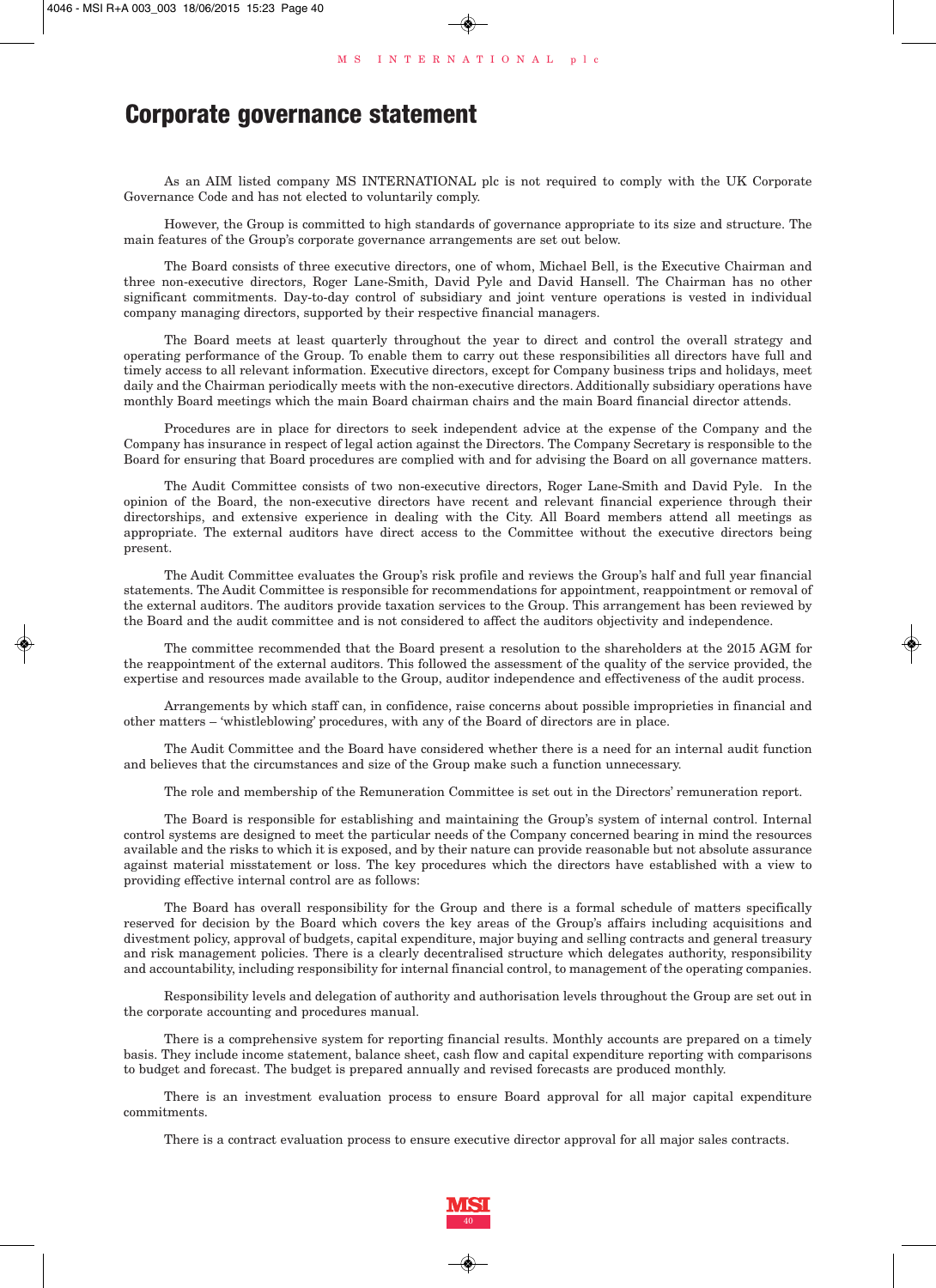# Corporate governance statement

As an AIM listed company MS INTERNATIONAL plc is not required to comply with the UK Corporate Governance Code and has not elected to voluntarily comply.

However, the Group is committed to high standards of governance appropriate to its size and structure. The main features of the Group's corporate governance arrangements are set out below.

The Board consists of three executive directors, one of whom, Michael Bell, is the Executive Chairman and three non-executive directors, Roger Lane-Smith, David Pyle and David Hansell. The Chairman has no other significant commitments. Day-to-day control of subsidiary and joint venture operations is vested in individual company managing directors, supported by their respective financial managers.

The Board meets at least quarterly throughout the year to direct and control the overall strategy and operating performance of the Group. To enable them to carry out these responsibilities all directors have full and timely access to all relevant information. Executive directors, except for Company business trips and holidays, meet daily and the Chairman periodically meets with the non-executive directors. Additionally subsidiary operations have monthly Board meetings which the main Board chairman chairs and the main Board financial director attends.

Procedures are in place for directors to seek independent advice at the expense of the Company and the Company has insurance in respect of legal action against the Directors. The Company Secretary is responsible to the Board for ensuring that Board procedures are complied with and for advising the Board on all governance matters.

The Audit Committee consists of two non-executive directors, Roger Lane-Smith and David Pyle. In the opinion of the Board, the non-executive directors have recent and relevant financial experience through their directorships, and extensive experience in dealing with the City. All Board members attend all meetings as appropriate. The external auditors have direct access to the Committee without the executive directors being present.

The Audit Committee evaluates the Group's risk profile and reviews the Group's half and full year financial statements. The Audit Committee is responsible for recommendations for appointment, reappointment or removal of the external auditors. The auditors provide taxation services to the Group. This arrangement has been reviewed by the Board and the audit committee and is not considered to affect the auditors objectivity and independence.

The committee recommended that the Board present a resolution to the shareholders at the 2015 AGM for the reappointment of the external auditors. This followed the assessment of the quality of the service provided, the expertise and resources made available to the Group, auditor independence and effectiveness of the audit process.

Arrangements by which staff can, in confidence, raise concerns about possible improprieties in financial and other matters – 'whistleblowing' procedures, with any of the Board of directors are in place.

The Audit Committee and the Board have considered whether there is a need for an internal audit function and believes that the circumstances and size of the Group make such a function unnecessary.

The role and membership of the Remuneration Committee is set out in the Directors' remuneration report.

The Board is responsible for establishing and maintaining the Group's system of internal control. Internal control systems are designed to meet the particular needs of the Company concerned bearing in mind the resources available and the risks to which it is exposed, and by their nature can provide reasonable but not absolute assurance against material misstatement or loss. The key procedures which the directors have established with a view to providing effective internal control are as follows:

The Board has overall responsibility for the Group and there is a formal schedule of matters specifically reserved for decision by the Board which covers the key areas of the Group's affairs including acquisitions and divestment policy, approval of budgets, capital expenditure, major buying and selling contracts and general treasury and risk management policies. There is a clearly decentralised structure which delegates authority, responsibility and accountability, including responsibility for internal financial control, to management of the operating companies.

Responsibility levels and delegation of authority and authorisation levels throughout the Group are set out in the corporate accounting and procedures manual.

There is a comprehensive system for reporting financial results. Monthly accounts are prepared on a timely basis. They include income statement, balance sheet, cash flow and capital expenditure reporting with comparisons to budget and forecast. The budget is prepared annually and revised forecasts are produced monthly.

There is an investment evaluation process to ensure Board approval for all major capital expenditure commitments.

There is a contract evaluation process to ensure executive director approval for all major sales contracts.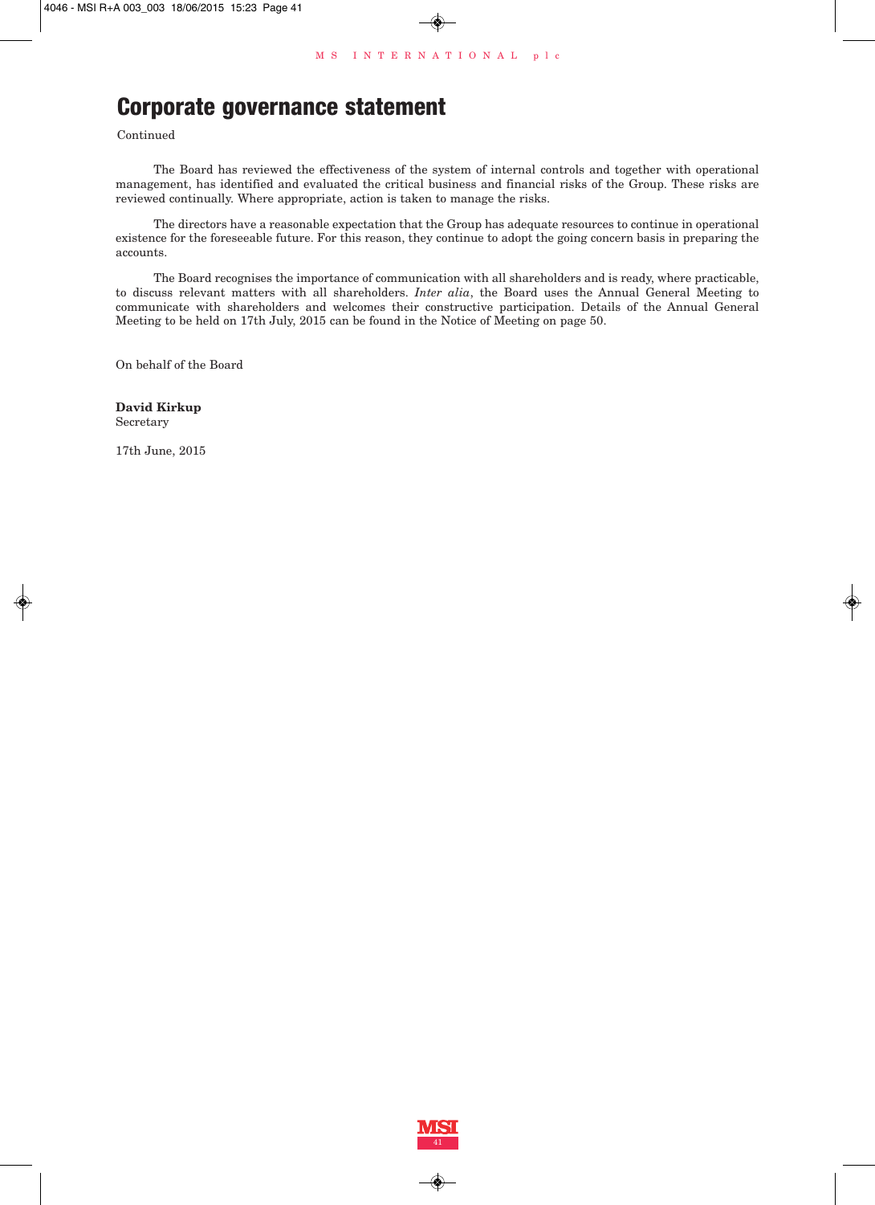# Corporate governance statement

Continued

The Board has reviewed the effectiveness of the system of internal controls and together with operational management, has identified and evaluated the critical business and financial risks of the Group. These risks are reviewed continually. Where appropriate, action is taken to manage the risks.

The directors have a reasonable expectation that the Group has adequate resources to continue in operational existence for the foreseeable future. For this reason, they continue to adopt the going concern basis in preparing the accounts.

The Board recognises the importance of communication with all shareholders and is ready, where practicable, to discuss relevant matters with all shareholders. *Inter alia*, the Board uses the Annual General Meeting to communicate with shareholders and welcomes their constructive participation. Details of the Annual General Meeting to be held on 17th July, 2015 can be found in the Notice of Meeting on page 50.

On behalf of the Board

**David Kirkup**
Secretary

17th June, 2015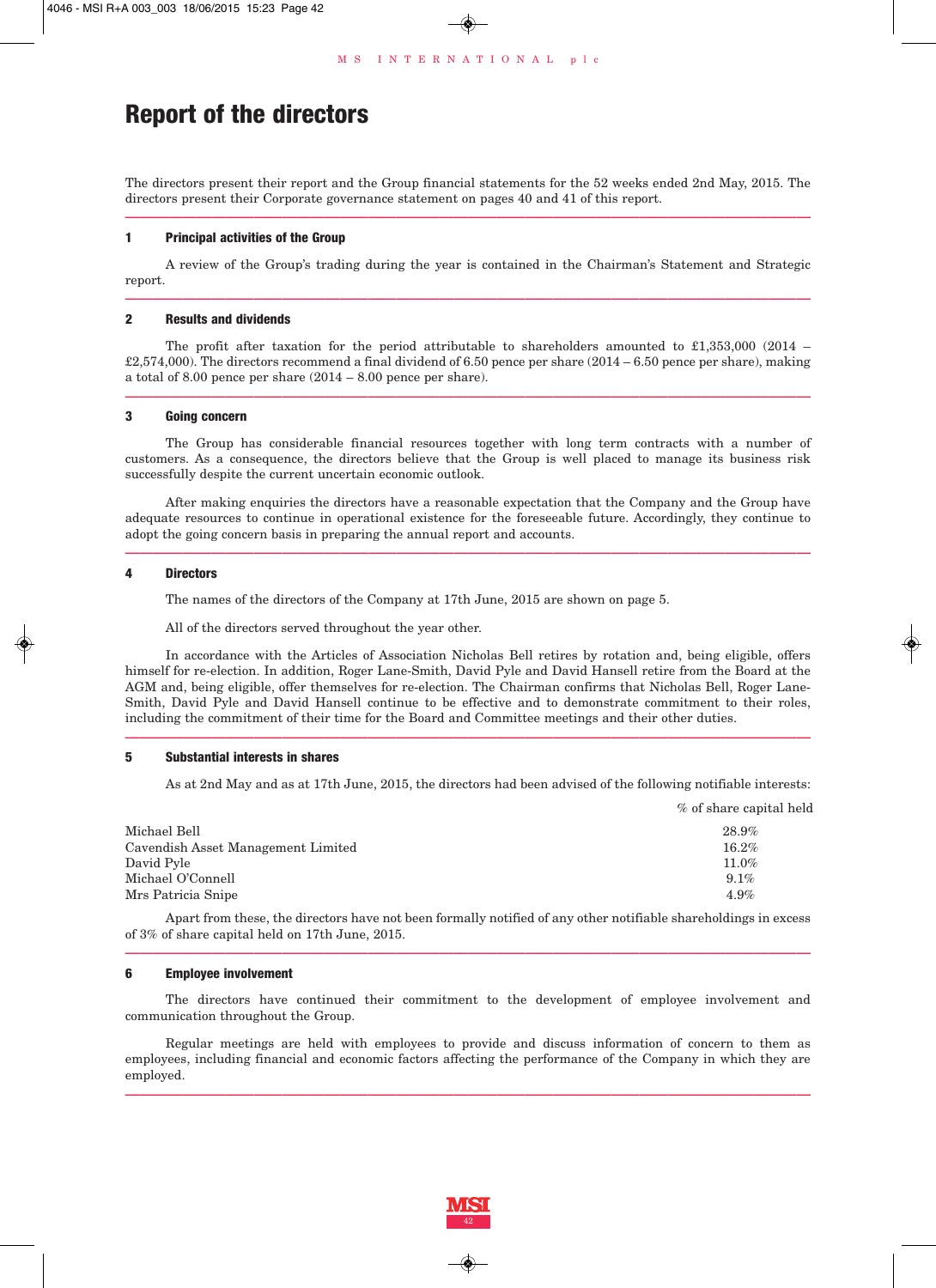# Report of the directors

The directors present their report and the Group financial statements for the 52 weeks ended 2nd May, 2015. The directors present their Corporate governance statement on pages 40 and 41 of this report.

---

## 1 Principal activities of the Group

A review of the Group's trading during the year is contained in the Chairman's Statement and Strategic report.

---

## 2 Results and dividends

The profit after taxation for the period attributable to shareholders amounted to £1,353,000 (2014 – £2,574,000). The directors recommend a final dividend of 6.50 pence per share (2014 – 6.50 pence per share), making a total of 8.00 pence per share (2014 – 8.00 pence per share).

---

## 3 Going concern

The Group has considerable financial resources together with long term contracts with a number of customers. As a consequence, the directors believe that the Group is well placed to manage its business risk successfully despite the current uncertain economic outlook.

After making enquiries the directors have a reasonable expectation that the Company and the Group have adequate resources to continue in operational existence for the foreseeable future. Accordingly, they continue to adopt the going concern basis in preparing the annual report and accounts.

---

## 4 Directors

The names of the directors of the Company at 17th June, 2015 are shown on page 5.

All of the directors served throughout the year other.

In accordance with the Articles of Association Nicholas Bell retires by rotation and, being eligible, offers himself for re-election. In addition, Roger Lane-Smith, David Pyle and David Hansell retire from the Board at the AGM and, being eligible, offer themselves for re-election. The Chairman confirms that Nicholas Bell, Roger Lane-Smith, David Pyle and David Hansell continue to be effective and to demonstrate commitment to their roles, including the commitment of their time for the Board and Committee meetings and their other duties.

---

## 5 Substantial interests in shares

As at 2nd May and as at 17th June, 2015, the directors had been advised of the following notifiable interests:

| | % of share capital held |
|---|---|
| Michael Bell | 28.9% |
| Cavendish Asset Management Limited | 16.2% |
| David Pyle | 11.0% |
| Michael O'Connell | 9.1% |
| Mrs Patricia Snipe | 4.9% |

Apart from these, the directors have not been formally notified of any other notifiable shareholdings in excess of 3% of share capital held on 17th June, 2015.

---

## 6 Employee involvement

The directors have continued their commitment to the development of employee involvement and communication throughout the Group.

Regular meetings are held with employees to provide and discuss information of concern to them as employees, including financial and economic factors affecting the performance of the Company in which they are employed.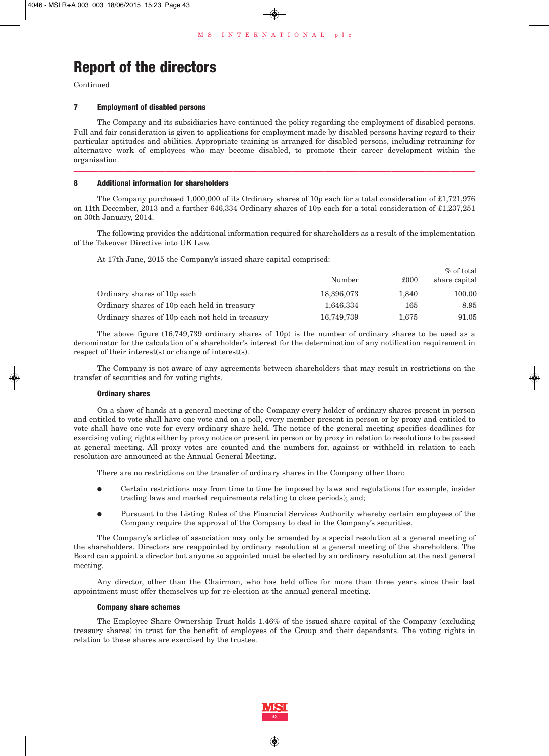# Report of the directors

Continued

### 7 Employment of disabled persons

The Company and its subsidiaries have continued the policy regarding the employment of disabled persons. Full and fair consideration is given to applications for employment made by disabled persons having regard to their particular aptitudes and abilities. Appropriate training is arranged for disabled persons, including retraining for alternative work of employees who may become disabled, to promote their career development within the organisation.

---

### 8 Additional information for shareholders

The Company purchased 1,000,000 of its Ordinary shares of 10p each for a total consideration of £1,721,976 on 11th December, 2013 and a further 646,334 Ordinary shares of 10p each for a total consideration of £1,237,251 on 30th January, 2014.

The following provides the additional information required for shareholders as a result of the implementation of the Takeover Directive into UK Law.

At 17th June, 2015 the Company's issued share capital comprised:

| | Number | £000 | % of total share capital |
|---|---|---|---|
| Ordinary shares of 10p each | 18,396,073 | 1,840 | 100.00 |
| Ordinary shares of 10p each held in treasury | 1,646,334 | 165 | 8.95 |
| Ordinary shares of 10p each not held in treasury | 16,749,739 | 1,675 | 91.05 |

The above figure (16,749,739 ordinary shares of 10p) is the number of ordinary shares to be used as a denominator for the calculation of a shareholder's interest for the determination of any notification requirement in respect of their interest(s) or change of interest(s).

The Company is not aware of any agreements between shareholders that may result in restrictions on the transfer of securities and for voting rights.

#### Ordinary shares

On a show of hands at a general meeting of the Company every holder of ordinary shares present in person and entitled to vote shall have one vote and on a poll, every member present in person or by proxy and entitled to vote shall have one vote for every ordinary share held. The notice of the general meeting specifies deadlines for exercising voting rights either by proxy notice or present in person or by proxy in relation to resolutions to be passed at general meeting. All proxy votes are counted and the numbers for, against or withheld in relation to each resolution are announced at the Annual General Meeting.

There are no restrictions on the transfer of ordinary shares in the Company other than:

- Certain restrictions may from time to time be imposed by laws and regulations (for example, insider trading laws and market requirements relating to close periods); and;
- Pursuant to the Listing Rules of the Financial Services Authority whereby certain employees of the Company require the approval of the Company to deal in the Company's securities.

The Company's articles of association may only be amended by a special resolution at a general meeting of the shareholders. Directors are reappointed by ordinary resolution at a general meeting of the shareholders. The Board can appoint a director but anyone so appointed must be elected by an ordinary resolution at the next general meeting.

Any director, other than the Chairman, who has held office for more than three years since their last appointment must offer themselves up for re-election at the annual general meeting.

#### Company share schemes

The Employee Share Ownership Trust holds 1.46% of the issued share capital of the Company (excluding treasury shares) in trust for the benefit of employees of the Group and their dependants. The voting rights in relation to these shares are exercised by the trustee.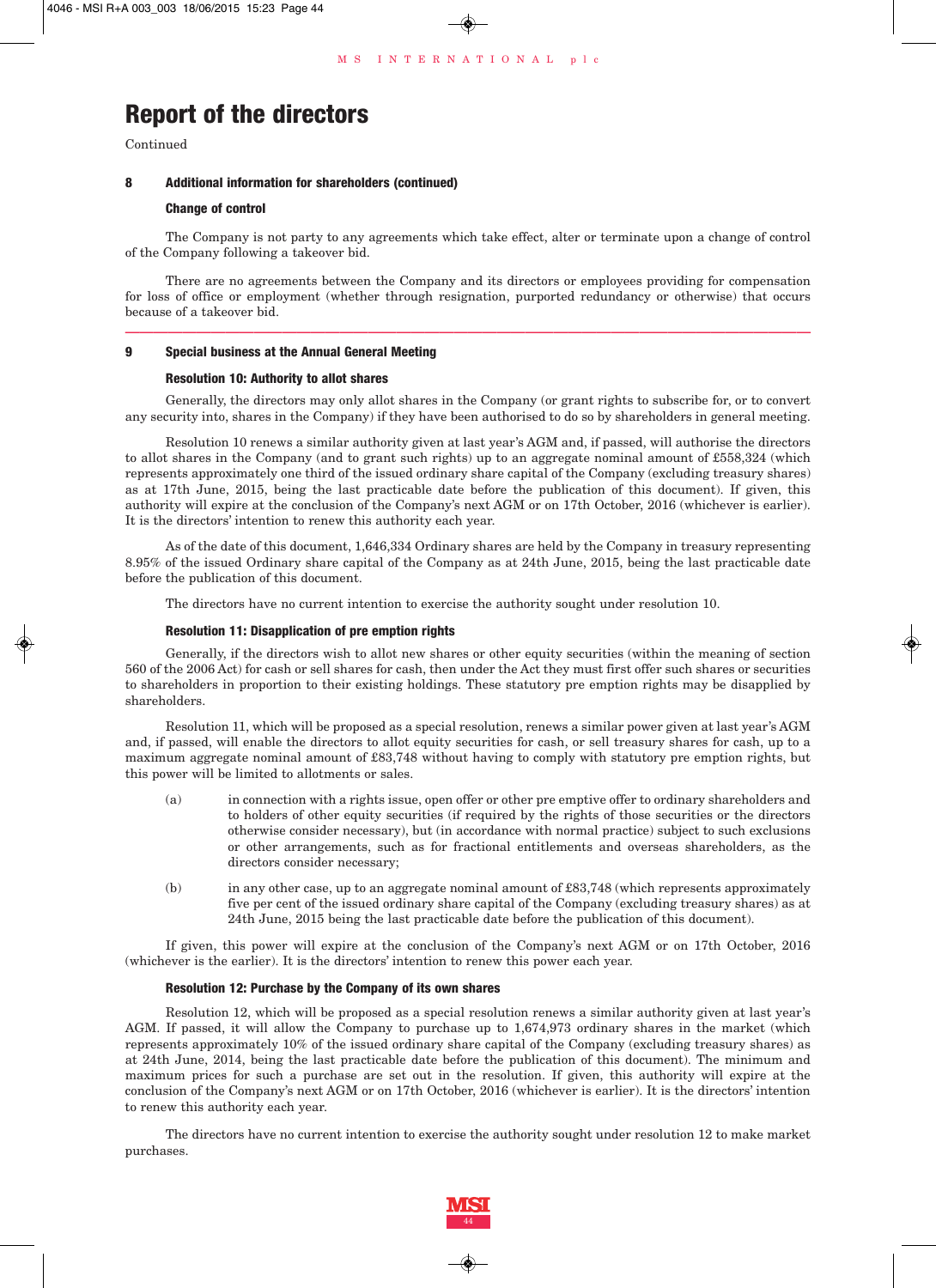# Report of the directors

Continued

## 8 Additional information for shareholders (continued)

### Change of control

The Company is not party to any agreements which take effect, alter or terminate upon a change of control of the Company following a takeover bid.

There are no agreements between the Company and its directors or employees providing for compensation for loss of office or employment (whether through resignation, purported redundancy or otherwise) that occurs because of a takeover bid.

---

## 9 Special business at the Annual General Meeting

### Resolution 10: Authority to allot shares

Generally, the directors may only allot shares in the Company (or grant rights to subscribe for, or to convert any security into, shares in the Company) if they have been authorised to do so by shareholders in general meeting.

Resolution 10 renews a similar authority given at last year's AGM and, if passed, will authorise the directors to allot shares in the Company (and to grant such rights) up to an aggregate nominal amount of £558,324 (which represents approximately one third of the issued ordinary share capital of the Company (excluding treasury shares) as at 17th June, 2015, being the last practicable date before the publication of this document). If given, this authority will expire at the conclusion of the Company's next AGM or on 17th October, 2016 (whichever is earlier). It is the directors' intention to renew this authority each year.

As of the date of this document, 1,646,334 Ordinary shares are held by the Company in treasury representing 8.95% of the issued Ordinary share capital of the Company as at 24th June, 2015, being the last practicable date before the publication of this document.

The directors have no current intention to exercise the authority sought under resolution 10.

### Resolution 11: Disapplication of pre emption rights

Generally, if the directors wish to allot new shares or other equity securities (within the meaning of section 560 of the 2006 Act) for cash or sell shares for cash, then under the Act they must first offer such shares or securities to shareholders in proportion to their existing holdings. These statutory pre emption rights may be disapplied by shareholders.

Resolution 11, which will be proposed as a special resolution, renews a similar power given at last year's AGM and, if passed, will enable the directors to allot equity securities for cash, or sell treasury shares for cash, up to a maximum aggregate nominal amount of £83,748 without having to comply with statutory pre emption rights, but this power will be limited to allotments or sales.

(a) in connection with a rights issue, open offer or other pre emptive offer to ordinary shareholders and to holders of other equity securities (if required by the rights of those securities or the directors otherwise consider necessary), but (in accordance with normal practice) subject to such exclusions or other arrangements, such as for fractional entitlements and overseas shareholders, as the directors consider necessary;

(b) in any other case, up to an aggregate nominal amount of £83,748 (which represents approximately five per cent of the issued ordinary share capital of the Company (excluding treasury shares) as at 24th June, 2015 being the last practicable date before the publication of this document).

If given, this power will expire at the conclusion of the Company's next AGM or on 17th October, 2016 (whichever is the earlier). It is the directors' intention to renew this power each year.

### Resolution 12: Purchase by the Company of its own shares

Resolution 12, which will be proposed as a special resolution renews a similar authority given at last year's AGM. If passed, it will allow the Company to purchase up to 1,674,973 ordinary shares in the market (which represents approximately 10% of the issued ordinary share capital of the Company (excluding treasury shares) as at 24th June, 2014, being the last practicable date before the publication of this document). The minimum and maximum prices for such a purchase are set out in the resolution. If given, this authority will expire at the conclusion of the Company's next AGM or on 17th October, 2016 (whichever is earlier). It is the directors' intention to renew this authority each year.

The directors have no current intention to exercise the authority sought under resolution 12 to make market purchases.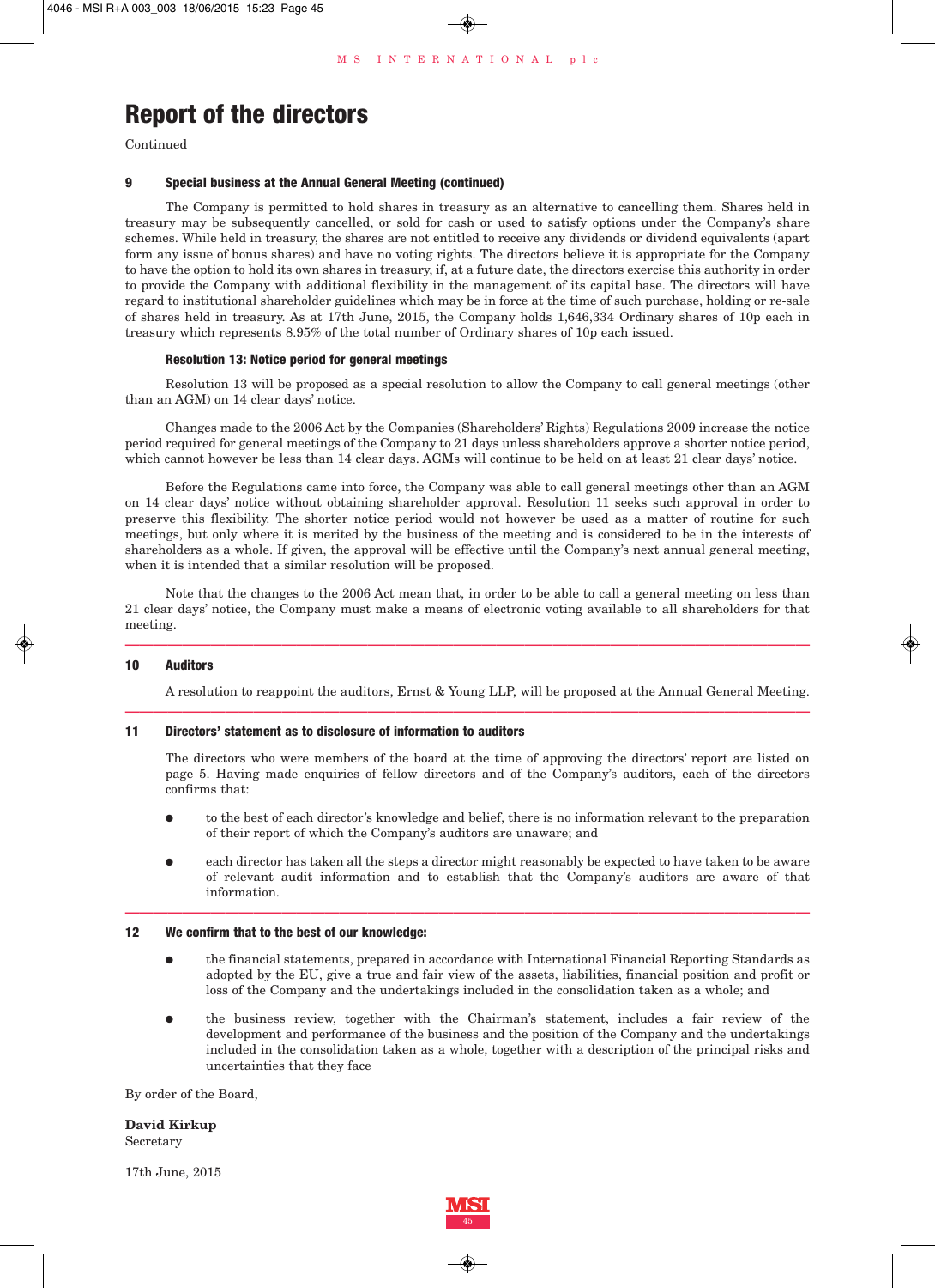# Report of the directors

Continued

### 9 Special business at the Annual General Meeting (continued)

The Company is permitted to hold shares in treasury as an alternative to cancelling them. Shares held in treasury may be subsequently cancelled, or sold for cash or used to satisfy options under the Company's share schemes. While held in treasury, the shares are not entitled to receive any dividends or dividend equivalents (apart form any issue of bonus shares) and have no voting rights. The directors believe it is appropriate for the Company to have the option to hold its own shares in treasury, if, at a future date, the directors exercise this authority in order to provide the Company with additional flexibility in the management of its capital base. The directors will have regard to institutional shareholder guidelines which may be in force at the time of such purchase, holding or re-sale of shares held in treasury. As at 17th June, 2015, the Company holds 1,646,334 Ordinary shares of 10p each in treasury which represents 8.95% of the total number of Ordinary shares of 10p each issued.

#### Resolution 13: Notice period for general meetings

Resolution 13 will be proposed as a special resolution to allow the Company to call general meetings (other than an AGM) on 14 clear days' notice.

Changes made to the 2006 Act by the Companies (Shareholders' Rights) Regulations 2009 increase the notice period required for general meetings of the Company to 21 days unless shareholders approve a shorter notice period, which cannot however be less than 14 clear days. AGMs will continue to be held on at least 21 clear days' notice.

Before the Regulations came into force, the Company was able to call general meetings other than an AGM on 14 clear days' notice without obtaining shareholder approval. Resolution 11 seeks such approval in order to preserve this flexibility. The shorter notice period would not however be used as a matter of routine for such meetings, but only where it is merited by the business of the meeting and is considered to be in the interests of shareholders as a whole. If given, the approval will be effective until the Company's next annual general meeting, when it is intended that a similar resolution will be proposed.

Note that the changes to the 2006 Act mean that, in order to be able to call a general meeting on less than 21 clear days' notice, the Company must make a means of electronic voting available to all shareholders for that meeting.

### 10 Auditors

A resolution to reappoint the auditors, Ernst & Young LLP, will be proposed at the Annual General Meeting.

### 11 Directors' statement as to disclosure of information to auditors

The directors who were members of the board at the time of approving the directors' report are listed on page 5. Having made enquiries of fellow directors and of the Company's auditors, each of the directors confirms that:

- to the best of each director's knowledge and belief, there is no information relevant to the preparation of their report of which the Company's auditors are unaware; and
- each director has taken all the steps a director might reasonably be expected to have taken to be aware of relevant audit information and to establish that the Company's auditors are aware of that information.

### 12 We confirm that to the best of our knowledge:

- the financial statements, prepared in accordance with International Financial Reporting Standards as adopted by the EU, give a true and fair view of the assets, liabilities, financial position and profit or loss of the Company and the undertakings included in the consolidation taken as a whole; and
- the business review, together with the Chairman's statement, includes a fair review of the development and performance of the business and the position of the Company and the undertakings included in the consolidation taken as a whole, together with a description of the principal risks and uncertainties that they face

By order of the Board,

**David Kirkup**
Secretary

17th June, 2015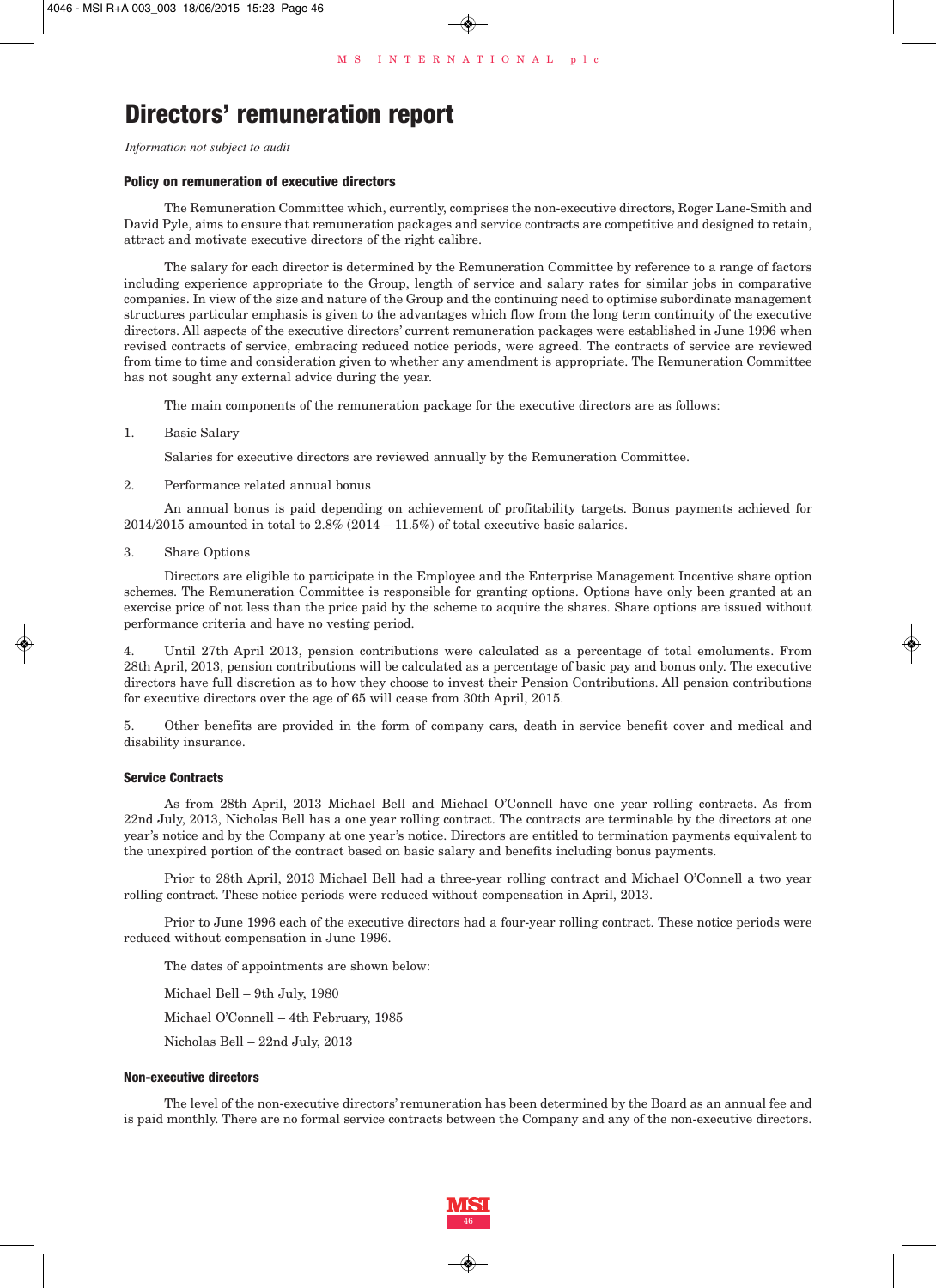# Directors' remuneration report

*Information not subject to audit*

### Policy on remuneration of executive directors

The Remuneration Committee which, currently, comprises the non-executive directors, Roger Lane-Smith and David Pyle, aims to ensure that remuneration packages and service contracts are competitive and designed to retain, attract and motivate executive directors of the right calibre.

The salary for each director is determined by the Remuneration Committee by reference to a range of factors including experience appropriate to the Group, length of service and salary rates for similar jobs in comparative companies. In view of the size and nature of the Group and the continuing need to optimise subordinate management structures particular emphasis is given to the advantages which flow from the long term continuity of the executive directors. All aspects of the executive directors' current remuneration packages were established in June 1996 when revised contracts of service, embracing reduced notice periods, were agreed. The contracts of service are reviewed from time to time and consideration given to whether any amendment is appropriate. The Remuneration Committee has not sought any external advice during the year.

The main components of the remuneration package for the executive directors are as follows:

1. Basic Salary

   Salaries for executive directors are reviewed annually by the Remuneration Committee.

2. Performance related annual bonus

   An annual bonus is paid depending on achievement of profitability targets. Bonus payments achieved for 2014/2015 amounted in total to 2.8% (2014 – 11.5%) of total executive basic salaries.

3. Share Options

   Directors are eligible to participate in the Employee and the Enterprise Management Incentive share option schemes. The Remuneration Committee is responsible for granting options. Options have only been granted at an exercise price of not less than the price paid by the scheme to acquire the shares. Share options are issued without performance criteria and have no vesting period.

4. Until 27th April 2013, pension contributions were calculated as a percentage of total emoluments. From 28th April, 2013, pension contributions will be calculated as a percentage of basic pay and bonus only. The executive directors have full discretion as to how they choose to invest their Pension Contributions. All pension contributions for executive directors over the age of 65 will cease from 30th April, 2015.

5. Other benefits are provided in the form of company cars, death in service benefit cover and medical and disability insurance.

### Service Contracts

As from 28th April, 2013 Michael Bell and Michael O'Connell have one year rolling contracts. As from 22nd July, 2013, Nicholas Bell has a one year rolling contract. The contracts are terminable by the directors at one year's notice and by the Company at one year's notice. Directors are entitled to termination payments equivalent to the unexpired portion of the contract based on basic salary and benefits including bonus payments.

Prior to 28th April, 2013 Michael Bell had a three-year rolling contract and Michael O'Connell a two year rolling contract. These notice periods were reduced without compensation in April, 2013.

Prior to June 1996 each of the executive directors had a four-year rolling contract. These notice periods were reduced without compensation in June 1996.

The dates of appointments are shown below:

Michael Bell – 9th July, 1980

Michael O'Connell – 4th February, 1985

Nicholas Bell – 22nd July, 2013

### Non-executive directors

The level of the non-executive directors' remuneration has been determined by the Board as an annual fee and is paid monthly. There are no formal service contracts between the Company and any of the non-executive directors.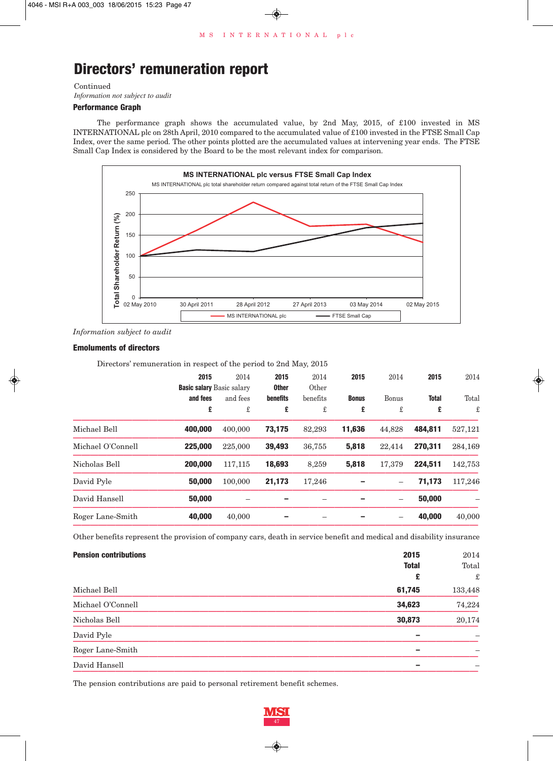# Directors' remuneration report

Continued

*Information not subject to audit*

### Performance Graph

The performance graph shows the accumulated value, by 2nd May, 2015, of £100 invested in MS INTERNATIONAL plc on 28th April, 2010 compared to the accumulated value of £100 invested in the FTSE Small Cap Index, over the same period. The other points plotted are the accumulated values at intervening year ends. The FTSE Small Cap Index is considered by the Board to be the most relevant index for comparison.

**MS INTERNATIONAL plc versus FTSE Small Cap Index**

MS INTERNATIONAL plc total shareholder return compared against total return of the FTSE Small Cap Index

*Information subject to audit*

### Emoluments of directors

Directors' remuneration in respect of the period to 2nd May, 2015

| | **2015 Basic salary and fees £** | 2014 Basic salary and fees £ | **2015 Other benefits £** | 2014 Other benefits £ | **2015 Bonus £** | 2014 Bonus £ | **2015 Total £** | 2014 Total £ |
|---|---|---|---|---|---|---|---|---|
| Michael Bell | **400,000** | 400,000 | **73,175** | 82,293 | **11,636** | 44,828 | **484,811** | 527,121 |
| Michael O'Connell | **225,000** | 225,000 | **39,493** | 36,755 | **5,818** | 22,414 | **270,311** | 284,169 |
| Nicholas Bell | **200,000** | 117,115 | **18,693** | 8,259 | **5,818** | 17,379 | **224,511** | 142,753 |
| David Pyle | **50,000** | 100,000 | **21,173** | 17,246 | **–** | – | **71,173** | 117,246 |
| David Hansell | **50,000** | – | **–** | – | **–** | – | **50,000** | – |
| Roger Lane-Smith | **40,000** | 40,000 | **–** | – | **–** | – | **40,000** | 40,000 |

Other benefits represent the provision of company cars, death in service benefit and medical and disability insurance

| **Pension contributions** | **2015 Total £** | 2014 Total £ |
|---|---|---|
| Michael Bell | **61,745** | 133,448 |
| Michael O'Connell | **34,623** | 74,224 |
| Nicholas Bell | **30,873** | 20,174 |
| David Pyle | **–** | – |
| Roger Lane-Smith | **–** | – |
| David Hansell | **–** | – |

The pension contributions are paid to personal retirement benefit schemes.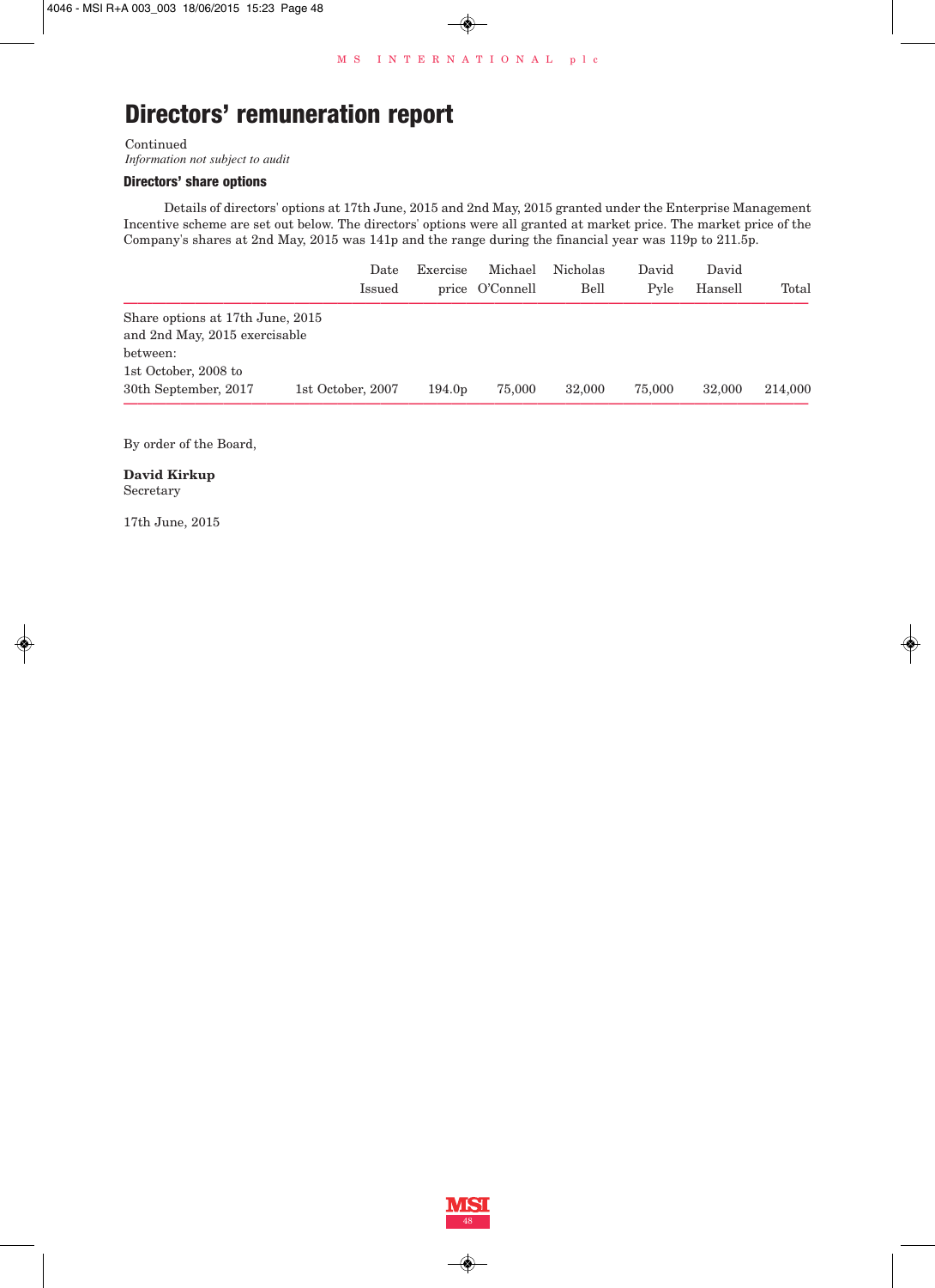# Directors' remuneration report

Continued

*Information not subject to audit*

### Directors' share options

Details of directors' options at 17th June, 2015 and 2nd May, 2015 granted under the Enterprise Management Incentive scheme are set out below. The directors' options were all granted at market price. The market price of the Company's shares at 2nd May, 2015 was 141p and the range during the financial year was 119p to 211.5p.

| | Date Issued | Exercise price | Michael O'Connell | Nicholas Bell | David Pyle | David Hansell | Total |
|---|---|---|---|---|---|---|---|
| Share options at 17th June, 2015 and 2nd May, 2015 exercisable between: | | | | | | | |
| 1st October, 2008 to 30th September, 2017 | 1st October, 2007 | 194.0p | 75,000 | 32,000 | 75,000 | 32,000 | 214,000 |

By order of the Board,

**David Kirkup**
Secretary

17th June, 2015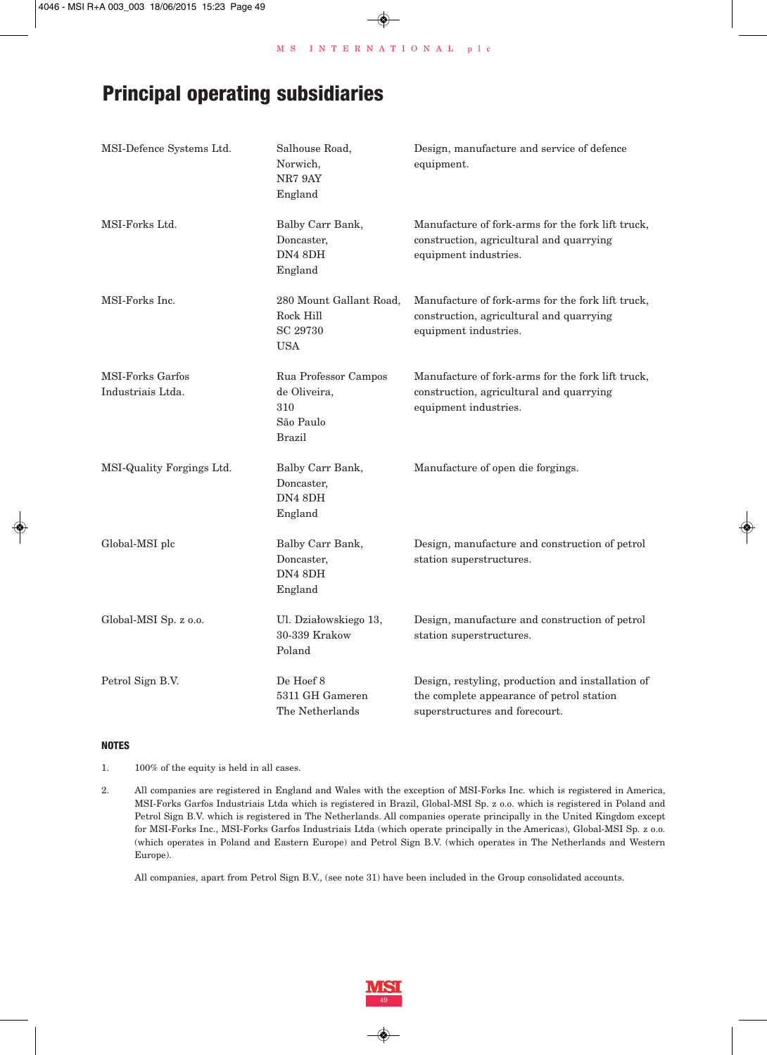# Principal operating subsidiaries

| | | |
|---|---|---|
| MSI-Defence Systems Ltd. | Salhouse Road,<br>Norwich,<br>NR7 9AY<br>England | Design, manufacture and service of defence equipment. |
| MSI-Forks Ltd. | Balby Carr Bank,<br>Doncaster,<br>DN4 8DH<br>England | Manufacture of fork-arms for the fork lift truck, construction, agricultural and quarrying equipment industries. |
| MSI-Forks Inc. | 280 Mount Gallant Road,<br>Rock Hill<br>SC 29730<br>USA | Manufacture of fork-arms for the fork lift truck, construction, agricultural and quarrying equipment industries. |
| MSI-Forks Garfos Industriais Ltda. | Rua Professor Campos de Oliveira,<br>310<br>São Paulo<br>Brazil | Manufacture of fork-arms for the fork lift truck, construction, agricultural and quarrying equipment industries. |
| MSI-Quality Forgings Ltd. | Balby Carr Bank,<br>Doncaster,<br>DN4 8DH<br>England | Manufacture of open die forgings. |
| Global-MSI plc | Balby Carr Bank,<br>Doncaster,<br>DN4 8DH<br>England | Design, manufacture and construction of petrol station superstructures. |
| Global-MSI Sp. z o.o. | Ul. Działowskiego 13,<br>30-339 Krakow<br>Poland | Design, manufacture and construction of petrol station superstructures. |
| Petrol Sign B.V. | De Hoef 8<br>5311 GH Gameren<br>The Netherlands | Design, restyling, production and installation of the complete appearance of petrol station superstructures and forecourt. |

**NOTES**

1. 100% of the equity is held in all cases.

2. All companies are registered in England and Wales with the exception of MSI-Forks Inc. which is registered in America, MSI-Forks Garfos Industriais Ltda which is registered in Brazil, Global-MSI Sp. z o.o. which is registered in Poland and Petrol Sign B.V. which is registered in The Netherlands. All companies operate principally in the United Kingdom except for MSI-Forks Inc., MSI-Forks Garfos Industriais Ltda (which operate principally in the Americas), Global-MSI Sp. z o.o. (which operates in Poland and Eastern Europe) and Petrol Sign B.V. (which operates in The Netherlands and Western Europe).

   All companies, apart from Petrol Sign B.V., (see note 31) have been included in the Group consolidated accounts.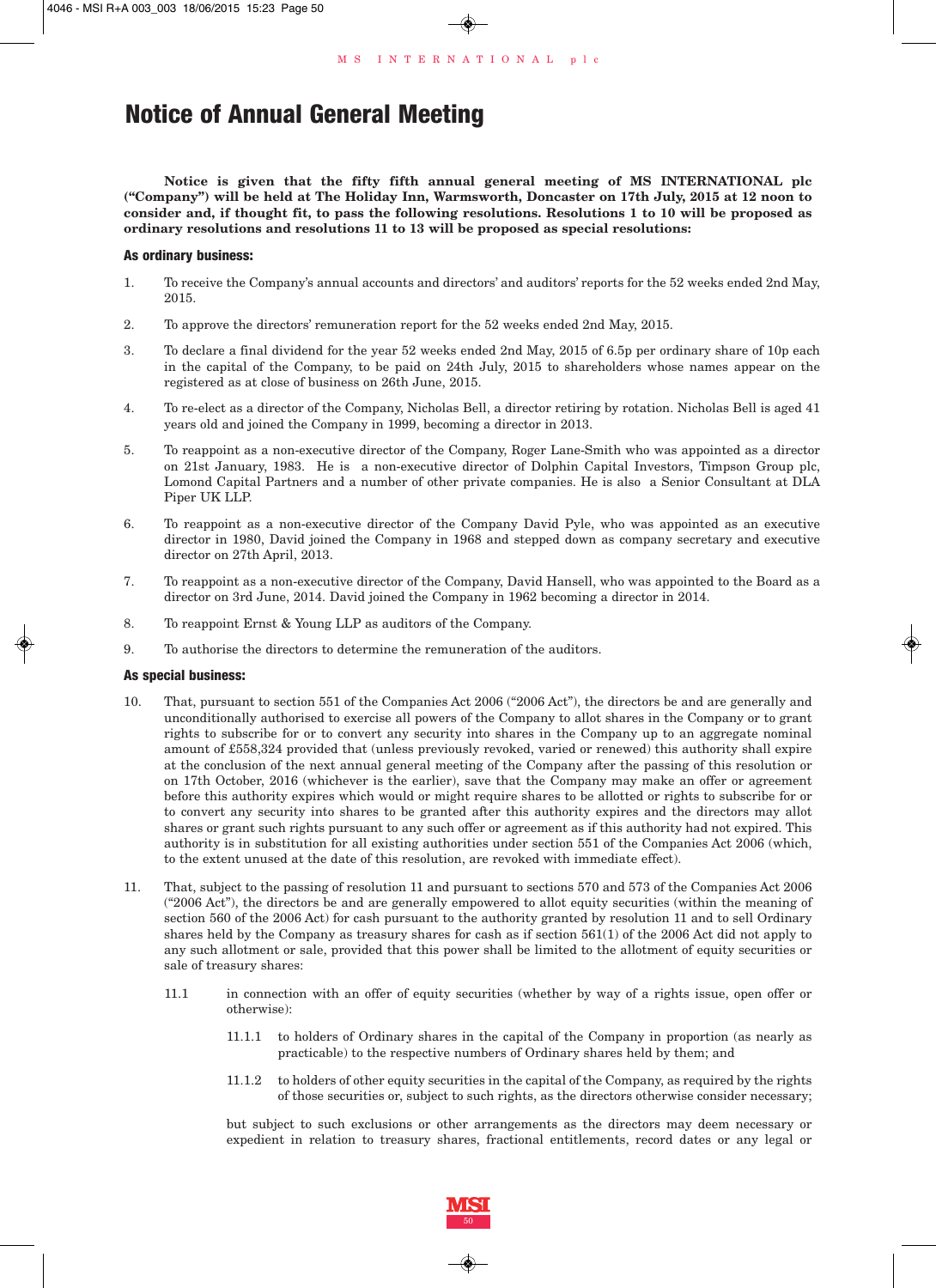# Notice of Annual General Meeting

**Notice is given that the fifty fifth annual general meeting of MS INTERNATIONAL plc ("Company") will be held at The Holiday Inn, Warmsworth, Doncaster on 17th July, 2015 at 12 noon to consider and, if thought fit, to pass the following resolutions. Resolutions 1 to 10 will be proposed as ordinary resolutions and resolutions 11 to 13 will be proposed as special resolutions:**

### As ordinary business:

1. To receive the Company's annual accounts and directors' and auditors' reports for the 52 weeks ended 2nd May, 2015.

2. To approve the directors' remuneration report for the 52 weeks ended 2nd May, 2015.

3. To declare a final dividend for the year 52 weeks ended 2nd May, 2015 of 6.5p per ordinary share of 10p each in the capital of the Company, to be paid on 24th July, 2015 to shareholders whose names appear on the registered as at close of business on 26th June, 2015.

4. To re-elect as a director of the Company, Nicholas Bell, a director retiring by rotation. Nicholas Bell is aged 41 years old and joined the Company in 1999, becoming a director in 2013.

5. To reappoint as a non-executive director of the Company, Roger Lane-Smith who was appointed as a director on 21st January, 1983. He is a non-executive director of Dolphin Capital Investors, Timpson Group plc, Lomond Capital Partners and a number of other private companies. He is also a Senior Consultant at DLA Piper UK LLP.

6. To reappoint as a non-executive director of the Company David Pyle, who was appointed as an executive director in 1980, David joined the Company in 1968 and stepped down as company secretary and executive director on 27th April, 2013.

7. To reappoint as a non-executive director of the Company, David Hansell, who was appointed to the Board as a director on 3rd June, 2014. David joined the Company in 1962 becoming a director in 2014.

8. To reappoint Ernst & Young LLP as auditors of the Company.

9. To authorise the directors to determine the remuneration of the auditors.

### As special business:

10. That, pursuant to section 551 of the Companies Act 2006 ("2006 Act"), the directors be and are generally and unconditionally authorised to exercise all powers of the Company to allot shares in the Company or to grant rights to subscribe for or to convert any security into shares in the Company up to an aggregate nominal amount of £558,324 provided that (unless previously revoked, varied or renewed) this authority shall expire at the conclusion of the next annual general meeting of the Company after the passing of this resolution or on 17th October, 2016 (whichever is the earlier), save that the Company may make an offer or agreement before this authority expires which would or might require shares to be allotted or rights to subscribe for or to convert any security into shares to be granted after this authority expires and the directors may allot shares or grant such rights pursuant to any such offer or agreement as if this authority had not expired. This authority is in substitution for all existing authorities under section 551 of the Companies Act 2006 (which, to the extent unused at the date of this resolution, are revoked with immediate effect).

11. That, subject to the passing of resolution 11 and pursuant to sections 570 and 573 of the Companies Act 2006 ("2006 Act"), the directors be and are generally empowered to allot equity securities (within the meaning of section 560 of the 2006 Act) for cash pursuant to the authority granted by resolution 11 and to sell Ordinary shares held by the Company as treasury shares for cash as if section 561(1) of the 2006 Act did not apply to any such allotment or sale, provided that this power shall be limited to the allotment of equity securities or sale of treasury shares:

    11.1 in connection with an offer of equity securities (whether by way of a rights issue, open offer or otherwise):

    11.1.1 to holders of Ordinary shares in the capital of the Company in proportion (as nearly as practicable) to the respective numbers of Ordinary shares held by them; and

    11.1.2 to holders of other equity securities in the capital of the Company, as required by the rights of those securities or, subject to such rights, as the directors otherwise consider necessary;

    but subject to such exclusions or other arrangements as the directors may deem necessary or expedient in relation to treasury shares, fractional entitlements, record dates or any legal or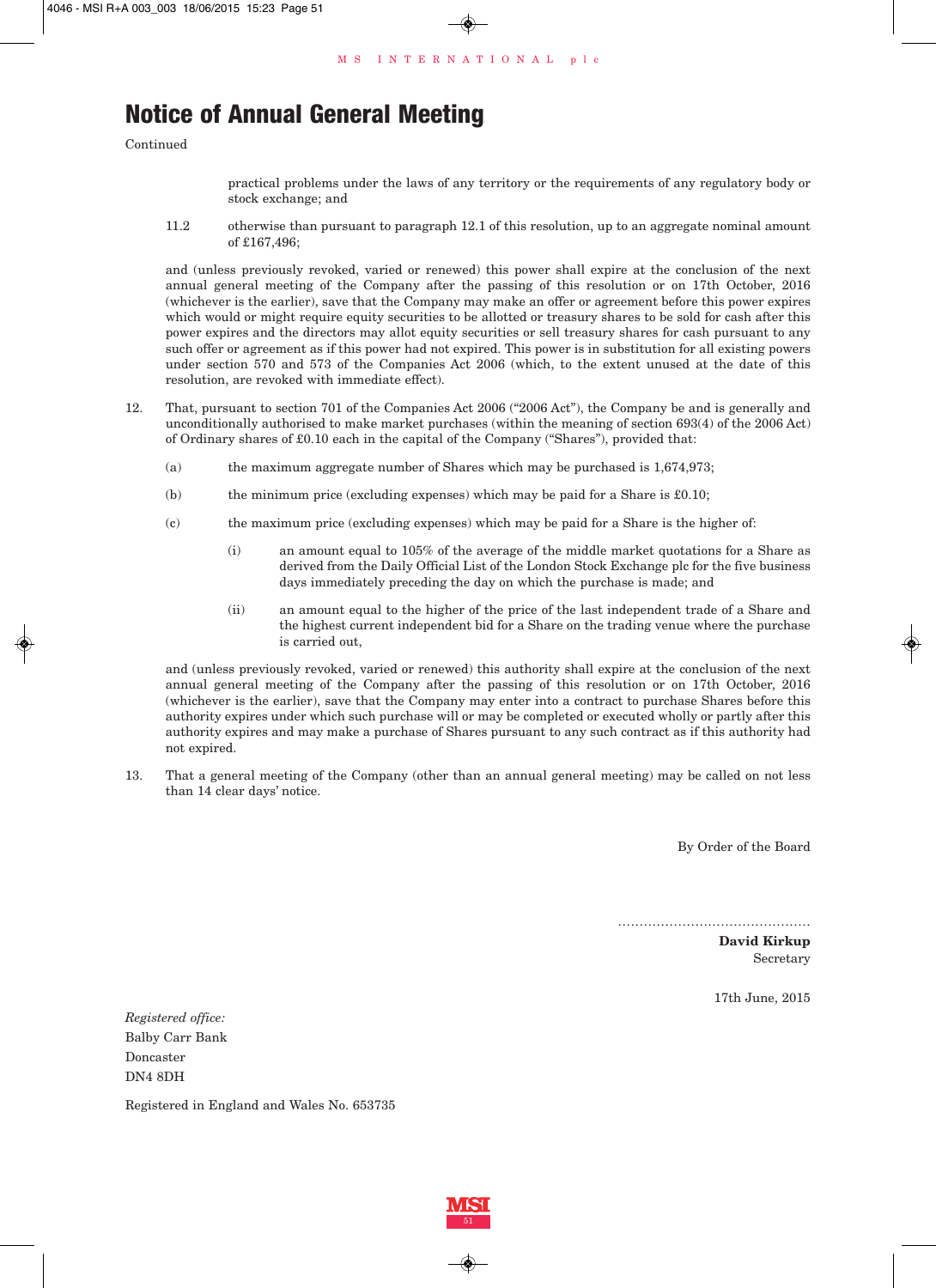# Notice of Annual General Meeting

Continued

practical problems under the laws of any territory or the requirements of any regulatory body or stock exchange; and

11.2 otherwise than pursuant to paragraph 12.1 of this resolution, up to an aggregate nominal amount of £167,496;

and (unless previously revoked, varied or renewed) this power shall expire at the conclusion of the next annual general meeting of the Company after the passing of this resolution or on 17th October, 2016 (whichever is the earlier), save that the Company may make an offer or agreement before this power expires which would or might require equity securities to be allotted or treasury shares to be sold for cash after this power expires and the directors may allot equity securities or sell treasury shares for cash pursuant to any such offer or agreement as if this power had not expired. This power is in substitution for all existing powers under section 570 and 573 of the Companies Act 2006 (which, to the extent unused at the date of this resolution, are revoked with immediate effect).

12. That, pursuant to section 701 of the Companies Act 2006 ("2006 Act"), the Company be and is generally and unconditionally authorised to make market purchases (within the meaning of section 693(4) of the 2006 Act) of Ordinary shares of £0.10 each in the capital of the Company ("Shares"), provided that:

(a) the maximum aggregate number of Shares which may be purchased is 1,674,973;

(b) the minimum price (excluding expenses) which may be paid for a Share is £0.10;

(c) the maximum price (excluding expenses) which may be paid for a Share is the higher of:

(i) an amount equal to 105% of the average of the middle market quotations for a Share as derived from the Daily Official List of the London Stock Exchange plc for the five business days immediately preceding the day on which the purchase is made; and

(ii) an amount equal to the higher of the price of the last independent trade of a Share and the highest current independent bid for a Share on the trading venue where the purchase is carried out,

and (unless previously revoked, varied or renewed) this authority shall expire at the conclusion of the next annual general meeting of the Company after the passing of this resolution or on 17th October, 2016 (whichever is the earlier), save that the Company may enter into a contract to purchase Shares before this authority expires under which such purchase will or may be completed or executed wholly or partly after this authority expires and may make a purchase of Shares pursuant to any such contract as if this authority had not expired.

13. That a general meeting of the Company (other than an annual general meeting) may be called on not less than 14 clear days' notice.

By Order of the Board

.............................................

**David Kirkup**
Secretary

17th June, 2015

*Registered office:*
Balby Carr Bank
Doncaster
DN4 8DH

Registered in England and Wales No. 653735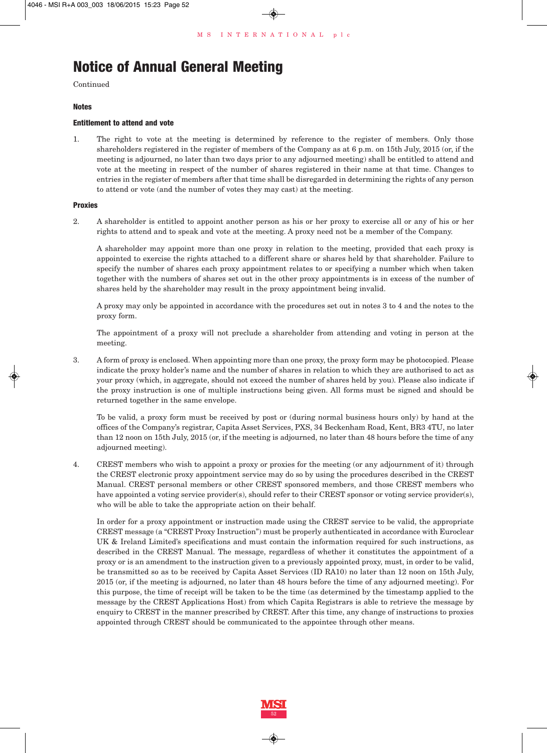# Notice of Annual General Meeting

Continued

### Notes

#### Entitlement to attend and vote

1. The right to vote at the meeting is determined by reference to the register of members. Only those shareholders registered in the register of members of the Company as at 6 p.m. on 15th July, 2015 (or, if the meeting is adjourned, no later than two days prior to any adjourned meeting) shall be entitled to attend and vote at the meeting in respect of the number of shares registered in their name at that time. Changes to entries in the register of members after that time shall be disregarded in determining the rights of any person to attend or vote (and the number of votes they may cast) at the meeting.

#### Proxies

2. A shareholder is entitled to appoint another person as his or her proxy to exercise all or any of his or her rights to attend and to speak and vote at the meeting. A proxy need not be a member of the Company.

   A shareholder may appoint more than one proxy in relation to the meeting, provided that each proxy is appointed to exercise the rights attached to a different share or shares held by that shareholder. Failure to specify the number of shares each proxy appointment relates to or specifying a number which when taken together with the numbers of shares set out in the other proxy appointments is in excess of the number of shares held by the shareholder may result in the proxy appointment being invalid.

   A proxy may only be appointed in accordance with the procedures set out in notes 3 to 4 and the notes to the proxy form.

   The appointment of a proxy will not preclude a shareholder from attending and voting in person at the meeting.

3. A form of proxy is enclosed. When appointing more than one proxy, the proxy form may be photocopied. Please indicate the proxy holder's name and the number of shares in relation to which they are authorised to act as your proxy (which, in aggregate, should not exceed the number of shares held by you). Please also indicate if the proxy instruction is one of multiple instructions being given. All forms must be signed and should be returned together in the same envelope.

   To be valid, a proxy form must be received by post or (during normal business hours only) by hand at the offices of the Company's registrar, Capita Asset Services, PXS, 34 Beckenham Road, Kent, BR3 4TU, no later than 12 noon on 15th July, 2015 (or, if the meeting is adjourned, no later than 48 hours before the time of any adjourned meeting).

4. CREST members who wish to appoint a proxy or proxies for the meeting (or any adjournment of it) through the CREST electronic proxy appointment service may do so by using the procedures described in the CREST Manual. CREST personal members or other CREST sponsored members, and those CREST members who have appointed a voting service provider(s), should refer to their CREST sponsor or voting service provider(s), who will be able to take the appropriate action on their behalf.

   In order for a proxy appointment or instruction made using the CREST service to be valid, the appropriate CREST message (a "CREST Proxy Instruction") must be properly authenticated in accordance with Euroclear UK & Ireland Limited's specifications and must contain the information required for such instructions, as described in the CREST Manual. The message, regardless of whether it constitutes the appointment of a proxy or is an amendment to the instruction given to a previously appointed proxy, must, in order to be valid, be transmitted so as to be received by Capita Asset Services (ID RA10) no later than 12 noon on 15th July, 2015 (or, if the meeting is adjourned, no later than 48 hours before the time of any adjourned meeting). For this purpose, the time of receipt will be taken to be the time (as determined by the timestamp applied to the message by the CREST Applications Host) from which Capita Registrars is able to retrieve the message by enquiry to CREST in the manner prescribed by CREST. After this time, any change of instructions to proxies appointed through CREST should be communicated to the appointee through other means.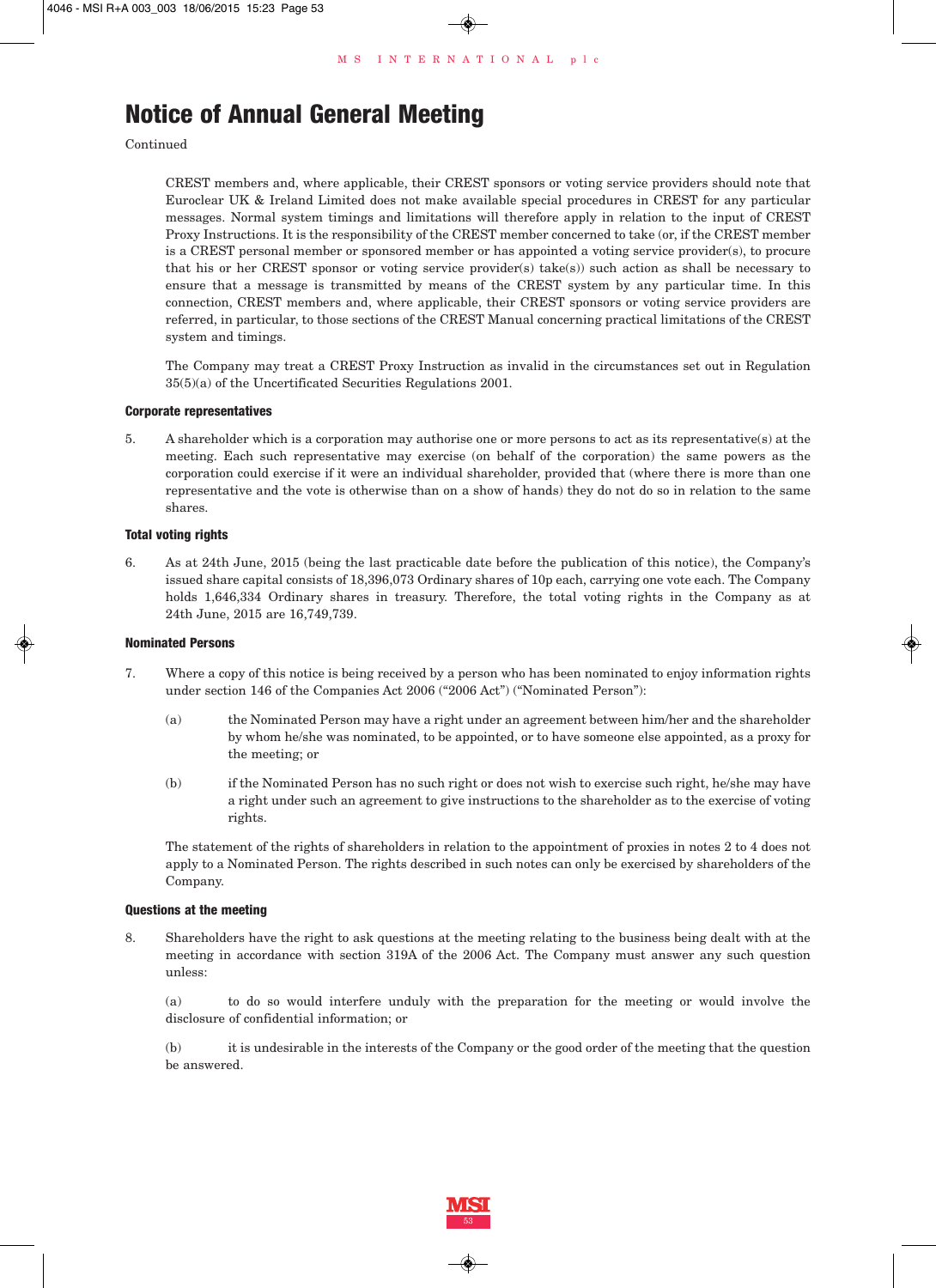# Notice of Annual General Meeting

Continued

CREST members and, where applicable, their CREST sponsors or voting service providers should note that Euroclear UK & Ireland Limited does not make available special procedures in CREST for any particular messages. Normal system timings and limitations will therefore apply in relation to the input of CREST Proxy Instructions. It is the responsibility of the CREST member concerned to take (or, if the CREST member is a CREST personal member or sponsored member or has appointed a voting service provider(s), to procure that his or her CREST sponsor or voting service provider(s) take(s)) such action as shall be necessary to ensure that a message is transmitted by means of the CREST system by any particular time. In this connection, CREST members and, where applicable, their CREST sponsors or voting service providers are referred, in particular, to those sections of the CREST Manual concerning practical limitations of the CREST system and timings.

The Company may treat a CREST Proxy Instruction as invalid in the circumstances set out in Regulation 35(5)(a) of the Uncertificated Securities Regulations 2001.

**Corporate representatives**

5. A shareholder which is a corporation may authorise one or more persons to act as its representative(s) at the meeting. Each such representative may exercise (on behalf of the corporation) the same powers as the corporation could exercise if it were an individual shareholder, provided that (where there is more than one representative and the vote is otherwise than on a show of hands) they do not do so in relation to the same shares.

**Total voting rights**

6. As at 24th June, 2015 (being the last practicable date before the publication of this notice), the Company's issued share capital consists of 18,396,073 Ordinary shares of 10p each, carrying one vote each. The Company holds 1,646,334 Ordinary shares in treasury. Therefore, the total voting rights in the Company as at 24th June, 2015 are 16,749,739.

**Nominated Persons**

7. Where a copy of this notice is being received by a person who has been nominated to enjoy information rights under section 146 of the Companies Act 2006 ("2006 Act") ("Nominated Person"):

   (a) the Nominated Person may have a right under an agreement between him/her and the shareholder by whom he/she was nominated, to be appointed, or to have someone else appointed, as a proxy for the meeting; or

   (b) if the Nominated Person has no such right or does not wish to exercise such right, he/she may have a right under such an agreement to give instructions to the shareholder as to the exercise of voting rights.

   The statement of the rights of shareholders in relation to the appointment of proxies in notes 2 to 4 does not apply to a Nominated Person. The rights described in such notes can only be exercised by shareholders of the Company.

**Questions at the meeting**

8. Shareholders have the right to ask questions at the meeting relating to the business being dealt with at the meeting in accordance with section 319A of the 2006 Act. The Company must answer any such question unless:

   (a) to do so would interfere unduly with the preparation for the meeting or would involve the disclosure of confidential information; or

   (b) it is undesirable in the interests of the Company or the good order of the meeting that the question be answered.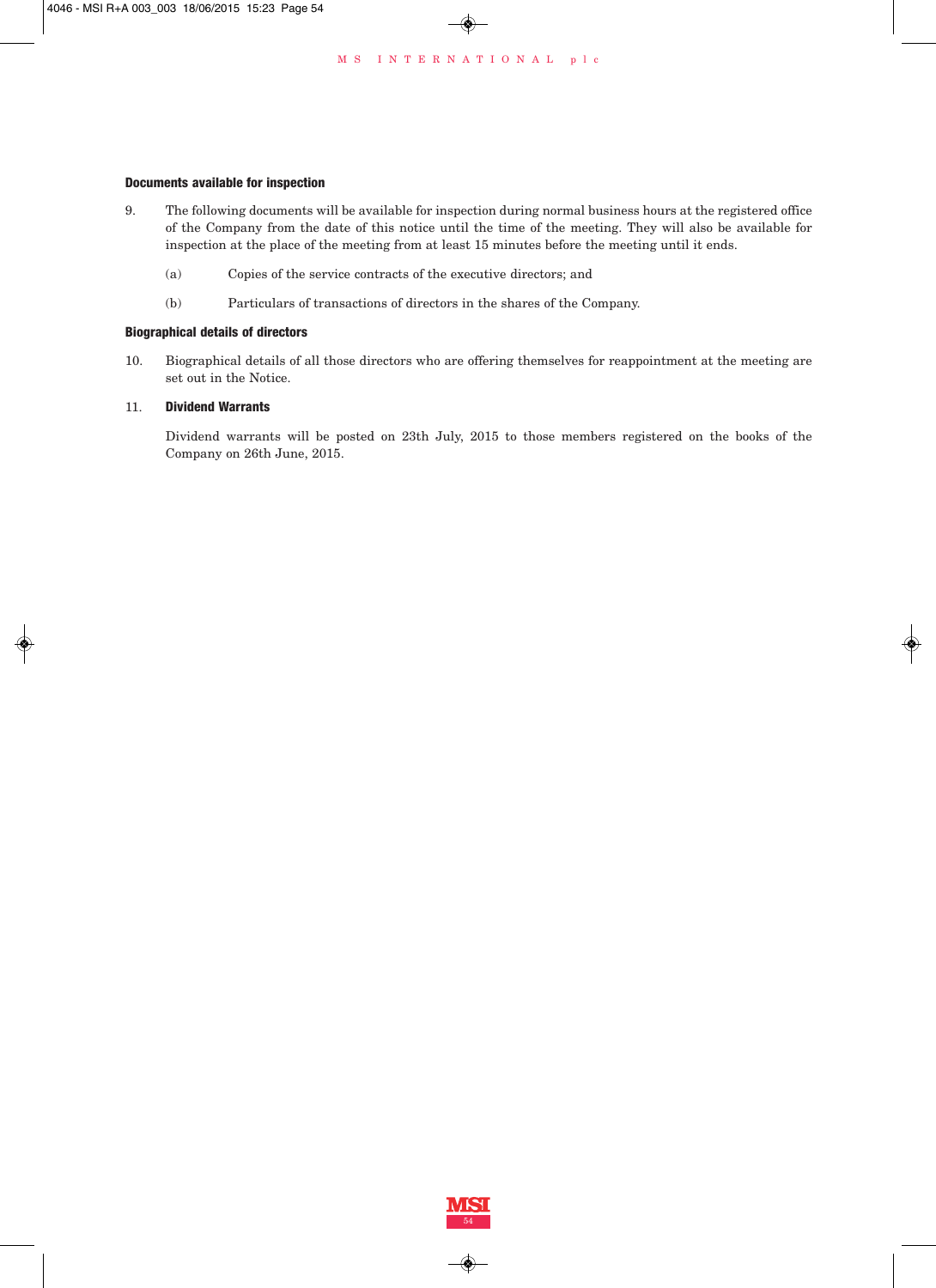#### Documents available for inspection

9. The following documents will be available for inspection during normal business hours at the registered office of the Company from the date of this notice until the time of the meeting. They will also be available for inspection at the place of the meeting from at least 15 minutes before the meeting until it ends.

   (a) Copies of the service contracts of the executive directors; and

   (b) Particulars of transactions of directors in the shares of the Company.

#### Biographical details of directors

10. Biographical details of all those directors who are offering themselves for reappointment at the meeting are set out in the Notice.

11. **Dividend Warrants**

    Dividend warrants will be posted on 23th July, 2015 to those members registered on the books of the Company on 26th June, 2015.